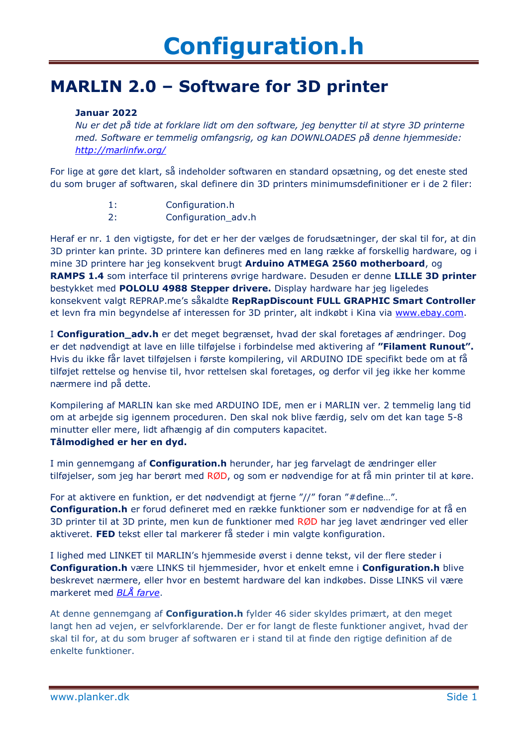# Configuration.h

## MARLIN 2.0 – Software for 3D printer

**Januar 2022**

*Nu er det på tide at forklare lidt om den software, jeg benytter til at styre 3D printerne med. Software er temmelig omfangsrig, og kan DOWNLOADES på denne hjemmeside: [http://marlinfw.org/](http://marlinfw.org/)*

For lige at gøre det klart, så indeholder softwaren en standard opsætning, og det eneste sted du som bruger af softwaren, skal definere din 3D printers minimumsdefinitioner er i de 2 filer:

1: Configuration.h
2: Configuration_adv.h

Heraf er nr. 1 den vigtigste, for det er her der vælges de forudsætninger, der skal til for, at din 3D printer kan printe. 3D printere kan defineres med en lang række af forskellig hardware, og i mine 3D printere har jeg konsekvent brugt **Arduino ATMEGA 2560 motherboard**, og **RAMPS 1.4** som interface til printerens øvrige hardware. Desuden er denne **LILLE 3D printer** bestykket med **POLOLU 4988 Stepper drivere.** Display hardware har jeg ligeledes konsekvent valgt REPRAP.me's såkaldte **RepRapDiscount FULL GRAPHIC Smart Controller** et levn fra min begyndelse af interessen for 3D printer, alt indkøbt i Kina via [www.ebay.com](http://www.ebay.com).

I **Configuration_adv.h** er det meget begrænset, hvad der skal foretages af ændringer. Dog er det nødvendigt at lave en lille tilføjelse i forbindelse med aktivering af **"Filament Runout".** Hvis du ikke får lavet tilføjelsen i første kompilering, vil ARDUINO IDE specifikt bede om at få tilføjet rettelse og henvise til, hvor rettelsen skal foretages, og derfor vil jeg ikke her komme nærmere ind på dette.

Kompilering af MARLIN kan ske med ARDUINO IDE, men er i MARLIN ver. 2 temmelig lang tid om at arbejde sig igennem proceduren. Den skal nok blive færdig, selv om det kan tage 5-8 minutter eller mere, lidt afhængig af din computers kapacitet.
**Tålmodighed er her en dyd.**

I min gennemgang af **Configuration.h** herunder, har jeg farvelagt de ændringer eller tilføjelser, som jeg har berørt med RØD, og som er nødvendige for at få min printer til at køre.

For at aktivere en funktion, er det nødvendigt at fjerne "//" foran "#define…".
**Configuration.h** er forud defineret med en række funktioner som er nødvendige for at få en 3D printer til at 3D printe, men kun de funktioner med RØD har jeg lavet ændringer ved eller aktiveret. **FED** tekst eller tal markerer få steder i min valgte konfiguration.

I lighed med LINKET til MARLIN's hjemmeside øverst i denne tekst, vil der flere steder i **Configuration.h** være LINKS til hjemmesider, hvor et enkelt emne i **Configuration.h** blive beskrevet nærmere, eller hvor en bestemt hardware del kan indkøbes. Disse LINKS vil være markeret med *BLÅ farve*.

At denne gennemgang af **Configuration.h** fylder 46 sider skyldes primært, at den meget langt hen ad vejen, er selvforklarende. Der er for langt de fleste funktioner angivet, hvad der skal til for, at du som bruger af softwaren er i stand til at finde den rigtige definition af de enkelte funktioner.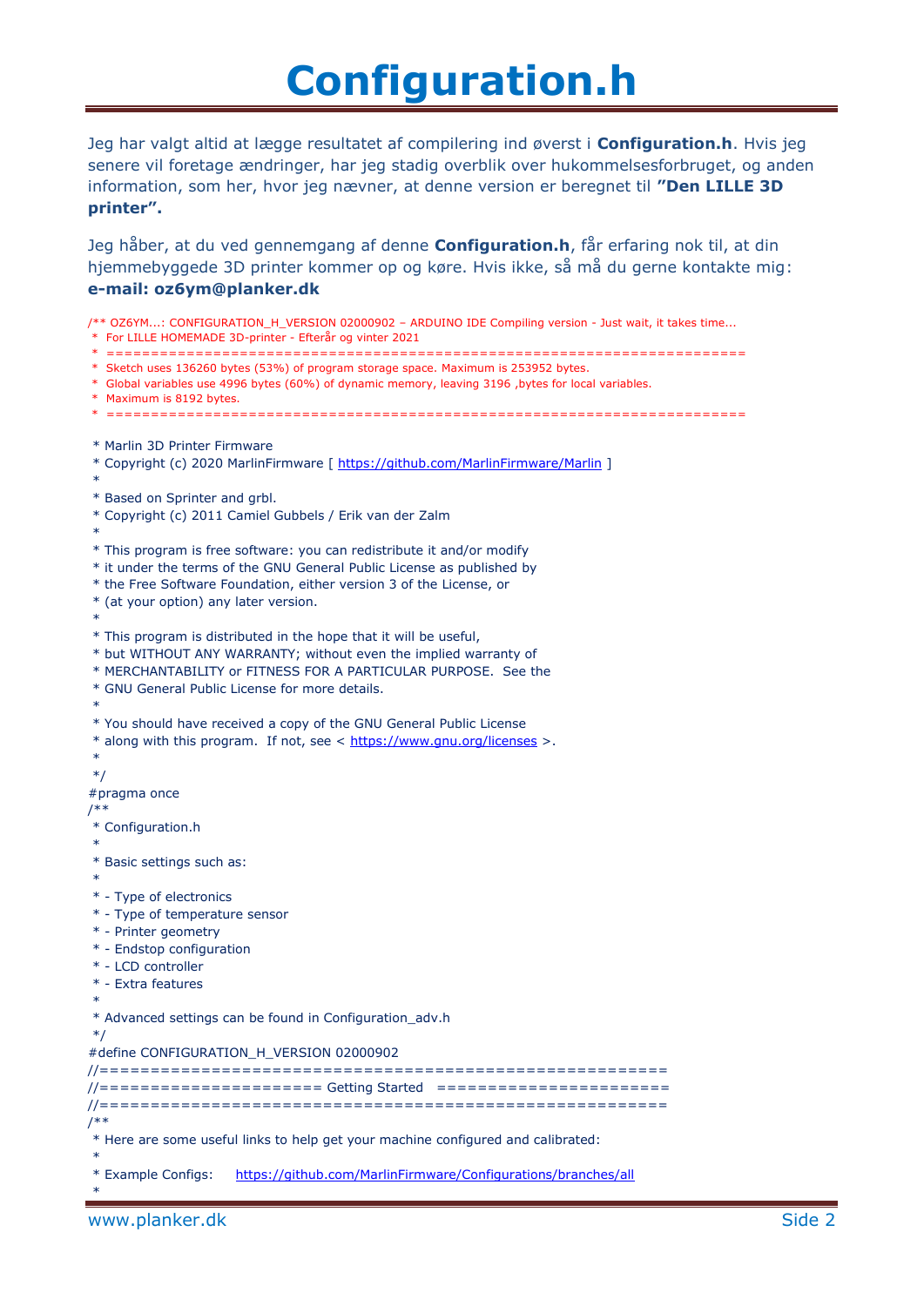# Configuration.h

Jeg har valgt altid at lægge resultatet af compilering ind øverst i **Configuration.h**. Hvis jeg senere vil foretage ændringer, har jeg stadig overblik over hukommelsesforbruget, og anden information, som her, hvor jeg nævner, at denne version er beregnet til **"Den LILLE 3D printer".**

Jeg håber, at du ved gennemgang af denne **Configuration.h**, får erfaring nok til, at din hjemmebyggede 3D printer kommer op og køre. Hvis ikke, så må du gerne kontakte mig: **e-mail: oz6ym@planker.dk**

```
/** OZ6YM...: CONFIGURATION_H_VERSION 02000902 – ARDUINO IDE Compiling version - Just wait, it takes time...
 *  For LILLE HOMEMADE 3D-printer - Efterår og vinter 2021
 *  ==========================================================================
 *  Sketch uses 136260 bytes (53%) of program storage space. Maximum is 253952 bytes.
 *  Global variables use 4996 bytes (60%) of dynamic memory, leaving 3196 ,bytes for local variables.
 *  Maximum is 8192 bytes.
 *  ==========================================================================

 * Marlin 3D Printer Firmware
 * Copyright (c) 2020 MarlinFirmware [ https://github.com/MarlinFirmware/Marlin ]
 *
 * Based on Sprinter and grbl.
 * Copyright (c) 2011 Camiel Gubbels / Erik van der Zalm
 *
 * This program is free software: you can redistribute it and/or modify
 * it under the terms of the GNU General Public License as published by
 * the Free Software Foundation, either version 3 of the License, or
 * (at your option) any later version.
 *
 * This program is distributed in the hope that it will be useful,
 * but WITHOUT ANY WARRANTY; without even the implied warranty of
 * MERCHANTABILITY or FITNESS FOR A PARTICULAR PURPOSE.  See the
 * GNU General Public License for more details.
 *
 * You should have received a copy of the GNU General Public License
 * along with this program.  If not, see < https://www.gnu.org/licenses >.
 *
 */
#pragma once
/**
 * Configuration.h
 *
 * Basic settings such as:
 *
 * - Type of electronics
 * - Type of temperature sensor
 * - Printer geometry
 * - Endstop configuration
 * - LCD controller
 * - Extra features
 *
 * Advanced settings can be found in Configuration_adv.h
 */
#define CONFIGURATION_H_VERSION 02000902
//===========================================================
//====================== Getting Started ====================
//===========================================================
/**
 * Here are some useful links to help get your machine configured and calibrated:
 *
 * Example Configs:     https://github.com/MarlinFirmware/Configurations/branches/all
 *
```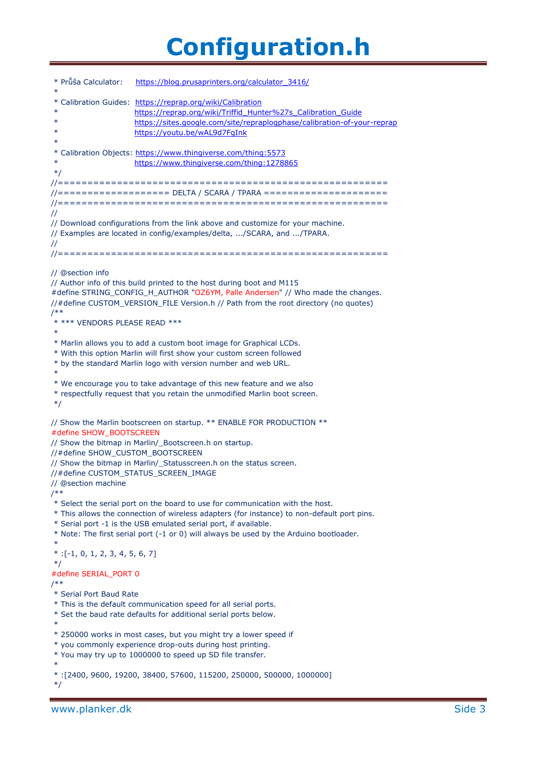# Configuration.h

```
 * Průša Calculator:    https://blog.prusaprinters.org/calculator_3416/
 *
 * Calibration Guides:  https://reprap.org/wiki/Calibration
 *                      https://reprap.org/wiki/Triffid_Hunter%27s_Calibration_Guide
 *                      https://sites.google.com/site/repraplogphase/calibration-of-your-reprap
 *                      https://youtu.be/wAL9d7FgInk
 *
 * Calibration Objects: https://www.thingiverse.com/thing:5573
 *                      https://www.thingiverse.com/thing:1278865
 */
//===========================================================================
//========================== DELTA / SCARA / TPARA ==========================
//===========================================================================
//
// Download configurations from the link above and customize for your machine.
// Examples are located in config/examples/delta, .../SCARA, and .../TPARA.
//
//===========================================================================

// @section info
// Author info of this build printed to the host during boot and M115
#define STRING_CONFIG_H_AUTHOR "OZ6YM, Palle Andersen" // Who made the changes.
//#define CUSTOM_VERSION_FILE Version.h // Path from the root directory (no quotes)
/**
 * *** VENDORS PLEASE READ ***
 *
 * Marlin allows you to add a custom boot image for Graphical LCDs.
 * With this option Marlin will first show your custom screen followed
 * by the standard Marlin logo with version number and web URL.
 *
 * We encourage you to take advantage of this new feature and we also
 * respectfully request that you retain the unmodified Marlin boot screen.
 */

// Show the Marlin bootscreen on startup. ** ENABLE FOR PRODUCTION **
#define SHOW_BOOTSCREEN
// Show the bitmap in Marlin/_Bootscreen.h on startup.
//#define SHOW_CUSTOM_BOOTSCREEN
// Show the bitmap in Marlin/_Statusscreen.h on the status screen.
//#define CUSTOM_STATUS_SCREEN_IMAGE
// @section machine
/**
 * Select the serial port on the board to use for communication with the host.
 * This allows the connection of wireless adapters (for instance) to non-default port pins.
 * Serial port -1 is the USB emulated serial port, if available.
 * Note: The first serial port (-1 or 0) will always be used by the Arduino bootloader.
 *
 * :[-1, 0, 1, 2, 3, 4, 5, 6, 7]
 */
#define SERIAL_PORT 0
/**
 * Serial Port Baud Rate
 * This is the default communication speed for all serial ports.
 * Set the baud rate defaults for additional serial ports below.
 *
 * 250000 works in most cases, but you might try a lower speed if
 * you commonly experience drop-outs during host printing.
 * You may try up to 1000000 to speed up SD file transfer.
 *
 * :[2400, 9600, 19200, 38400, 57600, 115200, 250000, 500000, 1000000]
 */
```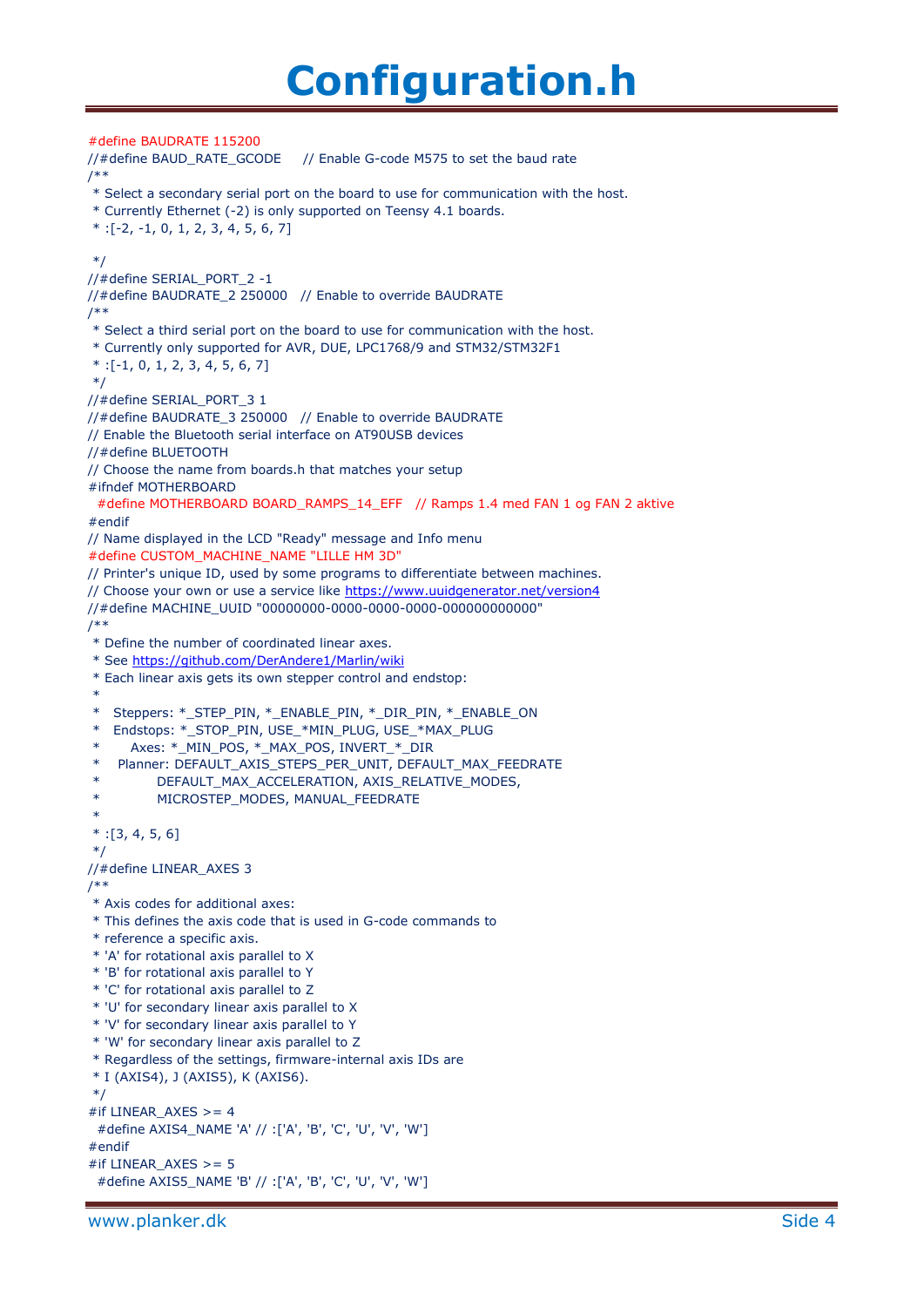# Configuration.h

```
#define BAUDRATE 115200
//#define BAUD_RATE_GCODE     // Enable G-code M575 to set the baud rate
/**
 * Select a secondary serial port on the board to use for communication with the host.
 * Currently Ethernet (-2) is only supported on Teensy 4.1 boards.
 * :[-2, -1, 0, 1, 2, 3, 4, 5, 6, 7]

 */
//#define SERIAL_PORT_2 -1
//#define BAUDRATE_2 250000   // Enable to override BAUDRATE
/**
 * Select a third serial port on the board to use for communication with the host.
 * Currently only supported for AVR, DUE, LPC1768/9 and STM32/STM32F1
 * :[-1, 0, 1, 2, 3, 4, 5, 6, 7]
 */
//#define SERIAL_PORT_3 1
//#define BAUDRATE_3 250000   // Enable to override BAUDRATE
// Enable the Bluetooth serial interface on AT90USB devices
//#define BLUETOOTH
// Choose the name from boards.h that matches your setup
#ifndef MOTHERBOARD
  #define MOTHERBOARD BOARD_RAMPS_14_EFF   // Ramps 1.4 med FAN 1 og FAN 2 aktive
#endif
// Name displayed in the LCD "Ready" message and Info menu
#define CUSTOM_MACHINE_NAME "LILLE HM 3D"
// Printer's unique ID, used by some programs to differentiate between machines.
// Choose your own or use a service like https://www.uuidgenerator.net/version4
//#define MACHINE_UUID "00000000-0000-0000-0000-000000000000"
/**
 * Define the number of coordinated linear axes.
 * See https://github.com/DerAndere1/Marlin/wiki
 * Each linear axis gets its own stepper control and endstop:
 *
 *   Steppers: *_STEP_PIN, *_ENABLE_PIN, *_DIR_PIN, *_ENABLE_ON
 *   Endstops: *_STOP_PIN, USE_*MIN_PLUG, USE_*MAX_PLUG
 *       Axes: *_MIN_POS, *_MAX_POS, INVERT_*_DIR
 *    Planner: DEFAULT_AXIS_STEPS_PER_UNIT, DEFAULT_MAX_FEEDRATE
 *             DEFAULT_MAX_ACCELERATION, AXIS_RELATIVE_MODES,
 *             MICROSTEP_MODES, MANUAL_FEEDRATE
 *
 * :[3, 4, 5, 6]
 */
//#define LINEAR_AXES 3
/**
 * Axis codes for additional axes:
 * This defines the axis code that is used in G-code commands to
 * reference a specific axis.
 * 'A' for rotational axis parallel to X
 * 'B' for rotational axis parallel to Y
 * 'C' for rotational axis parallel to Z
 * 'U' for secondary linear axis parallel to X
 * 'V' for secondary linear axis parallel to Y
 * 'W' for secondary linear axis parallel to Z
 * Regardless of the settings, firmware-internal axis IDs are
 * I (AXIS4), J (AXIS5), K (AXIS6).
 */
#if LINEAR_AXES >= 4
  #define AXIS4_NAME 'A' // :['A', 'B', 'C', 'U', 'V', 'W']
#endif
#if LINEAR_AXES >= 5
  #define AXIS5_NAME 'B' // :['A', 'B', 'C', 'U', 'V', 'W']
```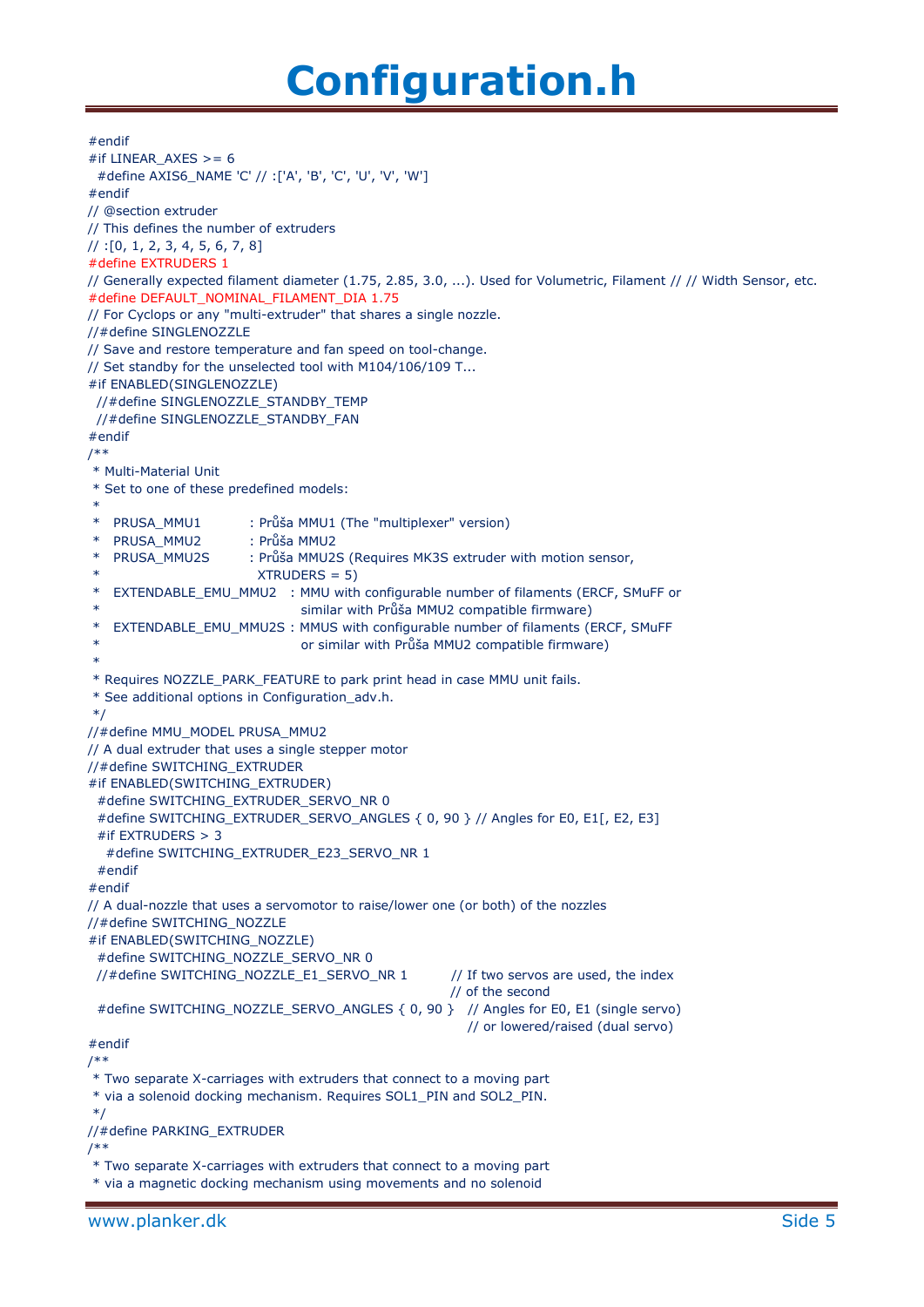# Configuration.h

```
#endif
#if LINEAR_AXES >= 6
  #define AXIS6_NAME 'C' // :['A', 'B', 'C', 'U', 'V', 'W']
#endif
// @section extruder
// This defines the number of extruders
// :[0, 1, 2, 3, 4, 5, 6, 7, 8]
#define EXTRUDERS 1
// Generally expected filament diameter (1.75, 2.85, 3.0, ...). Used for Volumetric, Filament // // Width Sensor, etc.
#define DEFAULT_NOMINAL_FILAMENT_DIA 1.75
// For Cyclops or any "multi-extruder" that shares a single nozzle.
//#define SINGLENOZZLE
// Save and restore temperature and fan speed on tool-change.
// Set standby for the unselected tool with M104/106/109 T...
#if ENABLED(SINGLENOZZLE)
  //#define SINGLENOZZLE_STANDBY_TEMP
  //#define SINGLENOZZLE_STANDBY_FAN
#endif
/**
 * Multi-Material Unit
 * Set to one of these predefined models:
 *
 *   PRUSA_MMU1           : Průša MMU1 (The "multiplexer" version)
 *   PRUSA_MMU2           : Průša MMU2
 *   PRUSA_MMU2S          : Průša MMU2S (Requires MK3S extruder with motion sensor,
 *                          XTRUDERS = 5)
 *   EXTENDABLE_EMU_MMU2  : MMU with configurable number of filaments (ERCF, SMuFF or
 *                          similar with Průša MMU2 compatible firmware)
 *   EXTENDABLE_EMU_MMU2S : MMUS with configurable number of filaments (ERCF, SMuFF
 *                          or similar with Průša MMU2 compatible firmware)
 *
 * Requires NOZZLE_PARK_FEATURE to park print head in case MMU unit fails.
 * See additional options in Configuration_adv.h.
 */
//#define MMU_MODEL PRUSA_MMU2
// A dual extruder that uses a single stepper motor
//#define SWITCHING_EXTRUDER
#if ENABLED(SWITCHING_EXTRUDER)
  #define SWITCHING_EXTRUDER_SERVO_NR 0
  #define SWITCHING_EXTRUDER_SERVO_ANGLES { 0, 90 } // Angles for E0, E1[, E2, E3]
  #if EXTRUDERS > 3
    #define SWITCHING_EXTRUDER_E23_SERVO_NR 1
  #endif
#endif
// A dual-nozzle that uses a servomotor to raise/lower one (or both) of the nozzles
//#define SWITCHING_NOZZLE
#if ENABLED(SWITCHING_NOZZLE)
  #define SWITCHING_NOZZLE_SERVO_NR 0
  //#define SWITCHING_NOZZLE_E1_SERVO_NR 1          // If two servos are used, the index
                                                    // of the second
  #define SWITCHING_NOZZLE_SERVO_ANGLES { 0, 90 }   // Angles for E0, E1 (single servo)
                                                    // or lowered/raised (dual servo)
#endif
/**
 * Two separate X-carriages with extruders that connect to a moving part
 * via a solenoid docking mechanism. Requires SOL1_PIN and SOL2_PIN.
 */
//#define PARKING_EXTRUDER
/**
 * Two separate X-carriages with extruders that connect to a moving part
 * via a magnetic docking mechanism using movements and no solenoid
```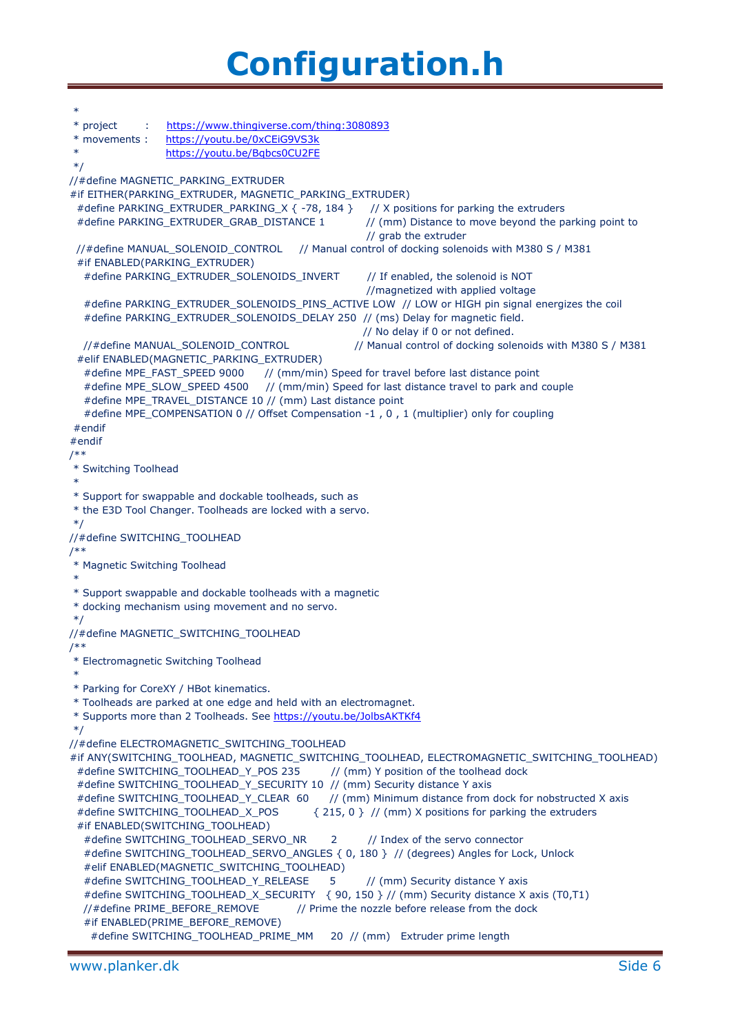# Configuration.h

```
 *
 * project      :    https://www.thingiverse.com/thing:3080893
 * movements :    https://youtu.be/0xCEiG9VS3k
 *                   https://youtu.be/Bqbcs0CU2FE
 */
//#define MAGNETIC_PARKING_EXTRUDER
#if EITHER(PARKING_EXTRUDER, MAGNETIC_PARKING_EXTRUDER)
  #define PARKING_EXTRUDER_PARKING_X { -78, 184 }     // X positions for parking the extruders
  #define PARKING_EXTRUDER_GRAB_DISTANCE 1          // (mm) Distance to move beyond the parking point to
                                                    // grab the extruder
  //#define MANUAL_SOLENOID_CONTROL     // Manual control of docking solenoids with M380 S / M381
  #if ENABLED(PARKING_EXTRUDER)
    #define PARKING_EXTRUDER_SOLENOIDS_INVERT       // If enabled, the solenoid is NOT
                                                    //magnetized with applied voltage
    #define PARKING_EXTRUDER_SOLENOIDS_PINS_ACTIVE LOW  // LOW or HIGH pin signal energizes the coil
    #define PARKING_EXTRUDER_SOLENOIDS_DELAY 250  // (ms) Delay for magnetic field.
                                                  // No delay if 0 or not defined.
    //#define MANUAL_SOLENOID_CONTROL             // Manual control of docking solenoids with M380 S / M381
  #elif ENABLED(MAGNETIC_PARKING_EXTRUDER)
    #define MPE_FAST_SPEED 9000      // (mm/min) Speed for travel before last distance point
    #define MPE_SLOW_SPEED 4500     // (mm/min) Speed for last distance travel to park and couple
    #define MPE_TRAVEL_DISTANCE 10 // (mm) Last distance point
    #define MPE_COMPENSATION 0 // Offset Compensation -1 , 0 , 1 (multiplier) only for coupling
  #endif
#endif
/**
 * Switching Toolhead
 *
 * Support for swappable and dockable toolheads, such as
 * the E3D Tool Changer. Toolheads are locked with a servo.
 */
//#define SWITCHING_TOOLHEAD
/**
 * Magnetic Switching Toolhead
 *
 * Support swappable and dockable toolheads with a magnetic
 * docking mechanism using movement and no servo.
 */
//#define MAGNETIC_SWITCHING_TOOLHEAD
/**
 * Electromagnetic Switching Toolhead
 *
 * Parking for CoreXY / HBot kinematics.
 * Toolheads are parked at one edge and held with an electromagnet.
 * Supports more than 2 Toolheads. See https://youtu.be/JolbsAKTKf4
 */
//#define ELECTROMAGNETIC_SWITCHING_TOOLHEAD
#if ANY(SWITCHING_TOOLHEAD, MAGNETIC_SWITCHING_TOOLHEAD, ELECTROMAGNETIC_SWITCHING_TOOLHEAD)
  #define SWITCHING_TOOLHEAD_Y_POS 235        // (mm) Y position of the toolhead dock
  #define SWITCHING_TOOLHEAD_Y_SECURITY 10  // (mm) Security distance Y axis
  #define SWITCHING_TOOLHEAD_Y_CLEAR  60     // (mm) Minimum distance from dock for nobstructed X axis
  #define SWITCHING_TOOLHEAD_X_POS         { 215, 0 }  // (mm) X positions for parking the extruders
  #if ENABLED(SWITCHING_TOOLHEAD)
    #define SWITCHING_TOOLHEAD_SERVO_NR       2        // Index of the servo connector
    #define SWITCHING_TOOLHEAD_SERVO_ANGLES { 0, 180 }  // (degrees) Angles for Lock, Unlock
    #elif ENABLED(MAGNETIC_SWITCHING_TOOLHEAD)
    #define SWITCHING_TOOLHEAD_Y_RELEASE      5        // (mm) Security distance Y axis
    #define SWITCHING_TOOLHEAD_X_SECURITY   { 90, 150 } // (mm) Security distance X axis (T0,T1)
    //#define PRIME_BEFORE_REMOVE            // Prime the nozzle before release from the dock
    #if ENABLED(PRIME_BEFORE_REMOVE)
      #define SWITCHING_TOOLHEAD_PRIME_MM     20  // (mm)   Extruder prime length
```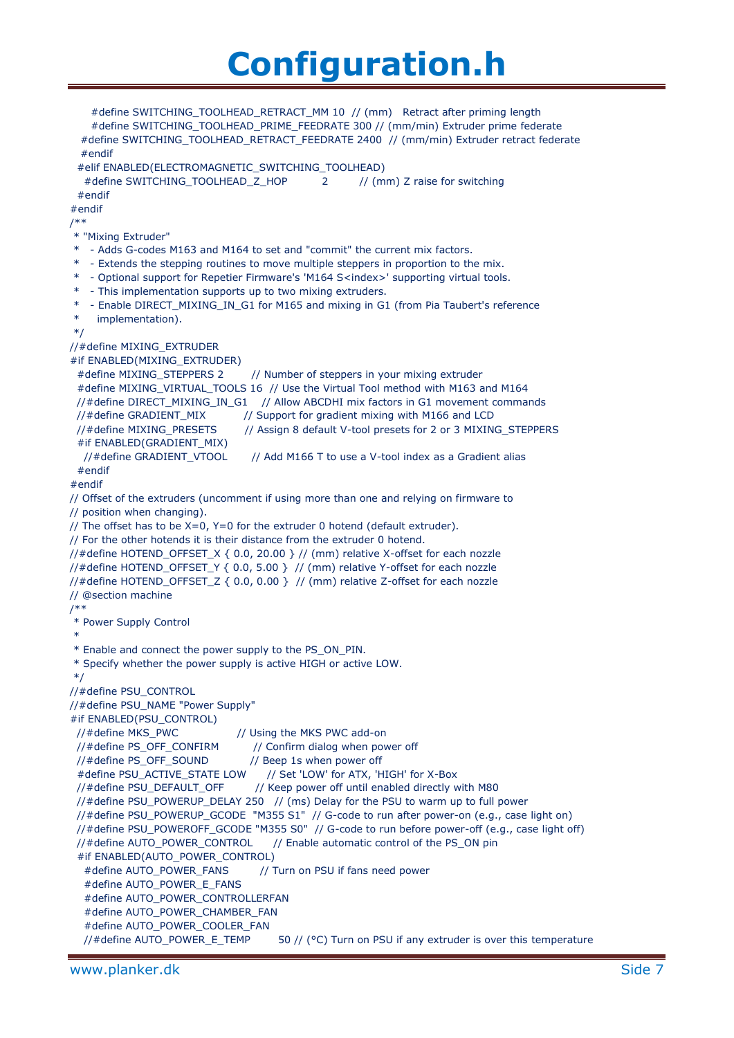```
    #define SWITCHING_TOOLHEAD_RETRACT_MM 10  // (mm)   Retract after priming length
    #define SWITCHING_TOOLHEAD_PRIME_FEEDRATE 300 // (mm/min) Extruder prime federate
  #define SWITCHING_TOOLHEAD_RETRACT_FEEDRATE 2400  // (mm/min) Extruder retract federate
  #endif
 #elif ENABLED(ELECTROMAGNETIC_SWITCHING_TOOLHEAD)
   #define SWITCHING_TOOLHEAD_Z_HOP         2        // (mm) Z raise for switching
 #endif
#endif
/**
 * "Mixing Extruder"
 *   - Adds G-codes M163 and M164 to set and "commit" the current mix factors.
 *   - Extends the stepping routines to move multiple steppers in proportion to the mix.
 *   - Optional support for Repetier Firmware's 'M164 S<index>' supporting virtual tools.
 *   - This implementation supports up to two mixing extruders.
 *   - Enable DIRECT_MIXING_IN_G1 for M165 and mixing in G1 (from Pia Taubert's reference
 *     implementation).
 */
//#define MIXING_EXTRUDER
#if ENABLED(MIXING_EXTRUDER)
  #define MIXING_STEPPERS 2        // Number of steppers in your mixing extruder
  #define MIXING_VIRTUAL_TOOLS 16  // Use the Virtual Tool method with M163 and M164
  //#define DIRECT_MIXING_IN_G1    // Allow ABCDHI mix factors in G1 movement commands
  //#define GRADIENT_MIX          // Support for gradient mixing with M166 and LCD
  //#define MIXING_PRESETS        // Assign 8 default V-tool presets for 2 or 3 MIXING_STEPPERS
  #if ENABLED(GRADIENT_MIX)
    //#define GRADIENT_VTOOL       // Add M166 T to use a V-tool index as a Gradient alias
  #endif
#endif
// Offset of the extruders (uncomment if using more than one and relying on firmware to
// position when changing).
// The offset has to be X=0, Y=0 for the extruder 0 hotend (default extruder).
// For the other hotends it is their distance from the extruder 0 hotend.
//#define HOTEND_OFFSET_X { 0.0, 20.00 } // (mm) relative X-offset for each nozzle
//#define HOTEND_OFFSET_Y { 0.0, 5.00 }  // (mm) relative Y-offset for each nozzle
//#define HOTEND_OFFSET_Z { 0.0, 0.00 }  // (mm) relative Z-offset for each nozzle
// @section machine
/**
 * Power Supply Control
 *
 * Enable and connect the power supply to the PS_ON_PIN.
 * Specify whether the power supply is active HIGH or active LOW.
 */
//#define PSU_CONTROL
//#define PSU_NAME "Power Supply"
#if ENABLED(PSU_CONTROL)
  //#define MKS_PWC               // Using the MKS PWC add-on
  //#define PS_OFF_CONFIRM         // Confirm dialog when power off
  //#define PS_OFF_SOUND           // Beep 1s when power off
  #define PSU_ACTIVE_STATE LOW      // Set 'LOW' for ATX, 'HIGH' for X-Box
  //#define PSU_DEFAULT_OFF        // Keep power off until enabled directly with M80
  //#define PSU_POWERUP_DELAY 250   // (ms) Delay for the PSU to warm up to full power
  //#define PSU_POWERUP_GCODE  "M355 S1"  // G-code to run after power-on (e.g., case light on)
  //#define PSU_POWEROFF_GCODE "M355 S0"  // G-code to run before power-off (e.g., case light off)
  //#define AUTO_POWER_CONTROL      // Enable automatic control of the PS_ON pin
  #if ENABLED(AUTO_POWER_CONTROL)
    #define AUTO_POWER_FANS         // Turn on PSU if fans need power
    #define AUTO_POWER_E_FANS
    #define AUTO_POWER_CONTROLLERFAN
    #define AUTO_POWER_CHAMBER_FAN
    #define AUTO_POWER_COOLER_FAN
    //#define AUTO_POWER_E_TEMP        50 // (°C) Turn on PSU if any extruder is over this temperature
```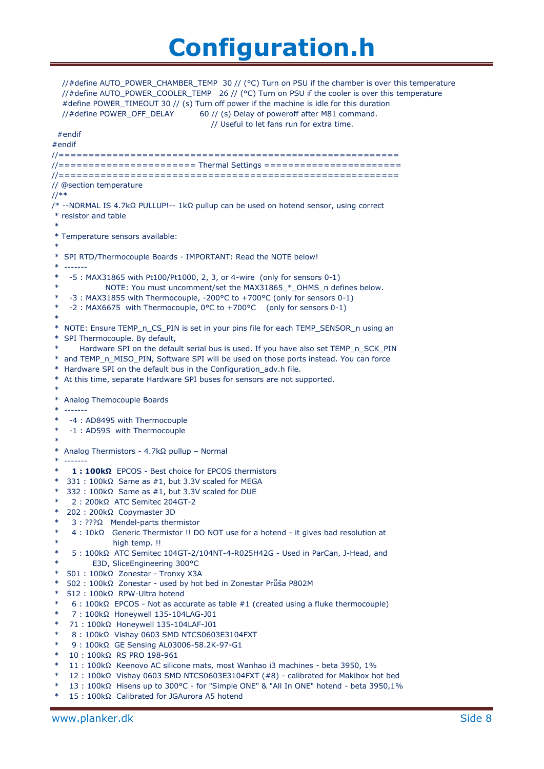# Configuration.h

```
    //#define AUTO_POWER_CHAMBER_TEMP  30 // (°C) Turn on PSU if the chamber is over this temperature
    //#define AUTO_POWER_COOLER_TEMP   26 // (°C) Turn on PSU if the cooler is over this temperature
    #define POWER_TIMEOUT 30 // (s) Turn off power if the machine is idle for this duration
    //#define POWER_OFF_DELAY         60 // (s) Delay of poweroff after M81 command.
                                         // Useful to let fans run for extra time.
  #endif
#endif
//===========================================================
//====================== Thermal Settings ===================
//===========================================================
// @section temperature
//**
/* --NORMAL IS 4.7kΩ PULLUP!-- 1kΩ pullup can be used on hotend sensor, using correct
 * resistor and table
 *
 * Temperature sensors available:
 *
 *  SPI RTD/Thermocouple Boards - IMPORTANT: Read the NOTE below!
 *  -------
 *    -5 : MAX31865 with Pt100/Pt1000, 2, 3, or 4-wire  (only for sensors 0-1)
 *              NOTE: You must uncomment/set the MAX31865_*_OHMS_n defines below.
 *    -3 : MAX31855 with Thermocouple, -200°C to +700°C (only for sensors 0-1)
 *    -2 : MAX6675  with Thermocouple, 0°C to +700°C    (only for sensors 0-1)
 *
 *  NOTE: Ensure TEMP_n_CS_PIN is set in your pins file for each TEMP_SENSOR_n using an
 *  SPI Thermocouple. By default,
 *        Hardware SPI on the default serial bus is used. If you have also set TEMP_n_SCK_PIN
 *  and TEMP_n_MISO_PIN, Software SPI will be used on those ports instead. You can force
 *  Hardware SPI on the default bus in the Configuration_adv.h file.
 *  At this time, separate Hardware SPI buses for sensors are not supported.
 *
 *  Analog Themocouple Boards
 *  -------
 *    -4 : AD8495 with Thermocouple
 *    -1 : AD595  with Thermocouple
 *
 *  Analog Thermistors - 4.7kΩ pullup – Normal
 *  -------
 *     1 : 100kΩ  EPCOS - Best choice for EPCOS thermistors
 *   331 : 100kΩ  Same as #1, but 3.3V scaled for MEGA
 *   332 : 100kΩ  Same as #1, but 3.3V scaled for DUE
 *     2 : 200kΩ  ATC Semitec 204GT-2
 *   202 : 200kΩ  Copymaster 3D
 *     3 : ???Ω   Mendel-parts thermistor
 *     4 : 10kΩ   Generic Thermistor !! DO NOT use for a hotend - it gives bad resolution at
 *                high temp. !!
 *     5 : 100kΩ  ATC Semitec 104GT-2/104NT-4-R025H42G - Used in ParCan, J-Head, and
 *           E3D, SliceEngineering 300°C
 *   501 : 100kΩ  Zonestar - Tronxy X3A
 *   502 : 100kΩ  Zonestar - used by hot bed in Zonestar Průša P802M
 *   512 : 100kΩ  RPW-Ultra hotend
 *     6 : 100kΩ  EPCOS - Not as accurate as table #1 (created using a fluke thermocouple)
 *     7 : 100kΩ  Honeywell 135-104LAG-J01
 *    71 : 100kΩ  Honeywell 135-104LAF-J01
 *     8 : 100kΩ  Vishay 0603 SMD NTCS0603E3104FXT
 *     9 : 100kΩ  GE Sensing AL03006-58.2K-97-G1
 *    10 : 100kΩ  RS PRO 198-961
 *    11 : 100kΩ  Keenovo AC silicone mats, most Wanhao i3 machines - beta 3950, 1%
 *    12 : 100kΩ  Vishay 0603 SMD NTCS0603E3104FXT (#8) - calibrated for Makibox hot bed
 *    13 : 100kΩ  Hisens up to 300°C - for "Simple ONE" & "All In ONE" hotend - beta 3950,1%
 *    15 : 100kΩ  Calibrated for JGAurora A5 hotend
```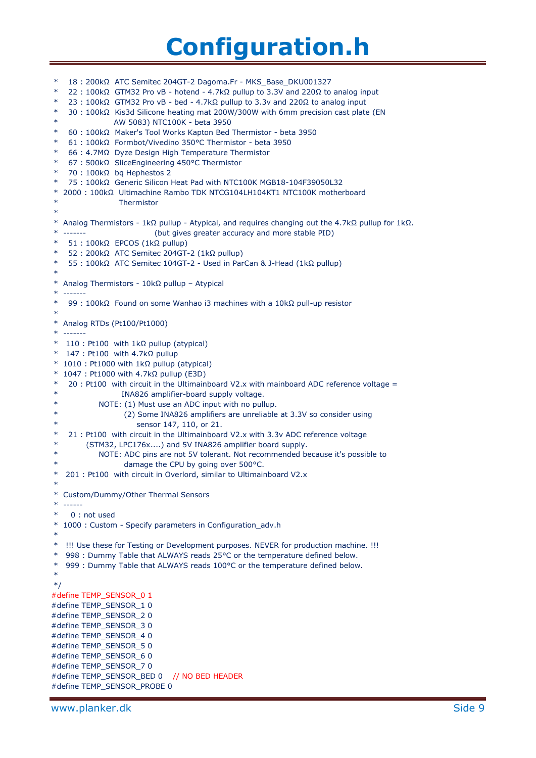# Configuration.h

```
 *   18 : 200kΩ  ATC Semitec 204GT-2 Dagoma.Fr - MKS_Base_DKU001327
 *   22 : 100kΩ  GTM32 Pro vB - hotend - 4.7kΩ pullup to 3.3V and 220Ω to analog input
 *   23 : 100kΩ  GTM32 Pro vB - bed - 4.7kΩ pullup to 3.3v and 220Ω to analog input
 *   30 : 100kΩ  Kis3d Silicone heating mat 200W/300W with 6mm precision cast plate (EN
 *               AW 5083) NTC100K - beta 3950
 *   60 : 100kΩ  Maker's Tool Works Kapton Bed Thermistor - beta 3950
 *   61 : 100kΩ  Formbot/Vivedino 350°C Thermistor - beta 3950
 *   66 : 4.7MΩ  Dyze Design High Temperature Thermistor
 *   67 : 500kΩ  SliceEngineering 450°C Thermistor
 *   70 : 100kΩ  bq Hephestos 2
 *   75 : 100kΩ  Generic Silicon Heat Pad with NTC100K MGB18-104F39050L32
 * 2000 : 100kΩ  Ultimachine Rambo TDK NTCG104LH104KT1 NTC100K motherboard
 *                Thermistor
 *
 * Analog Thermistors - 1kΩ pullup - Atypical, and requires changing out the 4.7kΩ pullup for 1kΩ.
 * -------                    (but gives greater accuracy and more stable PID)
 *   51 : 100kΩ  EPCOS (1kΩ pullup)
 *   52 : 200kΩ  ATC Semitec 204GT-2 (1kΩ pullup)
 *   55 : 100kΩ  ATC Semitec 104GT-2 - Used in ParCan & J-Head (1kΩ pullup)
 *
 * Analog Thermistors - 10kΩ pullup – Atypical
 * -------
 *   99 : 100kΩ  Found on some Wanhao i3 machines with a 10kΩ pull-up resistor
 *
 * Analog RTDs (Pt100/Pt1000)
 * -------
 *  110 : Pt100  with 1kΩ pullup (atypical)
 *  147 : Pt100  with 4.7kΩ pullup
 * 1010 : Pt1000 with 1kΩ pullup (atypical)
 * 1047 : Pt1000 with 4.7kΩ pullup (E3D)
 *   20 : Pt100  with circuit in the Ultimainboard V2.x with mainboard ADC reference voltage =
 *                INA826 amplifier-board supply voltage.
 *          NOTE: (1) Must use an ADC input with no pullup.
 *                (2) Some INA826 amplifiers are unreliable at 3.3V so consider using
 *                    sensor 147, 110, or 21.
 *   21 : Pt100  with circuit in the Ultimainboard V2.x with 3.3v ADC reference voltage
 *          (STM32, LPC176x....) and 5V INA826 amplifier board supply.
 *          NOTE: ADC pins are not 5V tolerant. Not recommended because it's possible to
 *                damage the CPU by going over 500°C.
 *  201 : Pt100  with circuit in Overlord, similar to Ultimainboard V2.x
 *
 * Custom/Dummy/Other Thermal Sensors
 * ------
 *    0 : not used
 * 1000 : Custom - Specify parameters in Configuration_adv.h
 *
 *  !!! Use these for Testing or Development purposes. NEVER for production machine. !!!
 *  998 : Dummy Table that ALWAYS reads 25°C or the temperature defined below.
 *  999 : Dummy Table that ALWAYS reads 100°C or the temperature defined below.
 *
 */
#define TEMP_SENSOR_0 1
#define TEMP_SENSOR_1 0
#define TEMP_SENSOR_2 0
#define TEMP_SENSOR_3 0
#define TEMP_SENSOR_4 0
#define TEMP_SENSOR_5 0
#define TEMP_SENSOR_6 0
#define TEMP_SENSOR_7 0
#define TEMP_SENSOR_BED 0    // NO BED HEADER
#define TEMP_SENSOR_PROBE 0
```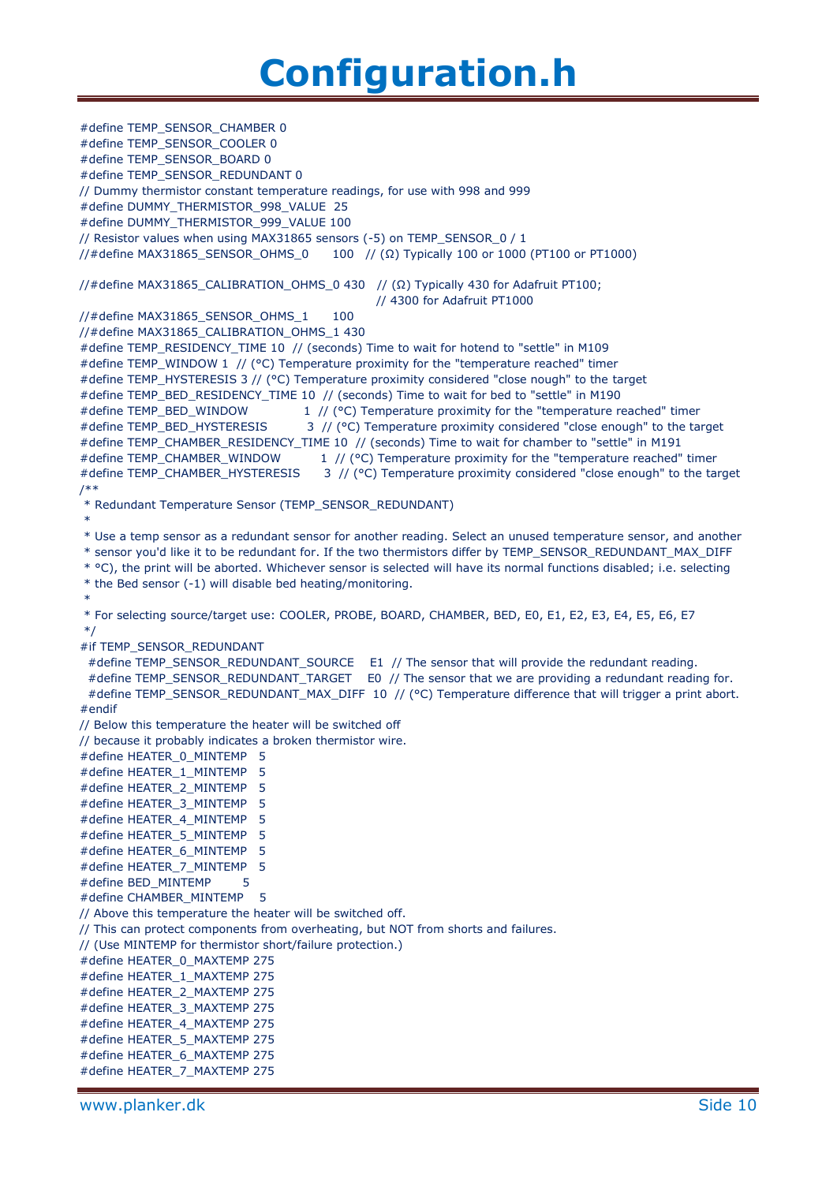# Configuration.h

```
#define TEMP_SENSOR_CHAMBER 0
#define TEMP_SENSOR_COOLER 0
#define TEMP_SENSOR_BOARD 0
#define TEMP_SENSOR_REDUNDANT 0
// Dummy thermistor constant temperature readings, for use with 998 and 999
#define DUMMY_THERMISTOR_998_VALUE  25
#define DUMMY_THERMISTOR_999_VALUE 100
// Resistor values when using MAX31865 sensors (-5) on TEMP_SENSOR_0 / 1
//#define MAX31865_SENSOR_OHMS_0      100   // (Ω) Typically 100 or 1000 (PT100 or PT1000)

//#define MAX31865_CALIBRATION_OHMS_0 430   // (Ω) Typically 430 for Adafruit PT100;
                                            // 4300 for Adafruit PT1000
//#define MAX31865_SENSOR_OHMS_1      100
//#define MAX31865_CALIBRATION_OHMS_1 430
#define TEMP_RESIDENCY_TIME 10  // (seconds) Time to wait for hotend to "settle" in M109
#define TEMP_WINDOW 1  // (°C) Temperature proximity for the "temperature reached" timer
#define TEMP_HYSTERESIS 3 // (°C) Temperature proximity considered "close nough" to the target
#define TEMP_BED_RESIDENCY_TIME 10  // (seconds) Time to wait for bed to "settle" in M190
#define TEMP_BED_WINDOW          1  // (°C) Temperature proximity for the "temperature reached" timer
#define TEMP_BED_HYSTERESIS       3  // (°C) Temperature proximity considered "close enough" to the target
#define TEMP_CHAMBER_RESIDENCY_TIME 10  // (seconds) Time to wait for chamber to "settle" in M191
#define TEMP_CHAMBER_WINDOW       1  // (°C) Temperature proximity for the "temperature reached" timer
#define TEMP_CHAMBER_HYSTERESIS    3  // (°C) Temperature proximity considered "close enough" to the target
/**
 * Redundant Temperature Sensor (TEMP_SENSOR_REDUNDANT)
 *
 * Use a temp sensor as a redundant sensor for another reading. Select an unused temperature sensor, and another
 * sensor you'd like it to be redundant for. If the two thermistors differ by TEMP_SENSOR_REDUNDANT_MAX_DIFF
 * °C), the print will be aborted. Whichever sensor is selected will have its normal functions disabled; i.e. selecting
 * the Bed sensor (-1) will disable bed heating/monitoring.
 *
 * For selecting source/target use: COOLER, PROBE, BOARD, CHAMBER, BED, E0, E1, E2, E3, E4, E5, E6, E7
 */
#if TEMP_SENSOR_REDUNDANT
  #define TEMP_SENSOR_REDUNDANT_SOURCE    E1  // The sensor that will provide the redundant reading.
  #define TEMP_SENSOR_REDUNDANT_TARGET    E0  // The sensor that we are providing a redundant reading for.
  #define TEMP_SENSOR_REDUNDANT_MAX_DIFF  10  // (°C) Temperature difference that will trigger a print abort.
#endif
// Below this temperature the heater will be switched off
// because it probably indicates a broken thermistor wire.
#define HEATER_0_MINTEMP   5
#define HEATER_1_MINTEMP   5
#define HEATER_2_MINTEMP   5
#define HEATER_3_MINTEMP   5
#define HEATER_4_MINTEMP   5
#define HEATER_5_MINTEMP   5
#define HEATER_6_MINTEMP   5
#define HEATER_7_MINTEMP   5
#define BED_MINTEMP        5
#define CHAMBER_MINTEMP    5
// Above this temperature the heater will be switched off.
// This can protect components from overheating, but NOT from shorts and failures.
// (Use MINTEMP for thermistor short/failure protection.)
#define HEATER_0_MAXTEMP 275
#define HEATER_1_MAXTEMP 275
#define HEATER_2_MAXTEMP 275
#define HEATER_3_MAXTEMP 275
#define HEATER_4_MAXTEMP 275
#define HEATER_5_MAXTEMP 275
#define HEATER_6_MAXTEMP 275
#define HEATER_7_MAXTEMP 275
```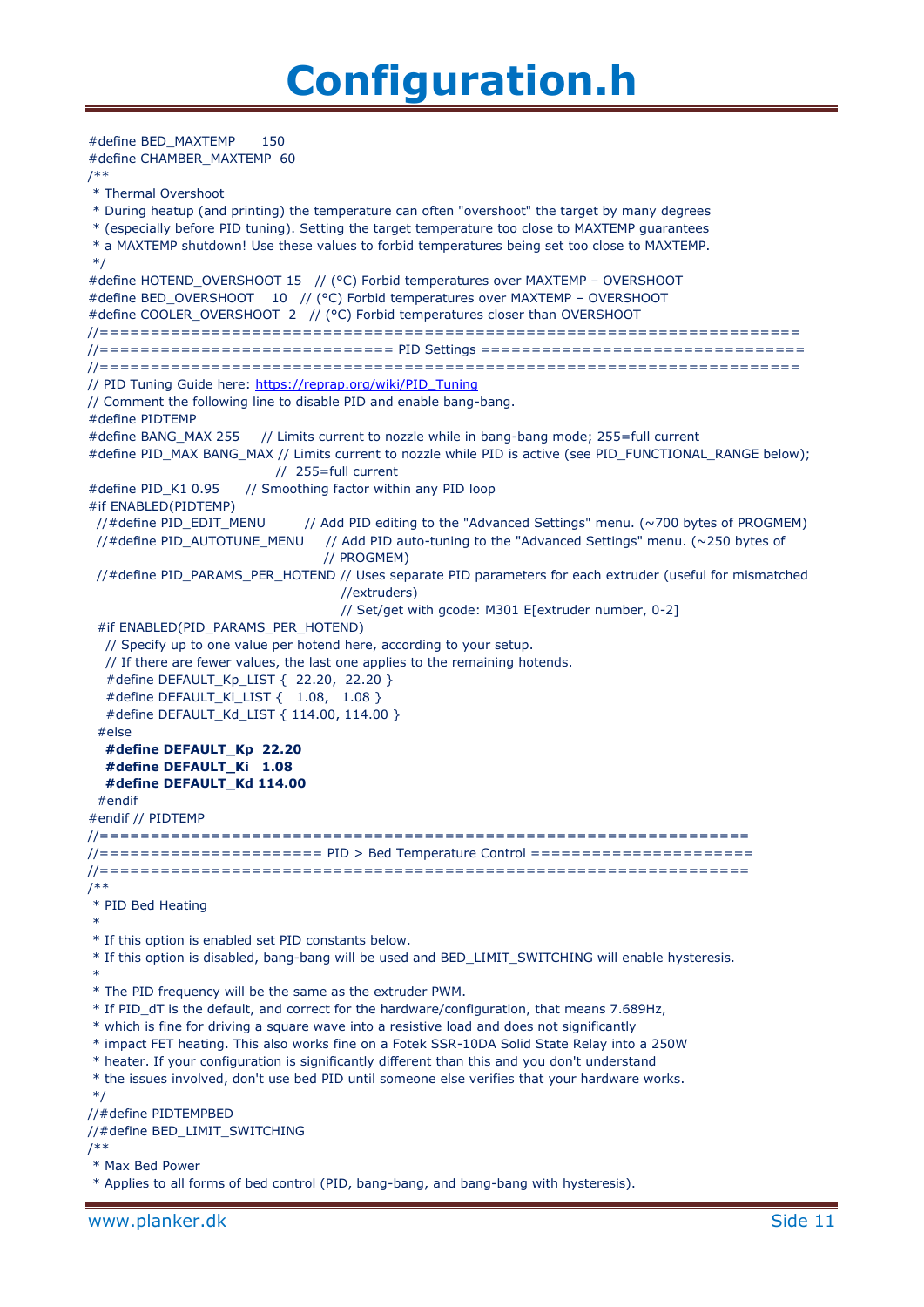# Configuration.h

```
#define BED_MAXTEMP      150
#define CHAMBER_MAXTEMP  60
/**
 * Thermal Overshoot
 * During heatup (and printing) the temperature can often "overshoot" the target by many degrees
 * (especially before PID tuning). Setting the target temperature too close to MAXTEMP guarantees
 * a MAXTEMP shutdown! Use these values to forbid temperatures being set too close to MAXTEMP.
 */
#define HOTEND_OVERSHOOT 15   // (°C) Forbid temperatures over MAXTEMP – OVERSHOOT
#define BED_OVERSHOOT    10   // (°C) Forbid temperatures over MAXTEMP – OVERSHOOT
#define COOLER_OVERSHOOT  2   // (°C) Forbid temperatures closer than OVERSHOOT
//===========================================================================
//============================= PID Settings ================================
//===========================================================================
// PID Tuning Guide here: https://reprap.org/wiki/PID_Tuning
// Comment the following line to disable PID and enable bang-bang.
#define PIDTEMP
#define BANG_MAX 255     // Limits current to nozzle while in bang-bang mode; 255=full current
#define PID_MAX BANG_MAX // Limits current to nozzle while PID is active (see PID_FUNCTIONAL_RANGE below);
                         //  255=full current
#define PID_K1 0.95      // Smoothing factor within any PID loop
#if ENABLED(PIDTEMP)
  //#define PID_EDIT_MENU         // Add PID editing to the "Advanced Settings" menu. (~700 bytes of PROGMEM)
  //#define PID_AUTOTUNE_MENU     // Add PID auto-tuning to the "Advanced Settings" menu. (~250 bytes of
                                  // PROGMEM)
  //#define PID_PARAMS_PER_HOTEND // Uses separate PID parameters for each extruder (useful for mismatched
                                  //extruders)
                                  // Set/get with gcode: M301 E[extruder number, 0-2]
  #if ENABLED(PID_PARAMS_PER_HOTEND)
    // Specify up to one value per hotend here, according to your setup.
    // If there are fewer values, the last one applies to the remaining hotends.
    #define DEFAULT_Kp_LIST {  22.20,  22.20 }
    #define DEFAULT_Ki_LIST {   1.08,   1.08 }
    #define DEFAULT_Kd_LIST { 114.00, 114.00 }
  #else
    #define DEFAULT_Kp  22.20
    #define DEFAULT_Ki   1.08
    #define DEFAULT_Kd 114.00
  #endif
#endif // PIDTEMP
//===========================================================================
//====================== PID > Bed Temperature Control ======================
//===========================================================================
/**
 * PID Bed Heating
 *
 * If this option is enabled set PID constants below.
 * If this option is disabled, bang-bang will be used and BED_LIMIT_SWITCHING will enable hysteresis.
 *
 * The PID frequency will be the same as the extruder PWM.
 * If PID_dT is the default, and correct for the hardware/configuration, that means 7.689Hz,
 * which is fine for driving a square wave into a resistive load and does not significantly
 * impact FET heating. This also works fine on a Fotek SSR-10DA Solid State Relay into a 250W
 * heater. If your configuration is significantly different than this and you don't understand
 * the issues involved, don't use bed PID until someone else verifies that your hardware works.
 */
//#define PIDTEMPBED
//#define BED_LIMIT_SWITCHING
/**
 * Max Bed Power
 * Applies to all forms of bed control (PID, bang-bang, and bang-bang with hysteresis).
```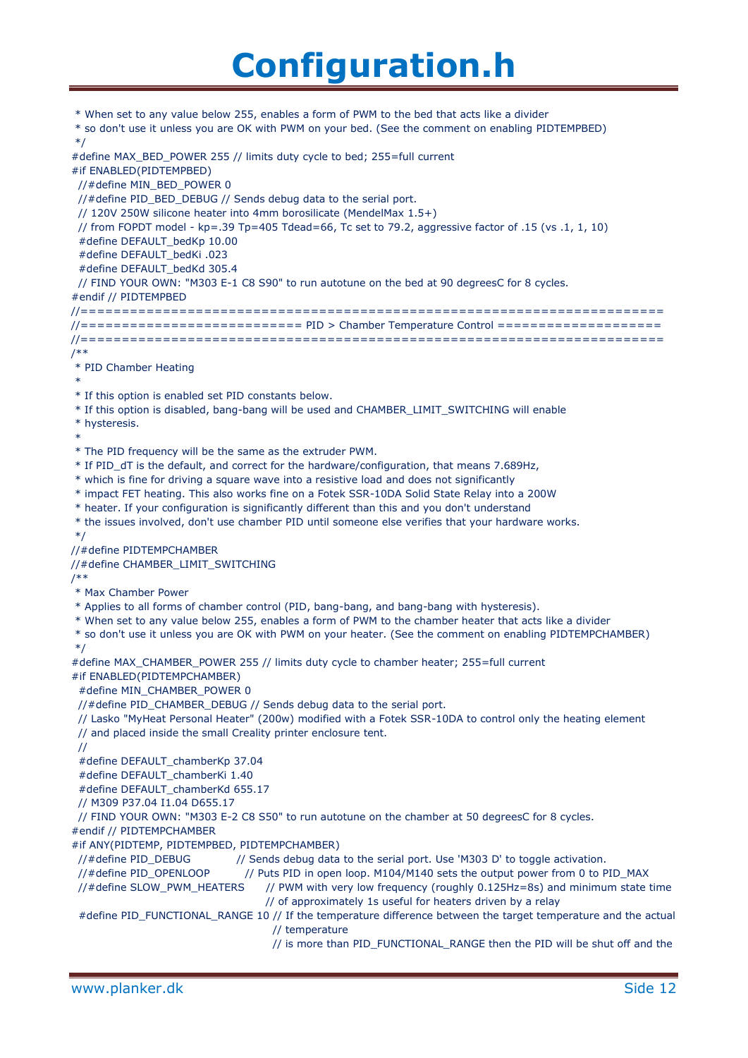# Configuration.h

```
 * When set to any value below 255, enables a form of PWM to the bed that acts like a divider
 * so don't use it unless you are OK with PWM on your bed. (See the comment on enabling PIDTEMPBED)
 */
#define MAX_BED_POWER 255 // limits duty cycle to bed; 255=full current
#if ENABLED(PIDTEMPBED)
  //#define MIN_BED_POWER 0
  //#define PID_BED_DEBUG // Sends debug data to the serial port.
  // 120V 250W silicone heater into 4mm borosilicate (MendelMax 1.5+)
  // from FOPDT model - kp=.39 Tp=405 Tdead=66, Tc set to 79.2, aggressive factor of .15 (vs .1, 1, 10)
  #define DEFAULT_bedKp 10.00
  #define DEFAULT_bedKi .023
  #define DEFAULT_bedKd 305.4
  // FIND YOUR OWN: "M303 E-1 C8 S90" to run autotune on the bed at 90 degreesC for 8 cycles.
#endif // PIDTEMPBED
//===========================================================================
//========================== PID > Chamber Temperature Control ===================
//===========================================================================
/**
 * PID Chamber Heating
 *
 * If this option is enabled set PID constants below.
 * If this option is disabled, bang-bang will be used and CHAMBER_LIMIT_SWITCHING will enable
 * hysteresis.
 *
 * The PID frequency will be the same as the extruder PWM.
 * If PID_dT is the default, and correct for the hardware/configuration, that means 7.689Hz,
 * which is fine for driving a square wave into a resistive load and does not significantly
 * impact FET heating. This also works fine on a Fotek SSR-10DA Solid State Relay into a 200W
 * heater. If your configuration is significantly different than this and you don't understand
 * the issues involved, don't use chamber PID until someone else verifies that your hardware works.
 */
//#define PIDTEMPCHAMBER
//#define CHAMBER_LIMIT_SWITCHING
/**
 * Max Chamber Power
 * Applies to all forms of chamber control (PID, bang-bang, and bang-bang with hysteresis).
 * When set to any value below 255, enables a form of PWM to the chamber heater that acts like a divider
 * so don't use it unless you are OK with PWM on your heater. (See the comment on enabling PIDTEMPCHAMBER)
 */
#define MAX_CHAMBER_POWER 255 // limits duty cycle to chamber heater; 255=full current
#if ENABLED(PIDTEMPCHAMBER)
  #define MIN_CHAMBER_POWER 0
  //#define PID_CHAMBER_DEBUG // Sends debug data to the serial port.
  // Lasko "MyHeat Personal Heater" (200w) modified with a Fotek SSR-10DA to control only the heating element
  // and placed inside the small Creality printer enclosure tent.
  //
  #define DEFAULT_chamberKp 37.04
  #define DEFAULT_chamberKi 1.40
  #define DEFAULT_chamberKd 655.17
  // M309 P37.04 I1.04 D655.17
  // FIND YOUR OWN: "M303 E-2 C8 S50" to run autotune on the chamber at 50 degreesC for 8 cycles.
#endif // PIDTEMPCHAMBER
#if ANY(PIDTEMP, PIDTEMPBED, PIDTEMPCHAMBER)
  //#define PID_DEBUG            // Sends debug data to the serial port. Use 'M303 D' to toggle activation.
  //#define PID_OPENLOOP         // Puts PID in open loop. M104/M140 sets the output power from 0 to PID_MAX
  //#define SLOW_PWM_HEATERS     // PWM with very low frequency (roughly 0.125Hz=8s) and minimum state time
                                 // of approximately 1s useful for heaters driven by a relay
  #define PID_FUNCTIONAL_RANGE 10 // If the temperature difference between the target temperature and the actual
                                  // temperature
                                  // is more than PID_FUNCTIONAL_RANGE then the PID will be shut off and the
```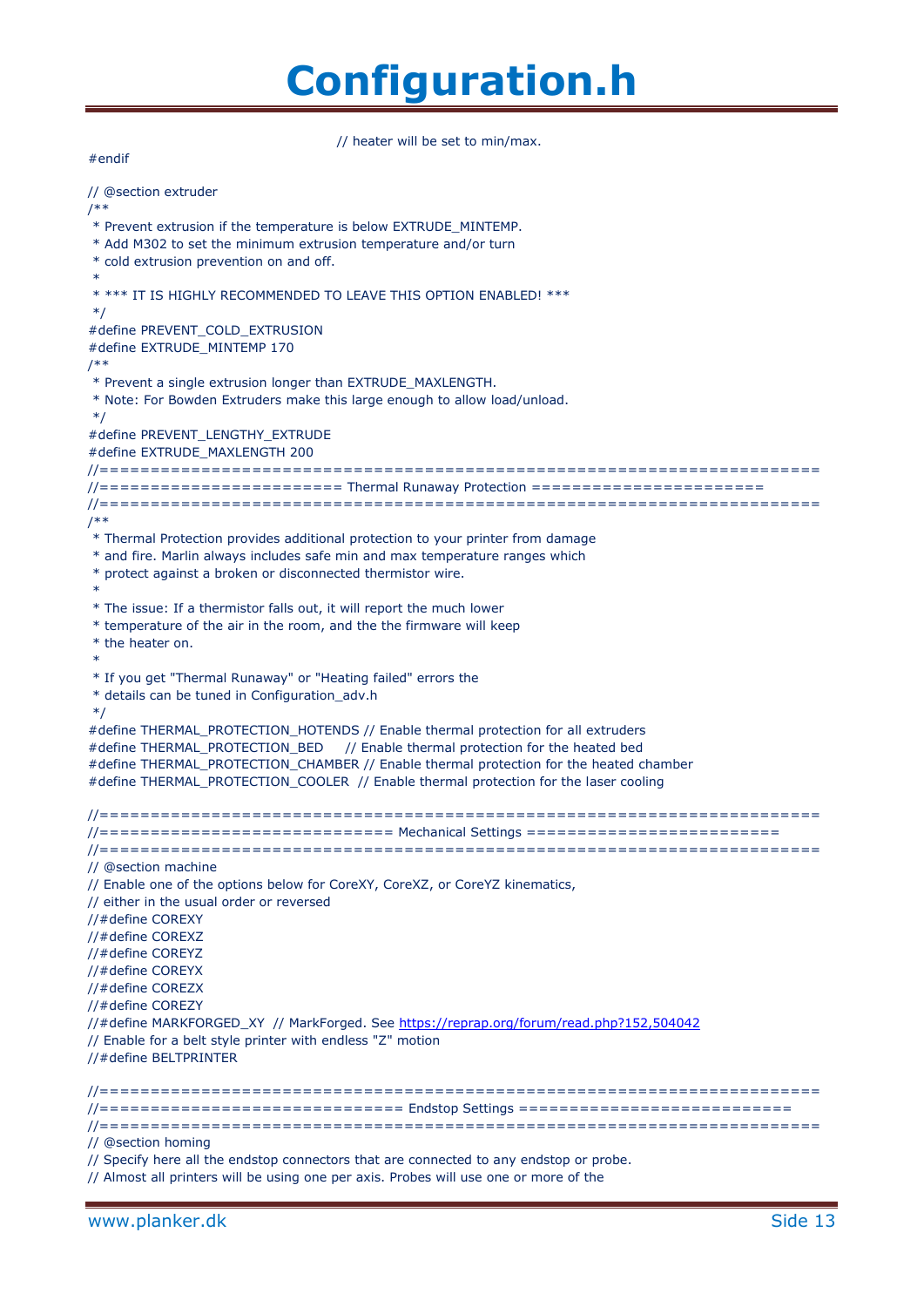```
                                                  // heater will be set to min/max.
#endif

// @section extruder
/**
 * Prevent extrusion if the temperature is below EXTRUDE_MINTEMP.
 * Add M302 to set the minimum extrusion temperature and/or turn
 * cold extrusion prevention on and off.
 *
 * *** IT IS HIGHLY RECOMMENDED TO LEAVE THIS OPTION ENABLED! ***
 */
#define PREVENT_COLD_EXTRUSION
#define EXTRUDE_MINTEMP 170
/**
 * Prevent a single extrusion longer than EXTRUDE_MAXLENGTH.
 * Note: For Bowden Extruders make this large enough to allow load/unload.
 */
#define PREVENT_LENGTHY_EXTRUDE
#define EXTRUDE_MAXLENGTH 200
//===========================================================================
//======================== Thermal Runaway Protection =======================
//===========================================================================
/**
 * Thermal Protection provides additional protection to your printer from damage
 * and fire. Marlin always includes safe min and max temperature ranges which
 * protect against a broken or disconnected thermistor wire.
 *
 * The issue: If a thermistor falls out, it will report the much lower
 * temperature of the air in the room, and the the firmware will keep
 * the heater on.
 *
 * If you get "Thermal Runaway" or "Heating failed" errors the
 * details can be tuned in Configuration_adv.h
 */
#define THERMAL_PROTECTION_HOTENDS // Enable thermal protection for all extruders
#define THERMAL_PROTECTION_BED     // Enable thermal protection for the heated bed
#define THERMAL_PROTECTION_CHAMBER // Enable thermal protection for the heated chamber
#define THERMAL_PROTECTION_COOLER  // Enable thermal protection for the laser cooling

//===========================================================================
//============================= Mechanical Settings =========================
//===========================================================================
// @section machine
// Enable one of the options below for CoreXY, CoreXZ, or CoreYZ kinematics,
// either in the usual order or reversed
//#define COREXY
//#define COREXZ
//#define COREYZ
//#define COREYX
//#define COREZX
//#define COREZY
//#define MARKFORGED_XY  // MarkForged. See https://reprap.org/forum/read.php?152,504042
// Enable for a belt style printer with endless "Z" motion
//#define BELTPRINTER

//===========================================================================
//============================== Endstop Settings ===========================
//===========================================================================
// @section homing
// Specify here all the endstop connectors that are connected to any endstop or probe.
// Almost all printers will be using one per axis. Probes will use one or more of the
```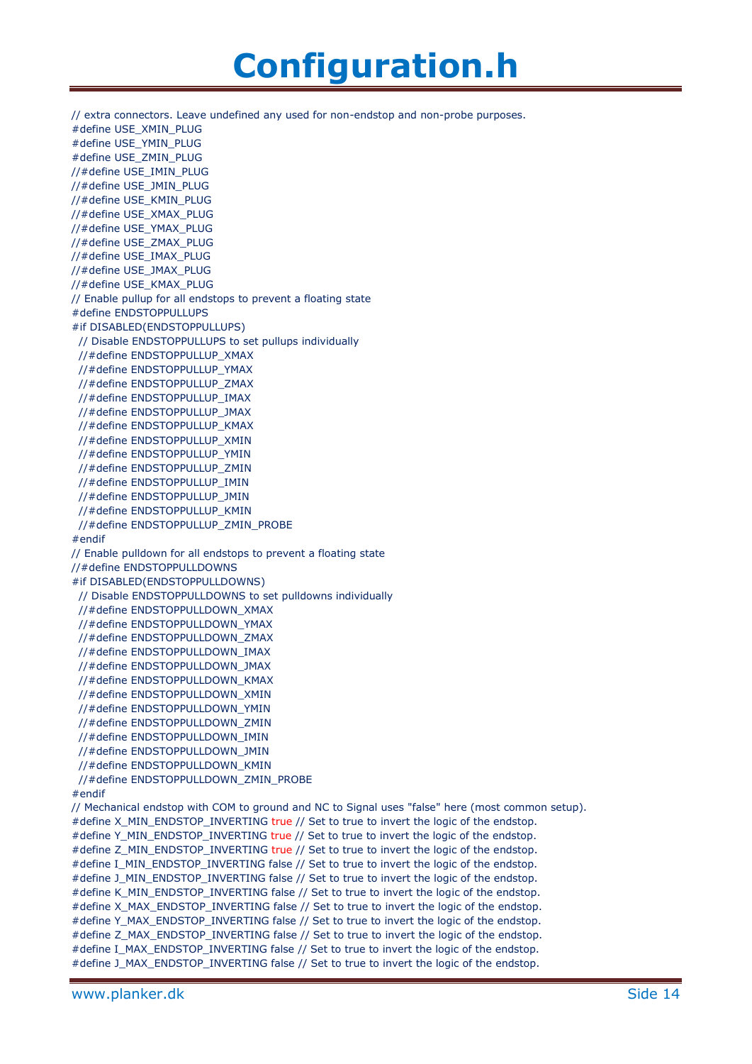# Configuration.h

```
// extra connectors. Leave undefined any used for non-endstop and non-probe purposes.
#define USE_XMIN_PLUG
#define USE_YMIN_PLUG
#define USE_ZMIN_PLUG
//#define USE_IMIN_PLUG
//#define USE_JMIN_PLUG
//#define USE_KMIN_PLUG
//#define USE_XMAX_PLUG
//#define USE_YMAX_PLUG
//#define USE_ZMAX_PLUG
//#define USE_IMAX_PLUG
//#define USE_JMAX_PLUG
//#define USE_KMAX_PLUG
// Enable pullup for all endstops to prevent a floating state
#define ENDSTOPPULLUPS
#if DISABLED(ENDSTOPPULLUPS)
  // Disable ENDSTOPPULLUPS to set pullups individually
  //#define ENDSTOPPULLUP_XMAX
  //#define ENDSTOPPULLUP_YMAX
  //#define ENDSTOPPULLUP_ZMAX
  //#define ENDSTOPPULLUP_IMAX
  //#define ENDSTOPPULLUP_JMAX
  //#define ENDSTOPPULLUP_KMAX
  //#define ENDSTOPPULLUP_XMIN
  //#define ENDSTOPPULLUP_YMIN
  //#define ENDSTOPPULLUP_ZMIN
  //#define ENDSTOPPULLUP_IMIN
  //#define ENDSTOPPULLUP_JMIN
  //#define ENDSTOPPULLUP_KMIN
  //#define ENDSTOPPULLUP_ZMIN_PROBE
#endif
// Enable pulldown for all endstops to prevent a floating state
//#define ENDSTOPPULLDOWNS
#if DISABLED(ENDSTOPPULLDOWNS)
  // Disable ENDSTOPPULLDOWNS to set pulldowns individually
  //#define ENDSTOPPULLDOWN_XMAX
  //#define ENDSTOPPULLDOWN_YMAX
  //#define ENDSTOPPULLDOWN_ZMAX
  //#define ENDSTOPPULLDOWN_IMAX
  //#define ENDSTOPPULLDOWN_JMAX
  //#define ENDSTOPPULLDOWN_KMAX
  //#define ENDSTOPPULLDOWN_XMIN
  //#define ENDSTOPPULLDOWN_YMIN
  //#define ENDSTOPPULLDOWN_ZMIN
  //#define ENDSTOPPULLDOWN_IMIN
  //#define ENDSTOPPULLDOWN_JMIN
  //#define ENDSTOPPULLDOWN_KMIN
  //#define ENDSTOPPULLDOWN_ZMIN_PROBE
#endif
// Mechanical endstop with COM to ground and NC to Signal uses "false" here (most common setup).
#define X_MIN_ENDSTOP_INVERTING true // Set to true to invert the logic of the endstop.
#define Y_MIN_ENDSTOP_INVERTING true // Set to true to invert the logic of the endstop.
#define Z_MIN_ENDSTOP_INVERTING true // Set to true to invert the logic of the endstop.
#define I_MIN_ENDSTOP_INVERTING false // Set to true to invert the logic of the endstop.
#define J_MIN_ENDSTOP_INVERTING false // Set to true to invert the logic of the endstop.
#define K_MIN_ENDSTOP_INVERTING false // Set to true to invert the logic of the endstop.
#define X_MAX_ENDSTOP_INVERTING false // Set to true to invert the logic of the endstop.
#define Y_MAX_ENDSTOP_INVERTING false // Set to true to invert the logic of the endstop.
#define Z_MAX_ENDSTOP_INVERTING false // Set to true to invert the logic of the endstop.
#define I_MAX_ENDSTOP_INVERTING false // Set to true to invert the logic of the endstop.
#define J_MAX_ENDSTOP_INVERTING false // Set to true to invert the logic of the endstop.
```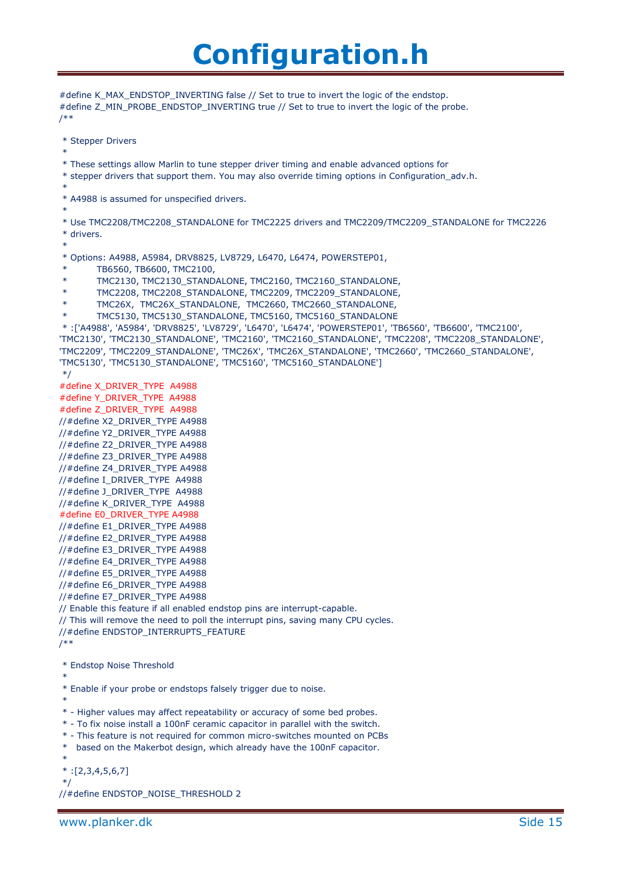# Configuration.h

```
#define K_MAX_ENDSTOP_INVERTING false // Set to true to invert the logic of the endstop.
#define Z_MIN_PROBE_ENDSTOP_INVERTING true // Set to true to invert the logic of the probe.
/**

 * Stepper Drivers
 *
 * These settings allow Marlin to tune stepper driver timing and enable advanced options for
 * stepper drivers that support them. You may also override timing options in Configuration_adv.h.
 *
 * A4988 is assumed for unspecified drivers.
 *
 * Use TMC2208/TMC2208_STANDALONE for TMC2225 drivers and TMC2209/TMC2209_STANDALONE for TMC2226
 * drivers.
 *
 * Options: A4988, A5984, DRV8825, LV8729, L6470, L6474, POWERSTEP01,
 *          TB6560, TB6600, TMC2100,
 *          TMC2130, TMC2130_STANDALONE, TMC2160, TMC2160_STANDALONE,
 *          TMC2208, TMC2208_STANDALONE, TMC2209, TMC2209_STANDALONE,
 *          TMC26X,  TMC26X_STANDALONE,  TMC2660, TMC2660_STANDALONE,
 *          TMC5130, TMC5130_STANDALONE, TMC5160, TMC5160_STANDALONE
 * :['A4988', 'A5984', 'DRV8825', 'LV8729', 'L6470', 'L6474', 'POWERSTEP01', 'TB6560', 'TB6600', 'TMC2100',
'TMC2130', 'TMC2130_STANDALONE', 'TMC2160', 'TMC2160_STANDALONE', 'TMC2208', 'TMC2208_STANDALONE',
'TMC2209', 'TMC2209_STANDALONE', 'TMC26X', 'TMC26X_STANDALONE', 'TMC2660', 'TMC2660_STANDALONE',
'TMC5130', 'TMC5130_STANDALONE', 'TMC5160', 'TMC5160_STANDALONE']
 */
#define X_DRIVER_TYPE  A4988
#define Y_DRIVER_TYPE  A4988
#define Z_DRIVER_TYPE  A4988
//#define X2_DRIVER_TYPE A4988
//#define Y2_DRIVER_TYPE A4988
//#define Z2_DRIVER_TYPE A4988
//#define Z3_DRIVER_TYPE A4988
//#define Z4_DRIVER_TYPE A4988
//#define I_DRIVER_TYPE  A4988
//#define J_DRIVER_TYPE  A4988
//#define K_DRIVER_TYPE  A4988
#define E0_DRIVER_TYPE A4988
//#define E1_DRIVER_TYPE A4988
//#define E2_DRIVER_TYPE A4988
//#define E3_DRIVER_TYPE A4988
//#define E4_DRIVER_TYPE A4988
//#define E5_DRIVER_TYPE A4988
//#define E6_DRIVER_TYPE A4988
//#define E7_DRIVER_TYPE A4988
// Enable this feature if all enabled endstop pins are interrupt-capable.
// This will remove the need to poll the interrupt pins, saving many CPU cycles.
//#define ENDSTOP_INTERRUPTS_FEATURE
/**

 * Endstop Noise Threshold
 *
 * Enable if your probe or endstops falsely trigger due to noise.
 *
 * - Higher values may affect repeatability or accuracy of some bed probes.
 * - To fix noise install a 100nF ceramic capacitor in parallel with the switch.
 * - This feature is not required for common micro-switches mounted on PCBs
 *   based on the Makerbot design, which already have the 100nF capacitor.
 *
 * :[2,3,4,5,6,7]
 */
//#define ENDSTOP_NOISE_THRESHOLD 2
```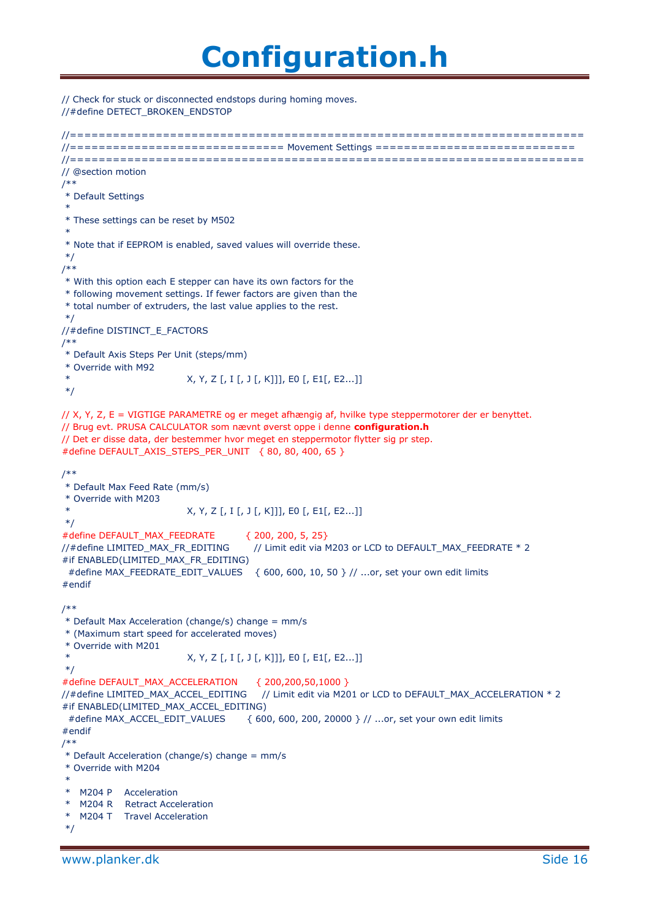# Configuration.h

```
// Check for stuck or disconnected endstops during homing moves.
//#define DETECT_BROKEN_ENDSTOP

//===========================================================================
//============================= Movement Settings ============================
//===========================================================================
// @section motion
/**
 * Default Settings
 *
 * These settings can be reset by M502
 *
 * Note that if EEPROM is enabled, saved values will override these.
 */
/**
 * With this option each E stepper can have its own factors for the
 * following movement settings. If fewer factors are given than the
 * total number of extruders, the last value applies to the rest.
 */
//#define DISTINCT_E_FACTORS
/**
 * Default Axis Steps Per Unit (steps/mm)
 * Override with M92
 *                                      X, Y, Z [, I [, J [, K]]], E0 [, E1[, E2...]]
 */

// X, Y, Z, E = VIGTIGE PARAMETRE og er meget afhængig af, hvilke type steppermotorer der er benyttet.
// Brug evt. PRUSA CALCULATOR som nævnt øverst oppe i denne configuration.h
// Det er disse data, der bestemmer hvor meget en steppermotor flytter sig pr step.
#define DEFAULT_AXIS_STEPS_PER_UNIT   { 80, 80, 400, 65 }

/**
 * Default Max Feed Rate (mm/s)
 * Override with M203
 *                                      X, Y, Z [, I [, J [, K]]], E0 [, E1[, E2...]]
 */
#define DEFAULT_MAX_FEEDRATE          { 200, 200, 5, 25}
//#define LIMITED_MAX_FR_EDITING        // Limit edit via M203 or LCD to DEFAULT_MAX_FEEDRATE * 2
#if ENABLED(LIMITED_MAX_FR_EDITING)
  #define MAX_FEEDRATE_EDIT_VALUES    { 600, 600, 10, 50 } // ...or, set your own edit limits
#endif

/**
 * Default Max Acceleration (change/s) change = mm/s
 * (Maximum start speed for accelerated moves)
 * Override with M201
 *                                      X, Y, Z [, I [, J [, K]]], E0 [, E1[, E2...]]
 */
#define DEFAULT_MAX_ACCELERATION      { 200,200,50,1000 }
//#define LIMITED_MAX_ACCEL_EDITING     // Limit edit via M201 or LCD to DEFAULT_MAX_ACCELERATION * 2
#if ENABLED(LIMITED_MAX_ACCEL_EDITING)
  #define MAX_ACCEL_EDIT_VALUES       { 600, 600, 200, 20000 } // ...or, set your own edit limits
#endif
/**
 * Default Acceleration (change/s) change = mm/s
 * Override with M204
 *
 *   M204 P    Acceleration
 *   M204 R    Retract Acceleration
 *   M204 T    Travel Acceleration
 */
```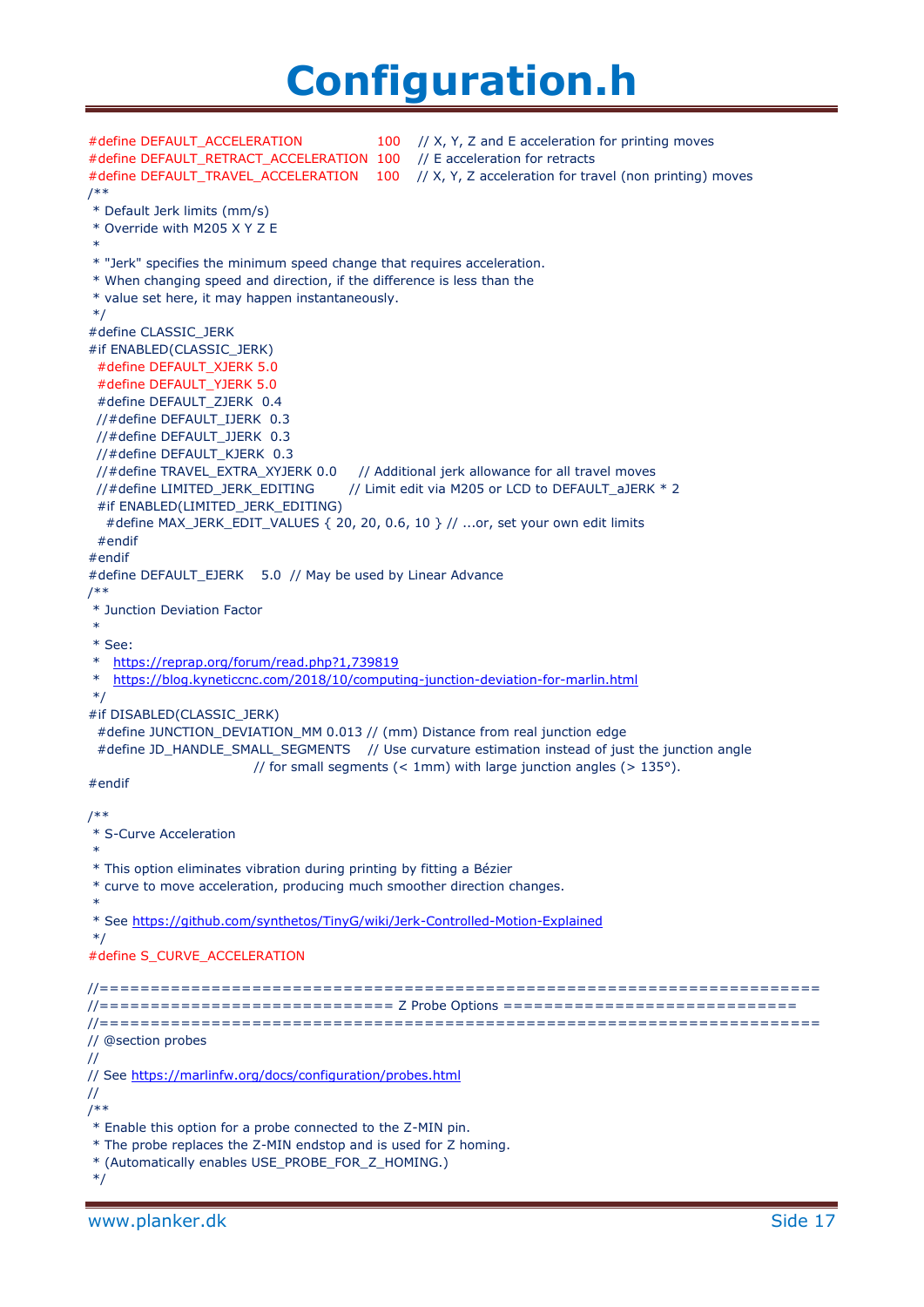# Configuration.h

```
#define DEFAULT_ACCELERATION            100    // X, Y, Z and E acceleration for printing moves
#define DEFAULT_RETRACT_ACCELERATION  100    // E acceleration for retracts
#define DEFAULT_TRAVEL_ACCELERATION    100    // X, Y, Z acceleration for travel (non printing) moves
/**
 * Default Jerk limits (mm/s)
 * Override with M205 X Y Z E
 *
 * "Jerk" specifies the minimum speed change that requires acceleration.
 * When changing speed and direction, if the difference is less than the
 * value set here, it may happen instantaneously.
 */
#define CLASSIC_JERK
#if ENABLED(CLASSIC_JERK)
  #define DEFAULT_XJERK 5.0
  #define DEFAULT_YJERK 5.0
  #define DEFAULT_ZJERK  0.4
  //#define DEFAULT_IJERK  0.3
  //#define DEFAULT_JJERK  0.3
  //#define DEFAULT_KJERK  0.3
  //#define TRAVEL_EXTRA_XYJERK 0.0     // Additional jerk allowance for all travel moves
  //#define LIMITED_JERK_EDITING        // Limit edit via M205 or LCD to DEFAULT_aJERK * 2
  #if ENABLED(LIMITED_JERK_EDITING)
    #define MAX_JERK_EDIT_VALUES { 20, 20, 0.6, 10 } // ...or, set your own edit limits
  #endif
#endif
#define DEFAULT_EJERK    5.0  // May be used by Linear Advance
/**
 * Junction Deviation Factor
 *
 * See:
 *   https://reprap.org/forum/read.php?1,739819
 *   https://blog.kyneticcnc.com/2018/10/computing-junction-deviation-for-marlin.html
 */
#if DISABLED(CLASSIC_JERK)
  #define JUNCTION_DEVIATION_MM 0.013 // (mm) Distance from real junction edge
  #define JD_HANDLE_SMALL_SEGMENTS    // Use curvature estimation instead of just the junction angle
                                      // for small segments (< 1mm) with large junction angles (> 135°).
#endif

/**
 * S-Curve Acceleration
 *
 * This option eliminates vibration during printing by fitting a Bézier
 * curve to move acceleration, producing much smoother direction changes.
 *
 * See https://github.com/synthetos/TinyG/wiki/Jerk-Controlled-Motion-Explained
 */
#define S_CURVE_ACCELERATION

//===========================================================================
//============================= Z Probe Options =============================
//===========================================================================
// @section probes
//
// See https://marlinfw.org/docs/configuration/probes.html
//
/**
 * Enable this option for a probe connected to the Z-MIN pin.
 * The probe replaces the Z-MIN endstop and is used for Z homing.
 * (Automatically enables USE_PROBE_FOR_Z_HOMING.)
 */
```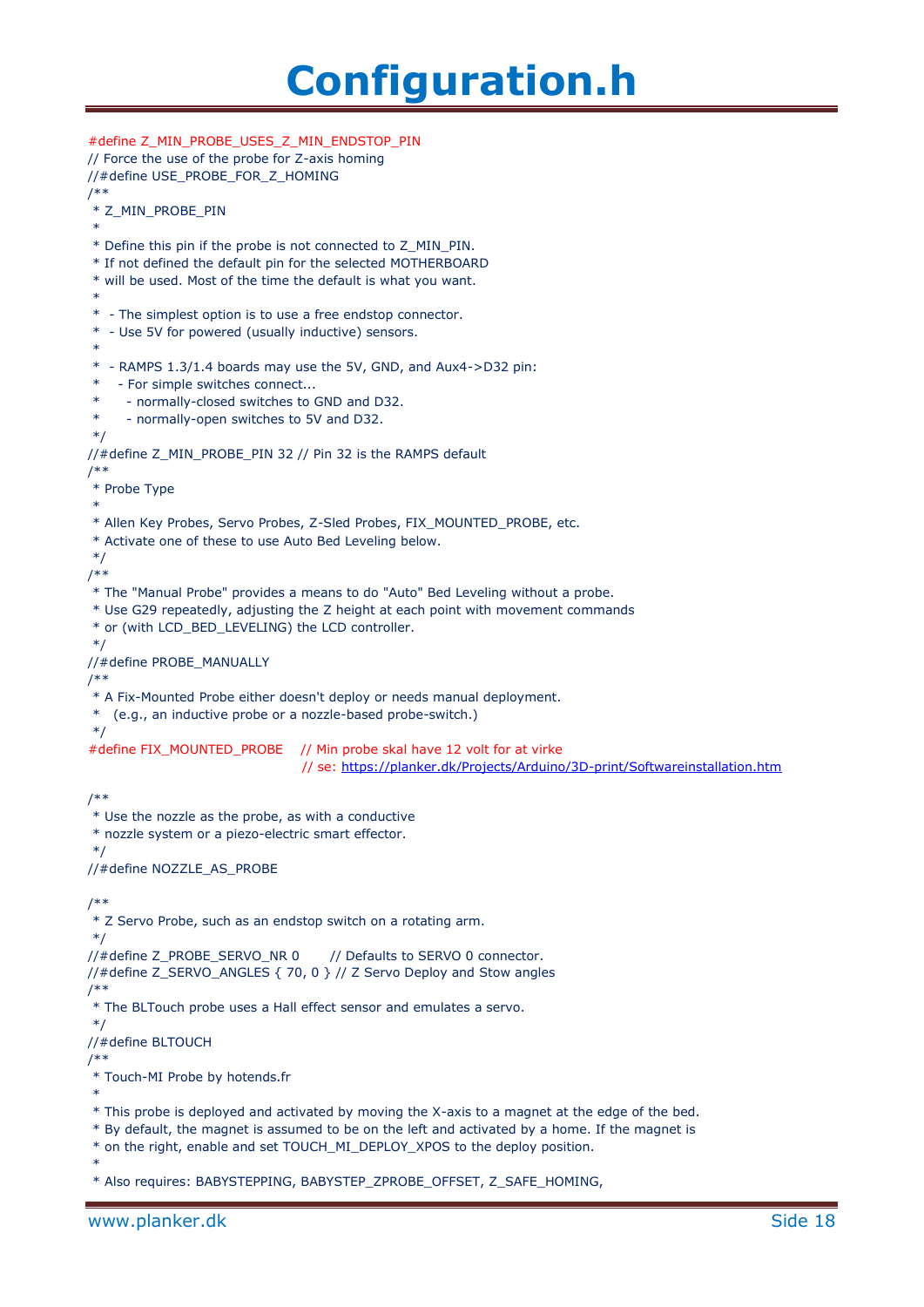# Configuration.h

```
#define Z_MIN_PROBE_USES_Z_MIN_ENDSTOP_PIN
// Force the use of the probe for Z-axis homing
//#define USE_PROBE_FOR_Z_HOMING
/**
 * Z_MIN_PROBE_PIN
 *
 * Define this pin if the probe is not connected to Z_MIN_PIN.
 * If not defined the default pin for the selected MOTHERBOARD
 * will be used. Most of the time the default is what you want.
 *
 *  - The simplest option is to use a free endstop connector.
 *  - Use 5V for powered (usually inductive) sensors.
 *
 *  - RAMPS 1.3/1.4 boards may use the 5V, GND, and Aux4->D32 pin:
 *    - For simple switches connect...
 *      - normally-closed switches to GND and D32.
 *      - normally-open switches to 5V and D32.
 */
//#define Z_MIN_PROBE_PIN 32 // Pin 32 is the RAMPS default
/**
 * Probe Type
 *
 * Allen Key Probes, Servo Probes, Z-Sled Probes, FIX_MOUNTED_PROBE, etc.
 * Activate one of these to use Auto Bed Leveling below.
 */
/**
 * The "Manual Probe" provides a means to do "Auto" Bed Leveling without a probe.
 * Use G29 repeatedly, adjusting the Z height at each point with movement commands
 * or (with LCD_BED_LEVELING) the LCD controller.
 */
//#define PROBE_MANUALLY
/**
 * A Fix-Mounted Probe either doesn't deploy or needs manual deployment.
 *   (e.g., an inductive probe or a nozzle-based probe-switch.)
 */
#define FIX_MOUNTED_PROBE    // Min probe skal have 12 volt for at virke
                             // se: https://planker.dk/Projects/Arduino/3D-print/Softwareinstallation.htm

/**
 * Use the nozzle as the probe, as with a conductive
 * nozzle system or a piezo-electric smart effector.
 */
//#define NOZZLE_AS_PROBE

/**
 * Z Servo Probe, such as an endstop switch on a rotating arm.
 */
//#define Z_PROBE_SERVO_NR 0       // Defaults to SERVO 0 connector.
//#define Z_SERVO_ANGLES { 70, 0 } // Z Servo Deploy and Stow angles
/**
 * The BLTouch probe uses a Hall effect sensor and emulates a servo.
 */
//#define BLTOUCH
/**
 * Touch-MI Probe by hotends.fr
 *
 * This probe is deployed and activated by moving the X-axis to a magnet at the edge of the bed.
 * By default, the magnet is assumed to be on the left and activated by a home. If the magnet is
 * on the right, enable and set TOUCH_MI_DEPLOY_XPOS to the deploy position.
 *
 * Also requires: BABYSTEPPING, BABYSTEP_ZPROBE_OFFSET, Z_SAFE_HOMING,
```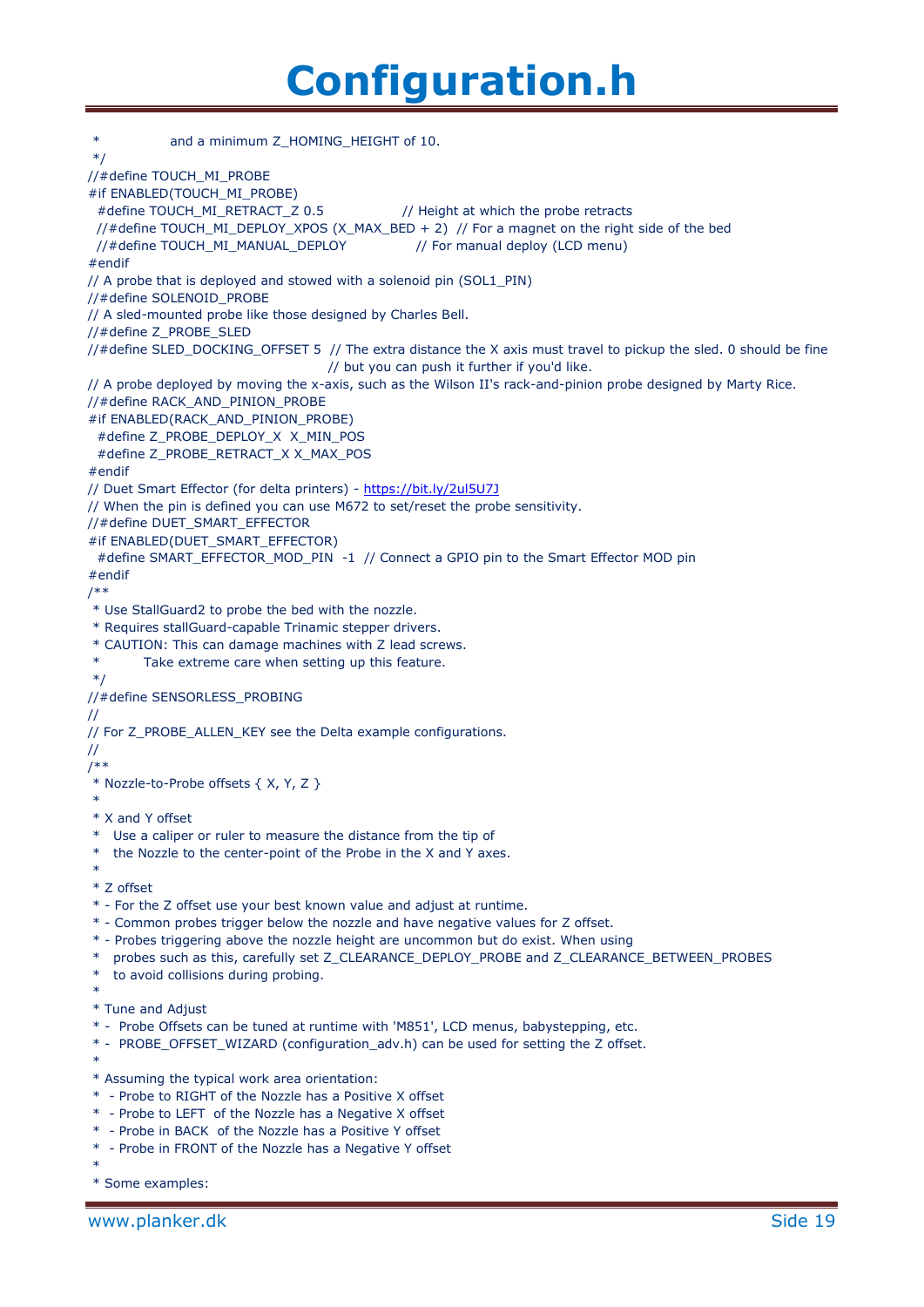# Configuration.h

```
 *              and a minimum Z_HOMING_HEIGHT of 10.
 */
//#define TOUCH_MI_PROBE
#if ENABLED(TOUCH_MI_PROBE)
  #define TOUCH_MI_RETRACT_Z 0.5                // Height at which the probe retracts
  //#define TOUCH_MI_DEPLOY_XPOS (X_MAX_BED + 2)  // For a magnet on the right side of the bed
  //#define TOUCH_MI_MANUAL_DEPLOY                // For manual deploy (LCD menu)
#endif
// A probe that is deployed and stowed with a solenoid pin (SOL1_PIN)
//#define SOLENOID_PROBE
// A sled-mounted probe like those designed by Charles Bell.
//#define Z_PROBE_SLED
//#define SLED_DOCKING_OFFSET 5  // The extra distance the X axis must travel to pickup the sled. 0 should be fine
                                 // but you can push it further if you'd like.
// A probe deployed by moving the x-axis, such as the Wilson II's rack-and-pinion probe designed by Marty Rice.
//#define RACK_AND_PINION_PROBE
#if ENABLED(RACK_AND_PINION_PROBE)
  #define Z_PROBE_DEPLOY_X  X_MIN_POS
  #define Z_PROBE_RETRACT_X X_MAX_POS
#endif
// Duet Smart Effector (for delta printers) - https://bit.ly/2ul5U7J
// When the pin is defined you can use M672 to set/reset the probe sensitivity.
//#define DUET_SMART_EFFECTOR
#if ENABLED(DUET_SMART_EFFECTOR)
  #define SMART_EFFECTOR_MOD_PIN  -1  // Connect a GPIO pin to the Smart Effector MOD pin
#endif
/**
 * Use StallGuard2 to probe the bed with the nozzle.
 * Requires stallGuard-capable Trinamic stepper drivers.
 * CAUTION: This can damage machines with Z lead screws.
 *          Take extreme care when setting up this feature.
 */
//#define SENSORLESS_PROBING
//
// For Z_PROBE_ALLEN_KEY see the Delta example configurations.
//
/**
 * Nozzle-to-Probe offsets { X, Y, Z }
 *
 * X and Y offset
 *   Use a caliper or ruler to measure the distance from the tip of
 *   the Nozzle to the center-point of the Probe in the X and Y axes.
 *
 * Z offset
 * - For the Z offset use your best known value and adjust at runtime.
 * - Common probes trigger below the nozzle and have negative values for Z offset.
 * - Probes triggering above the nozzle height are uncommon but do exist. When using
 *   probes such as this, carefully set Z_CLEARANCE_DEPLOY_PROBE and Z_CLEARANCE_BETWEEN_PROBES
 *   to avoid collisions during probing.
 *
 * Tune and Adjust
 * -  Probe Offsets can be tuned at runtime with 'M851', LCD menus, babystepping, etc.
 * -  PROBE_OFFSET_WIZARD (configuration_adv.h) can be used for setting the Z offset.
 *
 * Assuming the typical work area orientation:
 *  - Probe to RIGHT of the Nozzle has a Positive X offset
 *  - Probe to LEFT  of the Nozzle has a Negative X offset
 *  - Probe in BACK  of the Nozzle has a Positive Y offset
 *  - Probe in FRONT of the Nozzle has a Negative Y offset
 *
 * Some examples:
```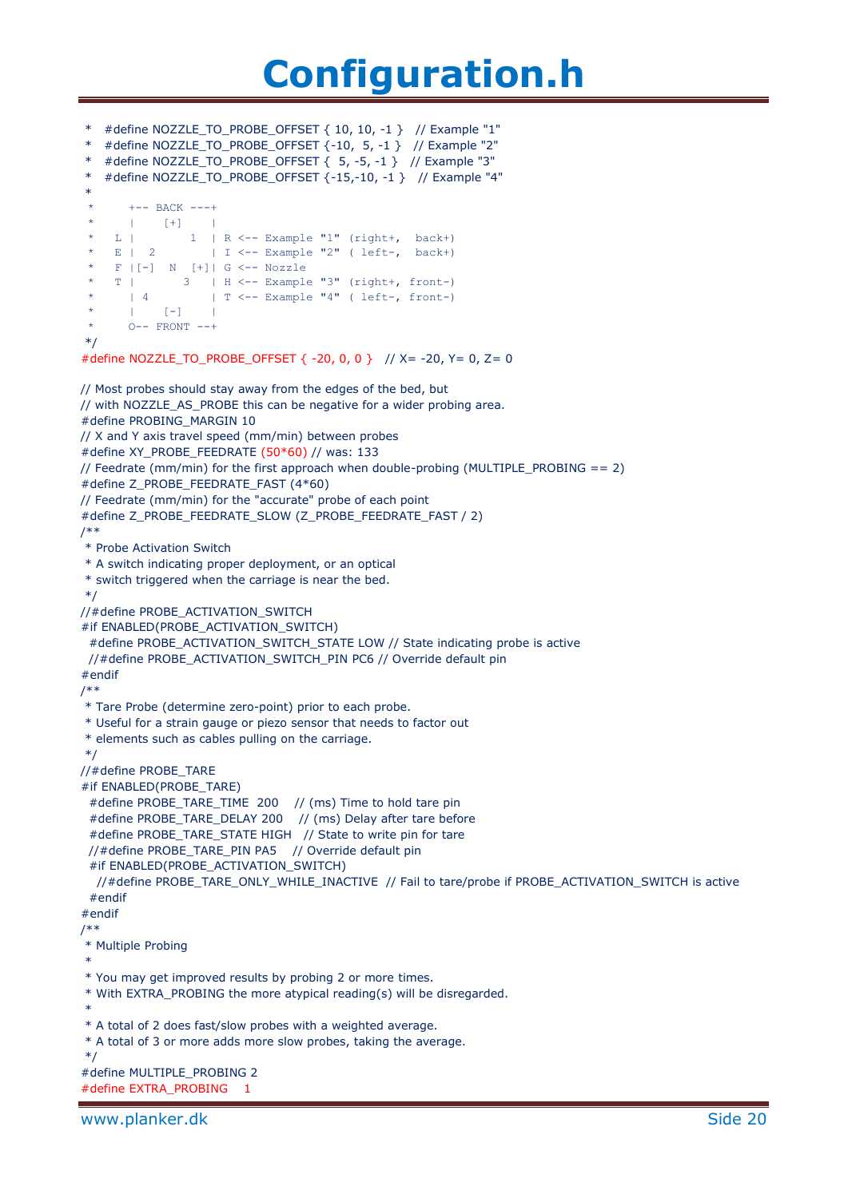# Configuration.h

```
 *   #define NOZZLE_TO_PROBE_OFFSET { 10, 10, -1 }   // Example "1"
 *   #define NOZZLE_TO_PROBE_OFFSET {-10,  5, -1 }   // Example "2"
 *   #define NOZZLE_TO_PROBE_OFFSET {  5, -5, -1 }   // Example "3"
 *   #define NOZZLE_TO_PROBE_OFFSET {-15,-10, -1 }   // Example "4"
 *
 *     +-- BACK ---+
 *     |    [+]    |
 *   L |        1  | R <-- Example "1" (right+,  back+)
 *   E |  2        | I <-- Example "2" ( left-,  back+)
 *   F |[-]  N  [+]| G <-- Nozzle
 *   T |       3   | H <-- Example "3" (right+, front-)
 *     | 4         | T <-- Example "4" ( left-, front-)
 *     |    [-]    |
 *     O-- FRONT --+
 */
#define NOZZLE_TO_PROBE_OFFSET { -20, 0, 0 }   // X= -20, Y= 0, Z= 0

// Most probes should stay away from the edges of the bed, but
// with NOZZLE_AS_PROBE this can be negative for a wider probing area.
#define PROBING_MARGIN 10
// X and Y axis travel speed (mm/min) between probes
#define XY_PROBE_FEEDRATE (50*60) // was: 133
// Feedrate (mm/min) for the first approach when double-probing (MULTIPLE_PROBING == 2)
#define Z_PROBE_FEEDRATE_FAST (4*60)
// Feedrate (mm/min) for the "accurate" probe of each point
#define Z_PROBE_FEEDRATE_SLOW (Z_PROBE_FEEDRATE_FAST / 2)
/**
 * Probe Activation Switch
 * A switch indicating proper deployment, or an optical
 * switch triggered when the carriage is near the bed.
 */
//#define PROBE_ACTIVATION_SWITCH
#if ENABLED(PROBE_ACTIVATION_SWITCH)
  #define PROBE_ACTIVATION_SWITCH_STATE LOW // State indicating probe is active
  //#define PROBE_ACTIVATION_SWITCH_PIN PC6 // Override default pin
#endif
/**
 * Tare Probe (determine zero-point) prior to each probe.
 * Useful for a strain gauge or piezo sensor that needs to factor out
 * elements such as cables pulling on the carriage.
 */
//#define PROBE_TARE
#if ENABLED(PROBE_TARE)
  #define PROBE_TARE_TIME  200    // (ms) Time to hold tare pin
  #define PROBE_TARE_DELAY 200    // (ms) Delay after tare before
  #define PROBE_TARE_STATE HIGH   // State to write pin for tare
  //#define PROBE_TARE_PIN PA5    // Override default pin
  #if ENABLED(PROBE_ACTIVATION_SWITCH)
    //#define PROBE_TARE_ONLY_WHILE_INACTIVE  // Fail to tare/probe if PROBE_ACTIVATION_SWITCH is active
  #endif
#endif
/**
 * Multiple Probing
 *
 * You may get improved results by probing 2 or more times.
 * With EXTRA_PROBING the more atypical reading(s) will be disregarded.
 *
 * A total of 2 does fast/slow probes with a weighted average.
 * A total of 3 or more adds more slow probes, taking the average.
 */
#define MULTIPLE_PROBING 2
#define EXTRA_PROBING    1
```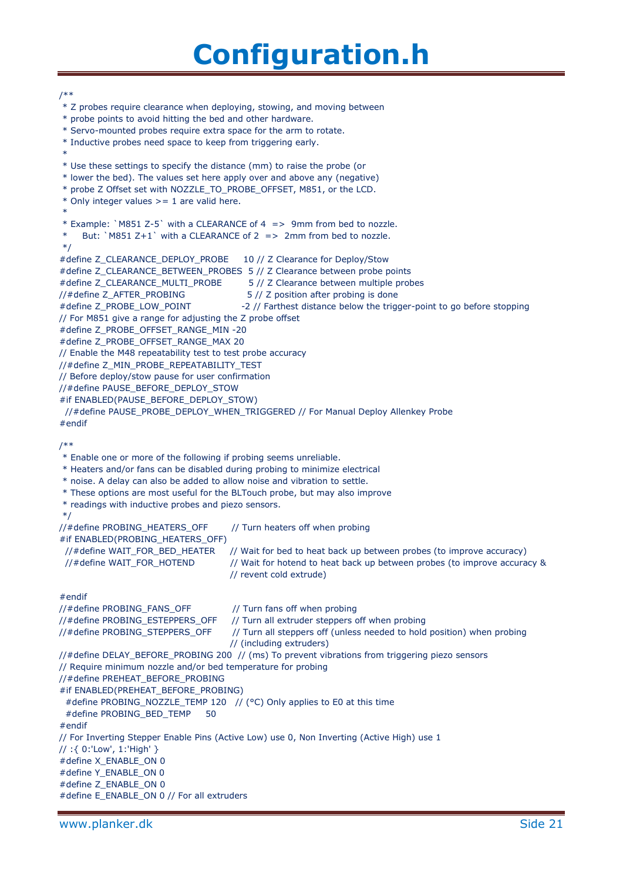# Configuration.h

```
/**
 * Z probes require clearance when deploying, stowing, and moving between
 * probe points to avoid hitting the bed and other hardware.
 * Servo-mounted probes require extra space for the arm to rotate.
 * Inductive probes need space to keep from triggering early.
 *
 * Use these settings to specify the distance (mm) to raise the probe (or
 * lower the bed). The values set here apply over and above any (negative)
 * probe Z Offset set with NOZZLE_TO_PROBE_OFFSET, M851, or the LCD.
 * Only integer values >= 1 are valid here.
 *
 * Example: `M851 Z-5` with a CLEARANCE of 4  =>  9mm from bed to nozzle.
 *     But: `M851 Z+1` with a CLEARANCE of 2  =>  2mm from bed to nozzle.
 */
#define Z_CLEARANCE_DEPLOY_PROBE    10 // Z Clearance for Deploy/Stow
#define Z_CLEARANCE_BETWEEN_PROBES  5 // Z Clearance between probe points
#define Z_CLEARANCE_MULTI_PROBE      5 // Z Clearance between multiple probes
//#define Z_AFTER_PROBING            5 // Z position after probing is done
#define Z_PROBE_LOW_POINT           -2 // Farthest distance below the trigger-point to go before stopping
// For M851 give a range for adjusting the Z probe offset
#define Z_PROBE_OFFSET_RANGE_MIN -20
#define Z_PROBE_OFFSET_RANGE_MAX 20
// Enable the M48 repeatability test to test probe accuracy
//#define Z_MIN_PROBE_REPEATABILITY_TEST
// Before deploy/stow pause for user confirmation
//#define PAUSE_BEFORE_DEPLOY_STOW
#if ENABLED(PAUSE_BEFORE_DEPLOY_STOW)
  //#define PAUSE_PROBE_DEPLOY_WHEN_TRIGGERED // For Manual Deploy Allenkey Probe
#endif

/**
 * Enable one or more of the following if probing seems unreliable.
 * Heaters and/or fans can be disabled during probing to minimize electrical
 * noise. A delay can also be added to allow noise and vibration to settle.
 * These options are most useful for the BLTouch probe, but may also improve
 * readings with inductive probes and piezo sensors.
 */
//#define PROBING_HEATERS_OFF       // Turn heaters off when probing
#if ENABLED(PROBING_HEATERS_OFF)
  //#define WAIT_FOR_BED_HEATER     // Wait for bed to heat back up between probes (to improve accuracy)
  //#define WAIT_FOR_HOTEND         // Wait for hotend to heat back up between probes (to improve accuracy &
                                    // revent cold extrude)

#endif
//#define PROBING_FANS_OFF          // Turn fans off when probing
//#define PROBING_ESTEPPERS_OFF     // Turn all extruder steppers off when probing
//#define PROBING_STEPPERS_OFF      // Turn all steppers off (unless needed to hold position) when probing
                                    // (including extruders)
//#define DELAY_BEFORE_PROBING 200  // (ms) To prevent vibrations from triggering piezo sensors
// Require minimum nozzle and/or bed temperature for probing
//#define PREHEAT_BEFORE_PROBING
#if ENABLED(PREHEAT_BEFORE_PROBING)
  #define PROBING_NOZZLE_TEMP 120   // (°C) Only applies to E0 at this time
  #define PROBING_BED_TEMP     50
#endif
// For Inverting Stepper Enable Pins (Active Low) use 0, Non Inverting (Active High) use 1
// :{ 0:'Low', 1:'High' }
#define X_ENABLE_ON 0
#define Y_ENABLE_ON 0
#define Z_ENABLE_ON 0
#define E_ENABLE_ON 0 // For all extruders
```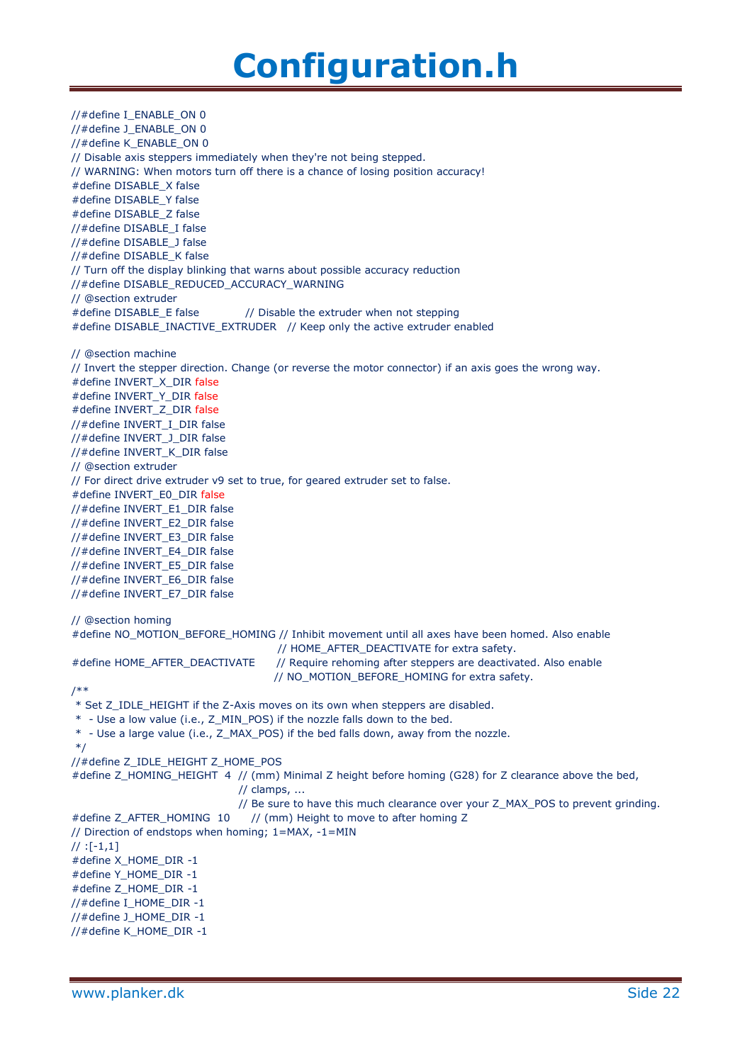# Configuration.h

```
//#define I_ENABLE_ON 0
//#define J_ENABLE_ON 0
//#define K_ENABLE_ON 0
// Disable axis steppers immediately when they're not being stepped.
// WARNING: When motors turn off there is a chance of losing position accuracy!
#define DISABLE_X false
#define DISABLE_Y false
#define DISABLE_Z false
//#define DISABLE_I false
//#define DISABLE_J false
//#define DISABLE_K false
// Turn off the display blinking that warns about possible accuracy reduction
//#define DISABLE_REDUCED_ACCURACY_WARNING
// @section extruder
#define DISABLE_E false          // Disable the extruder when not stepping
#define DISABLE_INACTIVE_EXTRUDER   // Keep only the active extruder enabled

// @section machine
// Invert the stepper direction. Change (or reverse the motor connector) if an axis goes the wrong way.
#define INVERT_X_DIR false
#define INVERT_Y_DIR false
#define INVERT_Z_DIR false
//#define INVERT_I_DIR false
//#define INVERT_J_DIR false
//#define INVERT_K_DIR false
// @section extruder
// For direct drive extruder v9 set to true, for geared extruder set to false.
#define INVERT_E0_DIR false
//#define INVERT_E1_DIR false
//#define INVERT_E2_DIR false
//#define INVERT_E3_DIR false
//#define INVERT_E4_DIR false
//#define INVERT_E5_DIR false
//#define INVERT_E6_DIR false
//#define INVERT_E7_DIR false

// @section homing
#define NO_MOTION_BEFORE_HOMING // Inhibit movement until all axes have been homed. Also enable
                                // HOME_AFTER_DEACTIVATE for extra safety.
#define HOME_AFTER_DEACTIVATE   // Require rehoming after steppers are deactivated. Also enable
                                // NO_MOTION_BEFORE_HOMING for extra safety.
/**
 * Set Z_IDLE_HEIGHT if the Z-Axis moves on its own when steppers are disabled.
 *  - Use a low value (i.e., Z_MIN_POS) if the nozzle falls down to the bed.
 *  - Use a large value (i.e., Z_MAX_POS) if the bed falls down, away from the nozzle.
 */
//#define Z_IDLE_HEIGHT Z_HOME_POS
#define Z_HOMING_HEIGHT  4  // (mm) Minimal Z height before homing (G28) for Z clearance above the bed,
                            // clamps, ...
                            // Be sure to have this much clearance over your Z_MAX_POS to prevent grinding.
#define Z_AFTER_HOMING  10     // (mm) Height to move to after homing Z
// Direction of endstops when homing; 1=MAX, -1=MIN
// :[-1,1]
#define X_HOME_DIR -1
#define Y_HOME_DIR -1
#define Z_HOME_DIR -1
//#define I_HOME_DIR -1
//#define J_HOME_DIR -1
//#define K_HOME_DIR -1
```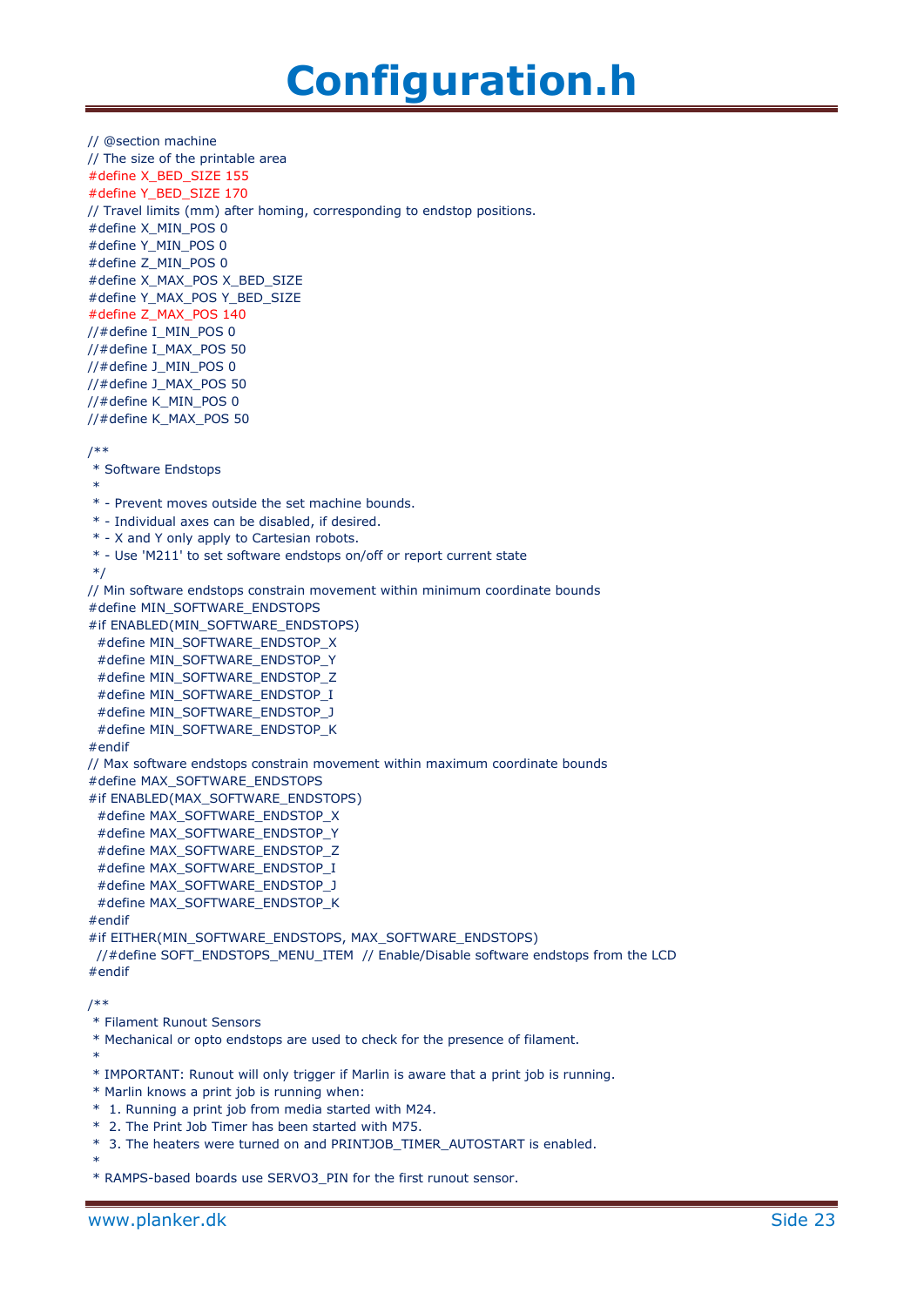# Configuration.h

```
// @section machine
// The size of the printable area
#define X_BED_SIZE 155
#define Y_BED_SIZE 170
// Travel limits (mm) after homing, corresponding to endstop positions.
#define X_MIN_POS 0
#define Y_MIN_POS 0
#define Z_MIN_POS 0
#define X_MAX_POS X_BED_SIZE
#define Y_MAX_POS Y_BED_SIZE
#define Z_MAX_POS 140
//#define I_MIN_POS 0
//#define I_MAX_POS 50
//#define J_MIN_POS 0
//#define J_MAX_POS 50
//#define K_MIN_POS 0
//#define K_MAX_POS 50

/**
 * Software Endstops
 *
 * - Prevent moves outside the set machine bounds.
 * - Individual axes can be disabled, if desired.
 * - X and Y only apply to Cartesian robots.
 * - Use 'M211' to set software endstops on/off or report current state
 */
// Min software endstops constrain movement within minimum coordinate bounds
#define MIN_SOFTWARE_ENDSTOPS
#if ENABLED(MIN_SOFTWARE_ENDSTOPS)
  #define MIN_SOFTWARE_ENDSTOP_X
  #define MIN_SOFTWARE_ENDSTOP_Y
  #define MIN_SOFTWARE_ENDSTOP_Z
  #define MIN_SOFTWARE_ENDSTOP_I
  #define MIN_SOFTWARE_ENDSTOP_J
  #define MIN_SOFTWARE_ENDSTOP_K
#endif
// Max software endstops constrain movement within maximum coordinate bounds
#define MAX_SOFTWARE_ENDSTOPS
#if ENABLED(MAX_SOFTWARE_ENDSTOPS)
  #define MAX_SOFTWARE_ENDSTOP_X
  #define MAX_SOFTWARE_ENDSTOP_Y
  #define MAX_SOFTWARE_ENDSTOP_Z
  #define MAX_SOFTWARE_ENDSTOP_I
  #define MAX_SOFTWARE_ENDSTOP_J
  #define MAX_SOFTWARE_ENDSTOP_K
#endif
#if EITHER(MIN_SOFTWARE_ENDSTOPS, MAX_SOFTWARE_ENDSTOPS)
  //#define SOFT_ENDSTOPS_MENU_ITEM  // Enable/Disable software endstops from the LCD
#endif

/**
 * Filament Runout Sensors
 * Mechanical or opto endstops are used to check for the presence of filament.
 *
 * IMPORTANT: Runout will only trigger if Marlin is aware that a print job is running.
 * Marlin knows a print job is running when:
 *  1. Running a print job from media started with M24.
 *  2. The Print Job Timer has been started with M75.
 *  3. The heaters were turned on and PRINTJOB_TIMER_AUTOSTART is enabled.
 *
 * RAMPS-based boards use SERVO3_PIN for the first runout sensor.
```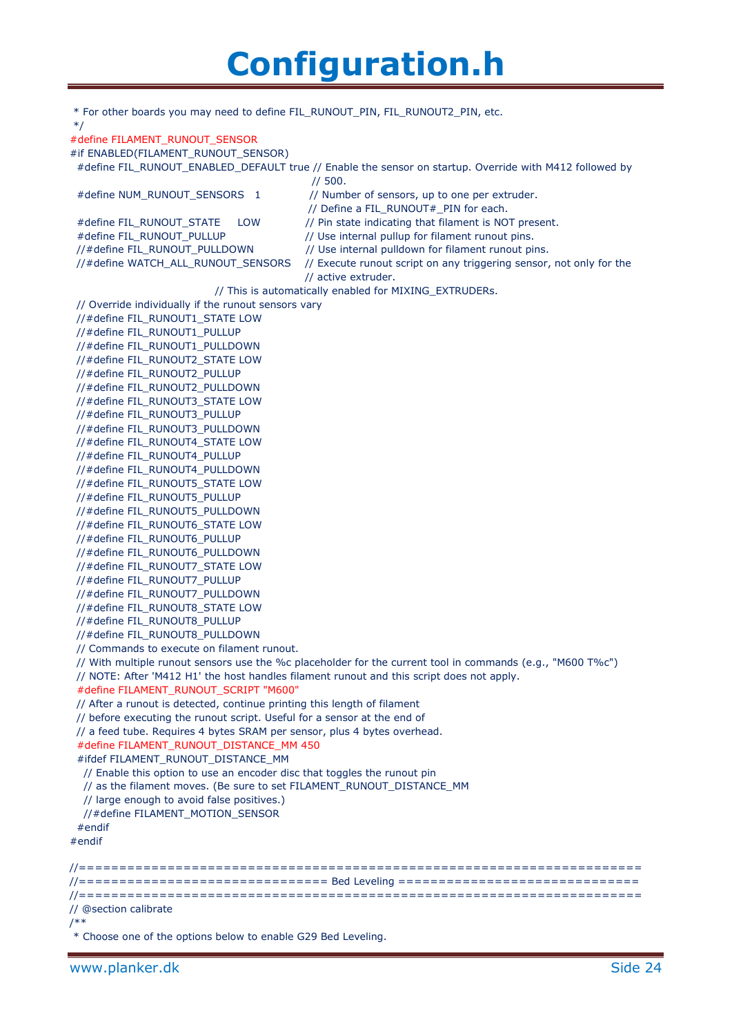# Configuration.h

```
 * For other boards you may need to define FIL_RUNOUT_PIN, FIL_RUNOUT2_PIN, etc.
 */
#define FILAMENT_RUNOUT_SENSOR
#if ENABLED(FILAMENT_RUNOUT_SENSOR)
  #define FIL_RUNOUT_ENABLED_DEFAULT true // Enable the sensor on startup. Override with M412 followed by
                                          // 500.
  #define NUM_RUNOUT_SENSORS   1          // Number of sensors, up to one per extruder.
                                          // Define a FIL_RUNOUT#_PIN for each.
  #define FIL_RUNOUT_STATE     LOW        // Pin state indicating that filament is NOT present.
  #define FIL_RUNOUT_PULLUP               // Use internal pullup for filament runout pins.
  //#define FIL_RUNOUT_PULLDOWN           // Use internal pulldown for filament runout pins.
  //#define WATCH_ALL_RUNOUT_SENSORS      // Execute runout script on any triggering sensor, not only for the
                                          // active extruder.
                              // This is automatically enabled for MIXING_EXTRUDERs.
  // Override individually if the runout sensors vary
  //#define FIL_RUNOUT1_STATE LOW
  //#define FIL_RUNOUT1_PULLUP
  //#define FIL_RUNOUT1_PULLDOWN
  //#define FIL_RUNOUT2_STATE LOW
  //#define FIL_RUNOUT2_PULLUP
  //#define FIL_RUNOUT2_PULLDOWN
  //#define FIL_RUNOUT3_STATE LOW
  //#define FIL_RUNOUT3_PULLUP
  //#define FIL_RUNOUT3_PULLDOWN
  //#define FIL_RUNOUT4_STATE LOW
  //#define FIL_RUNOUT4_PULLUP
  //#define FIL_RUNOUT4_PULLDOWN
  //#define FIL_RUNOUT5_STATE LOW
  //#define FIL_RUNOUT5_PULLUP
  //#define FIL_RUNOUT5_PULLDOWN
  //#define FIL_RUNOUT6_STATE LOW
  //#define FIL_RUNOUT6_PULLUP
  //#define FIL_RUNOUT6_PULLDOWN
  //#define FIL_RUNOUT7_STATE LOW
  //#define FIL_RUNOUT7_PULLUP
  //#define FIL_RUNOUT7_PULLDOWN
  //#define FIL_RUNOUT8_STATE LOW
  //#define FIL_RUNOUT8_PULLUP
  //#define FIL_RUNOUT8_PULLDOWN
  // Commands to execute on filament runout.
  // With multiple runout sensors use the %c placeholder for the current tool in commands (e.g., "M600 T%c")
  // NOTE: After 'M412 H1' the host handles filament runout and this script does not apply.
  #define FILAMENT_RUNOUT_SCRIPT "M600"
  // After a runout is detected, continue printing this length of filament
  // before executing the runout script. Useful for a sensor at the end of
  // a feed tube. Requires 4 bytes SRAM per sensor, plus 4 bytes overhead.
  #define FILAMENT_RUNOUT_DISTANCE_MM 450
  #ifdef FILAMENT_RUNOUT_DISTANCE_MM
    // Enable this option to use an encoder disc that toggles the runout pin
    // as the filament moves. (Be sure to set FILAMENT_RUNOUT_DISTANCE_MM
    // large enough to avoid false positives.)
    //#define FILAMENT_MOTION_SENSOR
  #endif
#endif

//===========================================================================
//=============================== Bed Leveling ==============================
//===========================================================================
// @section calibrate
/**
 * Choose one of the options below to enable G29 Bed Leveling.
```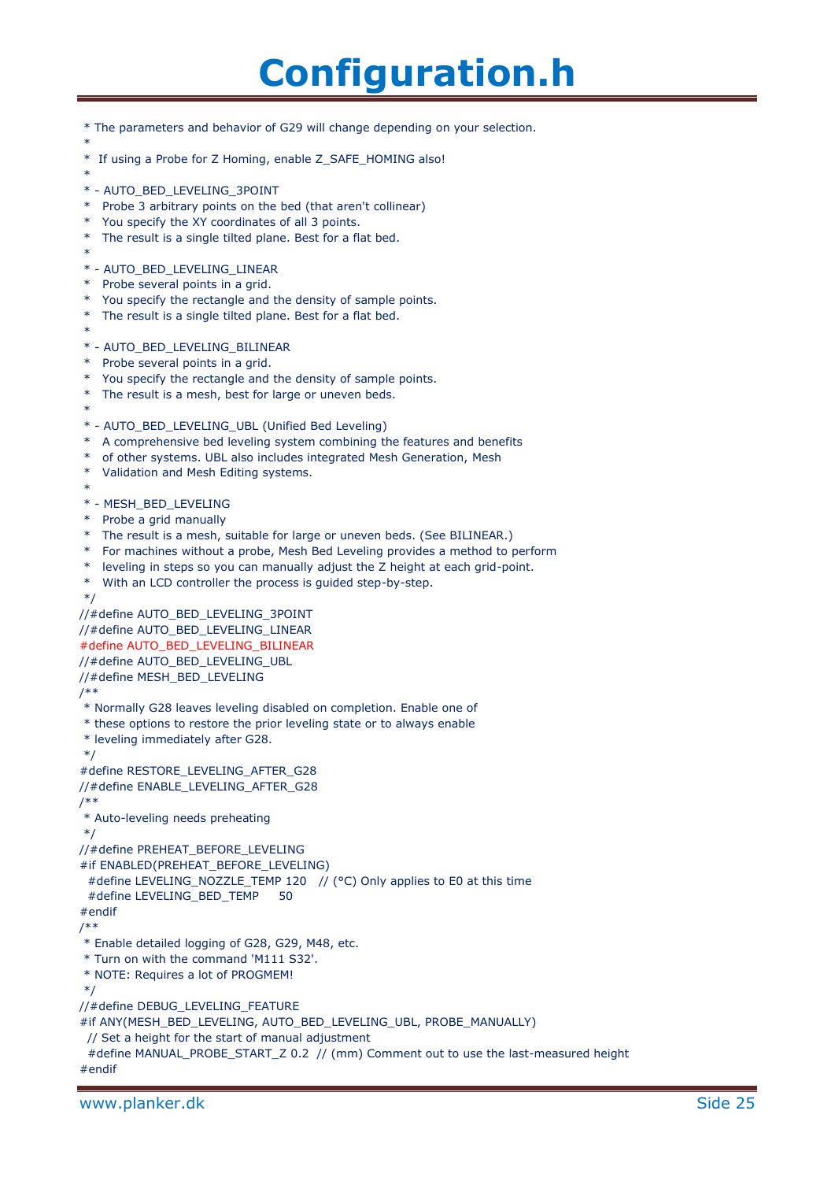# Configuration.h

```
 * The parameters and behavior of G29 will change depending on your selection.
 *
 *  If using a Probe for Z Homing, enable Z_SAFE_HOMING also!
 *
 * - AUTO_BED_LEVELING_3POINT
 *   Probe 3 arbitrary points on the bed (that aren't collinear)
 *   You specify the XY coordinates of all 3 points.
 *   The result is a single tilted plane. Best for a flat bed.
 *
 * - AUTO_BED_LEVELING_LINEAR
 *   Probe several points in a grid.
 *   You specify the rectangle and the density of sample points.
 *   The result is a single tilted plane. Best for a flat bed.
 *
 * - AUTO_BED_LEVELING_BILINEAR
 *   Probe several points in a grid.
 *   You specify the rectangle and the density of sample points.
 *   The result is a mesh, best for large or uneven beds.
 *
 * - AUTO_BED_LEVELING_UBL (Unified Bed Leveling)
 *   A comprehensive bed leveling system combining the features and benefits
 *   of other systems. UBL also includes integrated Mesh Generation, Mesh
 *   Validation and Mesh Editing systems.
 *
 * - MESH_BED_LEVELING
 *   Probe a grid manually
 *   The result is a mesh, suitable for large or uneven beds. (See BILINEAR.)
 *   For machines without a probe, Mesh Bed Leveling provides a method to perform
 *   leveling in steps so you can manually adjust the Z height at each grid-point.
 *   With an LCD controller the process is guided step-by-step.
 */
//#define AUTO_BED_LEVELING_3POINT
//#define AUTO_BED_LEVELING_LINEAR
#define AUTO_BED_LEVELING_BILINEAR
//#define AUTO_BED_LEVELING_UBL
//#define MESH_BED_LEVELING
/**
 * Normally G28 leaves leveling disabled on completion. Enable one of
 * these options to restore the prior leveling state or to always enable
 * leveling immediately after G28.
 */
#define RESTORE_LEVELING_AFTER_G28
//#define ENABLE_LEVELING_AFTER_G28
/**
 * Auto-leveling needs preheating
 */
//#define PREHEAT_BEFORE_LEVELING
#if ENABLED(PREHEAT_BEFORE_LEVELING)
  #define LEVELING_NOZZLE_TEMP 120   // (°C) Only applies to E0 at this time
  #define LEVELING_BED_TEMP     50
#endif
/**
 * Enable detailed logging of G28, G29, M48, etc.
 * Turn on with the command 'M111 S32'.
 * NOTE: Requires a lot of PROGMEM!
 */
//#define DEBUG_LEVELING_FEATURE
#if ANY(MESH_BED_LEVELING, AUTO_BED_LEVELING_UBL, PROBE_MANUALLY)
  // Set a height for the start of manual adjustment
  #define MANUAL_PROBE_START_Z 0.2  // (mm) Comment out to use the last-measured height
#endif
```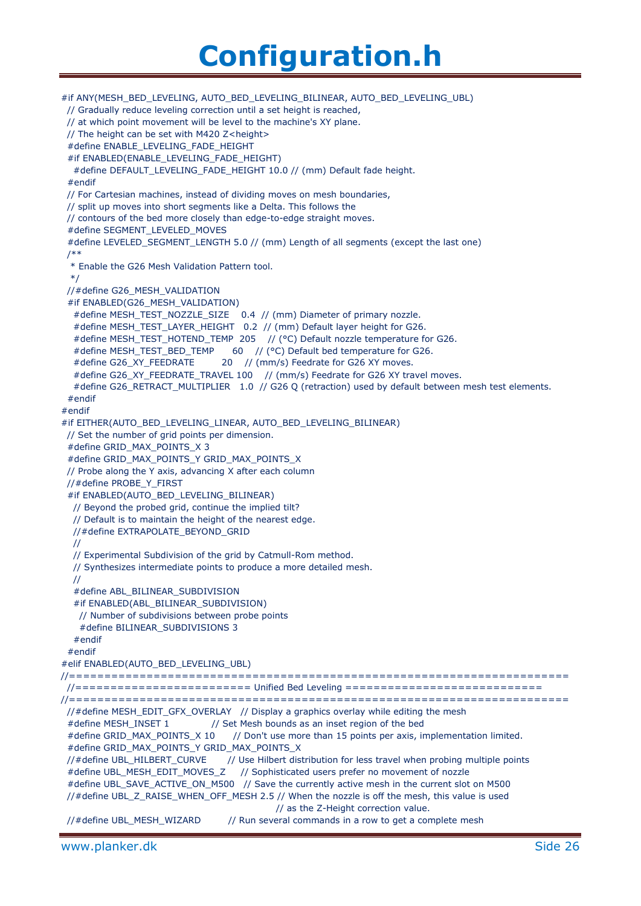# Configuration.h

```
#if ANY(MESH_BED_LEVELING, AUTO_BED_LEVELING_BILINEAR, AUTO_BED_LEVELING_UBL)
  // Gradually reduce leveling correction until a set height is reached,
  // at which point movement will be level to the machine's XY plane.
  // The height can be set with M420 Z<height>
  #define ENABLE_LEVELING_FADE_HEIGHT
  #if ENABLED(ENABLE_LEVELING_FADE_HEIGHT)
    #define DEFAULT_LEVELING_FADE_HEIGHT 10.0 // (mm) Default fade height.
  #endif
  // For Cartesian machines, instead of dividing moves on mesh boundaries,
  // split up moves into short segments like a Delta. This follows the
  // contours of the bed more closely than edge-to-edge straight moves.
  #define SEGMENT_LEVELED_MOVES
  #define LEVELED_SEGMENT_LENGTH 5.0 // (mm) Length of all segments (except the last one)
  /**
   * Enable the G26 Mesh Validation Pattern tool.
   */
  //#define G26_MESH_VALIDATION
  #if ENABLED(G26_MESH_VALIDATION)
    #define MESH_TEST_NOZZLE_SIZE    0.4  // (mm) Diameter of primary nozzle.
    #define MESH_TEST_LAYER_HEIGHT   0.2  // (mm) Default layer height for G26.
    #define MESH_TEST_HOTEND_TEMP  205    // (°C) Default nozzle temperature for G26.
    #define MESH_TEST_BED_TEMP      60    // (°C) Default bed temperature for G26.
    #define G26_XY_FEEDRATE         20    // (mm/s) Feedrate for G26 XY moves.
    #define G26_XY_FEEDRATE_TRAVEL 100    // (mm/s) Feedrate for G26 XY travel moves.
    #define G26_RETRACT_MULTIPLIER   1.0  // G26 Q (retraction) used by default between mesh test elements.
  #endif
#endif
#if EITHER(AUTO_BED_LEVELING_LINEAR, AUTO_BED_LEVELING_BILINEAR)
  // Set the number of grid points per dimension.
  #define GRID_MAX_POINTS_X 3
  #define GRID_MAX_POINTS_Y GRID_MAX_POINTS_X
  // Probe along the Y axis, advancing X after each column
  //#define PROBE_Y_FIRST
  #if ENABLED(AUTO_BED_LEVELING_BILINEAR)
    // Beyond the probed grid, continue the implied tilt?
    // Default is to maintain the height of the nearest edge.
    //#define EXTRAPOLATE_BEYOND_GRID
    //
    // Experimental Subdivision of the grid by Catmull-Rom method.
    // Synthesizes intermediate points to produce a more detailed mesh.
    //
    #define ABL_BILINEAR_SUBDIVISION
    #if ENABLED(ABL_BILINEAR_SUBDIVISION)
      // Number of subdivisions between probe points
      #define BILINEAR_SUBDIVISIONS 3
    #endif
  #endif
#elif ENABLED(AUTO_BED_LEVELING_UBL)
//===========================================================================
  //========================= Unified Bed Leveling ============================
//===========================================================================
  //#define MESH_EDIT_GFX_OVERLAY   // Display a graphics overlay while editing the mesh
  #define MESH_INSET 1              // Set Mesh bounds as an inset region of the bed
  #define GRID_MAX_POINTS_X 10      // Don't use more than 15 points per axis, implementation limited.
  #define GRID_MAX_POINTS_Y GRID_MAX_POINTS_X
  //#define UBL_HILBERT_CURVE       // Use Hilbert distribution for less travel when probing multiple points
  #define UBL_MESH_EDIT_MOVES_Z     // Sophisticated users prefer no movement of nozzle
  #define UBL_SAVE_ACTIVE_ON_M500   // Save the currently active mesh in the current slot on M500
  //#define UBL_Z_RAISE_WHEN_OFF_MESH 2.5 // When the nozzle is off the mesh, this value is used
                                          // as the Z-Height correction value.
  //#define UBL_MESH_WIZARD         // Run several commands in a row to get a complete mesh
```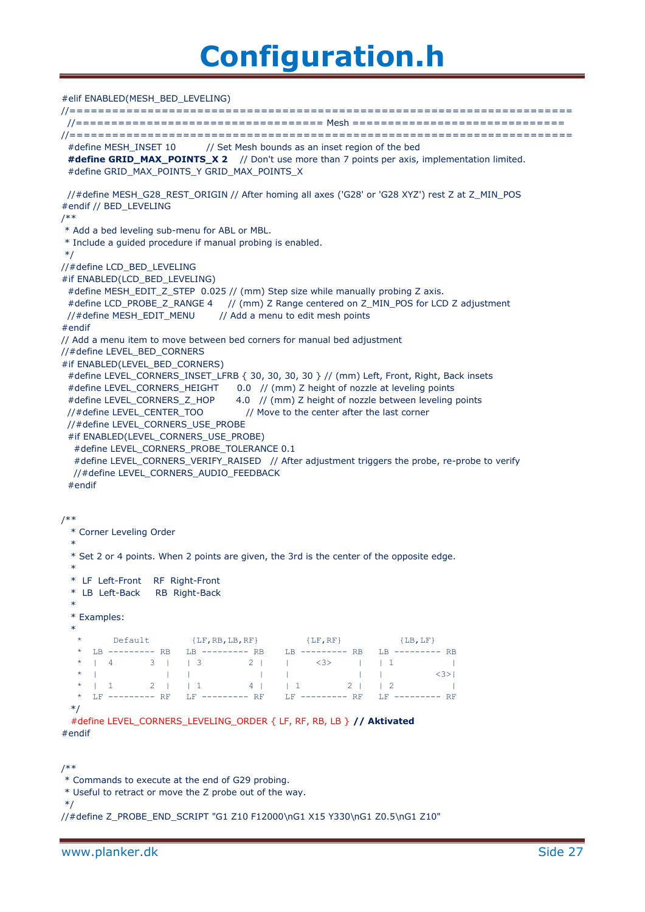# Configuration.h

```
#elif ENABLED(MESH_BED_LEVELING)
//===========================================================================
  //=================================== Mesh ================================
//===========================================================================
  #define MESH_INSET 10          // Set Mesh bounds as an inset region of the bed
  #define GRID_MAX_POINTS_X 2    // Don't use more than 7 points per axis, implementation limited.
  #define GRID_MAX_POINTS_Y GRID_MAX_POINTS_X

  //#define MESH_G28_REST_ORIGIN // After homing all axes ('G28' or 'G28 XYZ') rest Z at Z_MIN_POS
#endif // BED_LEVELING
/**
 * Add a bed leveling sub-menu for ABL or MBL.
 * Include a guided procedure if manual probing is enabled.
 */
//#define LCD_BED_LEVELING
#if ENABLED(LCD_BED_LEVELING)
  #define MESH_EDIT_Z_STEP  0.025 // (mm) Step size while manually probing Z axis.
  #define LCD_PROBE_Z_RANGE 4     // (mm) Z Range centered on Z_MIN_POS for LCD Z adjustment
  //#define MESH_EDIT_MENU        // Add a menu to edit mesh points
#endif
// Add a menu item to move between bed corners for manual bed adjustment
//#define LEVEL_BED_CORNERS
#if ENABLED(LEVEL_BED_CORNERS)
  #define LEVEL_CORNERS_INSET_LFRB { 30, 30, 30, 30 } // (mm) Left, Front, Right, Back insets
  #define LEVEL_CORNERS_HEIGHT      0.0   // (mm) Z height of nozzle at leveling points
  #define LEVEL_CORNERS_Z_HOP       4.0   // (mm) Z height of nozzle between leveling points
  //#define LEVEL_CENTER_TOO              // Move to the center after the last corner
  //#define LEVEL_CORNERS_USE_PROBE
  #if ENABLED(LEVEL_CORNERS_USE_PROBE)
    #define LEVEL_CORNERS_PROBE_TOLERANCE 0.1
    #define LEVEL_CORNERS_VERIFY_RAISED   // After adjustment triggers the probe, re-probe to verify
    //#define LEVEL_CORNERS_AUDIO_FEEDBACK
  #endif


/**
   * Corner Leveling Order
   *
   * Set 2 or 4 points. When 2 points are given, the 3rd is the center of the opposite edge.
   *
   *  LF  Left-Front    RF  Right-Front
   *  LB  Left-Back     RB  Right-Back
   *
   * Examples:
   *
   *      Default        {LF,RB,LB,RF}         {LF,RF}           {LB,LF}
   *  LB --------- RB   LB --------- RB    LB --------- RB   LB --------- RB
   *  |  4       3  |   | 3         2 |    |     <3>     |   | 1           |
   *  |             |   |             |    |             |   |          <3>|
   *  |  1       2  |   | 1         4 |    | 1         2 |   | 2           |
   *  LF --------- RF   LF --------- RF    LF --------- RF   LF --------- RF
   */
   #define LEVEL_CORNERS_LEVELING_ORDER { LF, RF, RB, LB } // Aktivated
#endif


/**
 * Commands to execute at the end of G29 probing.
 * Useful to retract or move the Z probe out of the way.
 */
//#define Z_PROBE_END_SCRIPT "G1 Z10 F12000\nG1 X15 Y330\nG1 Z0.5\nG1 Z10"
```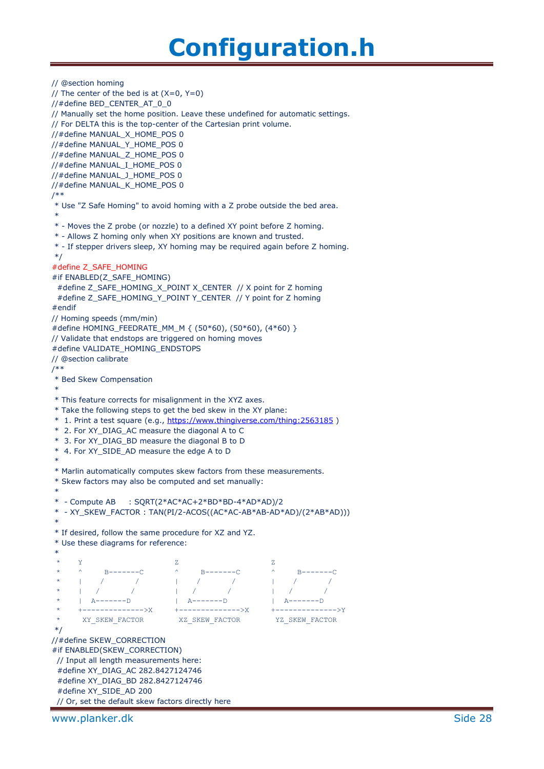# Configuration.h

```
// @section homing
// The center of the bed is at (X=0, Y=0)
//#define BED_CENTER_AT_0_0
// Manually set the home position. Leave these undefined for automatic settings.
// For DELTA this is the top-center of the Cartesian print volume.
//#define MANUAL_X_HOME_POS 0
//#define MANUAL_Y_HOME_POS 0
//#define MANUAL_Z_HOME_POS 0
//#define MANUAL_I_HOME_POS 0
//#define MANUAL_J_HOME_POS 0
//#define MANUAL_K_HOME_POS 0
/**
 * Use "Z Safe Homing" to avoid homing with a Z probe outside the bed area.
 *
 * - Moves the Z probe (or nozzle) to a defined XY point before Z homing.
 * - Allows Z homing only when XY positions are known and trusted.
 * - If stepper drivers sleep, XY homing may be required again before Z homing.
 */
#define Z_SAFE_HOMING
#if ENABLED(Z_SAFE_HOMING)
  #define Z_SAFE_HOMING_X_POINT X_CENTER  // X point for Z homing
  #define Z_SAFE_HOMING_Y_POINT Y_CENTER  // Y point for Z homing
#endif
// Homing speeds (mm/min)
#define HOMING_FEEDRATE_MM_M { (50*60), (50*60), (4*60) }
// Validate that endstops are triggered on homing moves
#define VALIDATE_HOMING_ENDSTOPS
// @section calibrate
/**
 * Bed Skew Compensation
 *
 * This feature corrects for misalignment in the XYZ axes.
 * Take the following steps to get the bed skew in the XY plane:
 *  1. Print a test square (e.g., https://www.thingiverse.com/thing:2563185 )
 *  2. For XY_DIAG_AC measure the diagonal A to C
 *  3. For XY_DIAG_BD measure the diagonal B to D
 *  4. For XY_SIDE_AD measure the edge A to D
 *
 * Marlin automatically computes skew factors from these measurements.
 * Skew factors may also be computed and set manually:
 *
 *  - Compute AB     : SQRT(2*AC*AC+2*BD*BD-4*AD*AD)/2
 *  - XY_SKEW_FACTOR : TAN(PI/2-ACOS((AC*AC-AB*AB-AD*AD)/(2*AB*AD)))
 *
 * If desired, follow the same procedure for XZ and YZ.
 * Use these diagrams for reference:
 *
 *    Y                     Z                     Z
 *    ^     B-------C       ^     B-------C       ^     B-------C
 *    |    /       /        |    /       /        |    /       /
 *    |   /       /         |   /       /         |   /       /
 *    |  A-------D          |  A-------D          |  A-------D
 *    +-------------->X     +-------------->X     +-------------->Y
 *     XY_SKEW_FACTOR        XZ_SKEW_FACTOR        YZ_SKEW_FACTOR
 */
//#define SKEW_CORRECTION
#if ENABLED(SKEW_CORRECTION)
  // Input all length measurements here:
  #define XY_DIAG_AC 282.8427124746
  #define XY_DIAG_BD 282.8427124746
  #define XY_SIDE_AD 200
  // Or, set the default skew factors directly here
```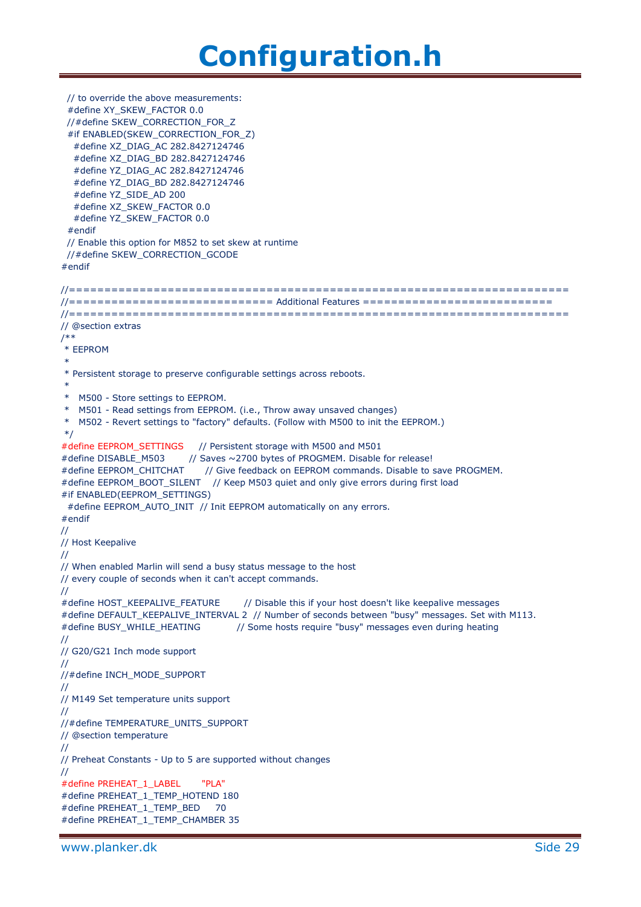# Configuration.h

```
  // to override the above measurements:
  #define XY_SKEW_FACTOR 0.0
  //#define SKEW_CORRECTION_FOR_Z
  #if ENABLED(SKEW_CORRECTION_FOR_Z)
    #define XZ_DIAG_AC 282.8427124746
    #define XZ_DIAG_BD 282.8427124746
    #define YZ_DIAG_AC 282.8427124746
    #define YZ_DIAG_BD 282.8427124746
    #define YZ_SIDE_AD 200
    #define XZ_SKEW_FACTOR 0.0
    #define YZ_SKEW_FACTOR 0.0
  #endif
  // Enable this option for M852 to set skew at runtime
  //#define SKEW_CORRECTION_GCODE
#endif

//===========================================================================
//============================= Additional Features ===========================
//===========================================================================
// @section extras
/**
 * EEPROM
 *
 * Persistent storage to preserve configurable settings across reboots.
 *
 *   M500 - Store settings to EEPROM.
 *   M501 - Read settings from EEPROM. (i.e., Throw away unsaved changes)
 *   M502 - Revert settings to "factory" defaults. (Follow with M500 to init the EEPROM.)
 */
#define EEPROM_SETTINGS     // Persistent storage with M500 and M501
#define DISABLE_M503        // Saves ~2700 bytes of PROGMEM. Disable for release!
#define EEPROM_CHITCHAT     // Give feedback on EEPROM commands. Disable to save PROGMEM.
#define EEPROM_BOOT_SILENT    // Keep M503 quiet and only give errors during first load
#if ENABLED(EEPROM_SETTINGS)
  #define EEPROM_AUTO_INIT  // Init EEPROM automatically on any errors.
#endif
//
// Host Keepalive
//
// When enabled Marlin will send a busy status message to the host
// every couple of seconds when it can't accept commands.
//
#define HOST_KEEPALIVE_FEATURE        // Disable this if your host doesn't like keepalive messages
#define DEFAULT_KEEPALIVE_INTERVAL 2  // Number of seconds between "busy" messages. Set with M113.
#define BUSY_WHILE_HEATING            // Some hosts require "busy" messages even during heating
//
// G20/G21 Inch mode support
//
//#define INCH_MODE_SUPPORT
//
// M149 Set temperature units support
//
//#define TEMPERATURE_UNITS_SUPPORT
// @section temperature
//
// Preheat Constants - Up to 5 are supported without changes
//
#define PREHEAT_1_LABEL       "PLA"
#define PREHEAT_1_TEMP_HOTEND 180
#define PREHEAT_1_TEMP_BED     70
#define PREHEAT_1_TEMP_CHAMBER 35
```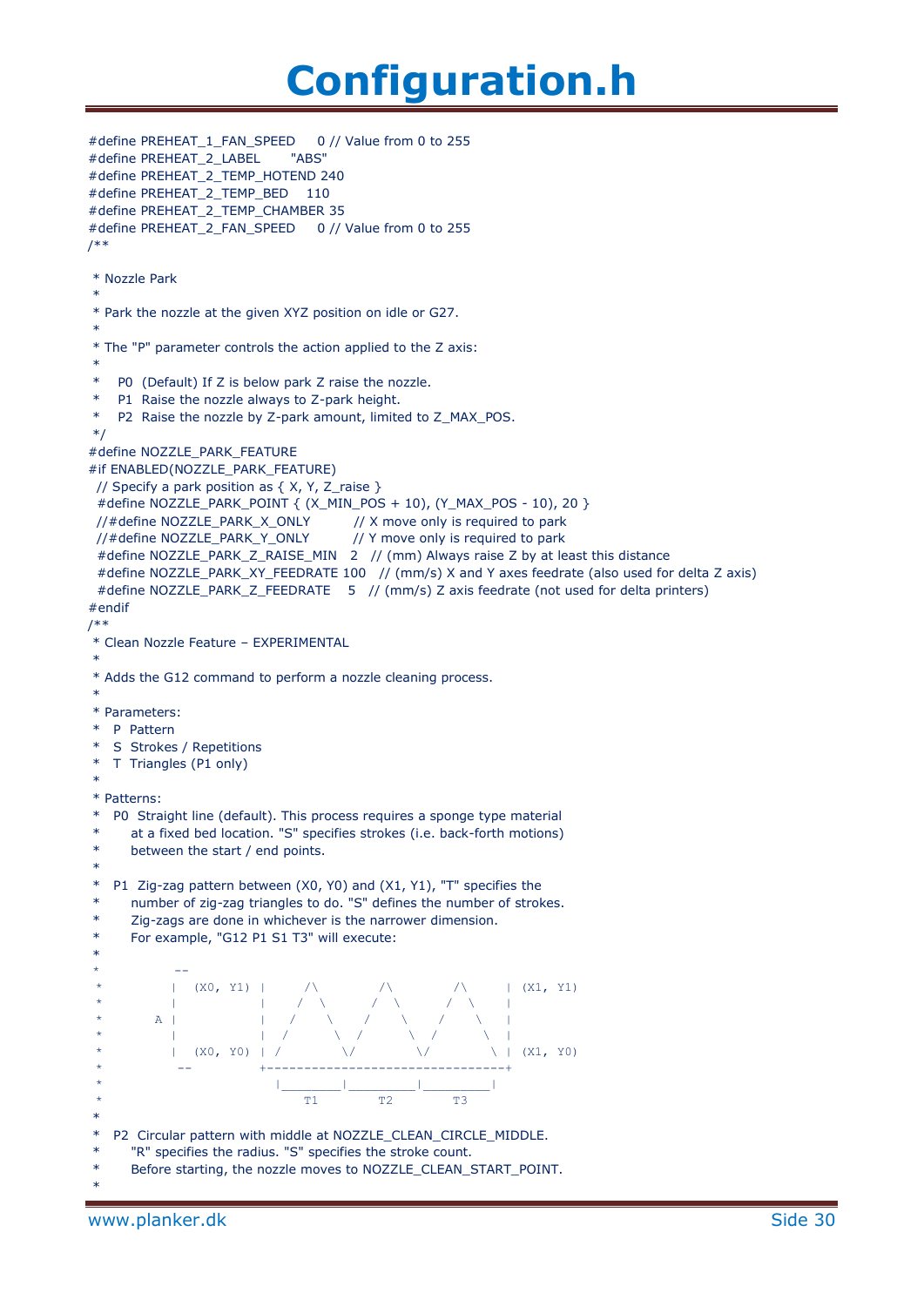# Configuration.h

```
#define PREHEAT_1_FAN_SPEED     0 // Value from 0 to 255
#define PREHEAT_2_LABEL       "ABS"
#define PREHEAT_2_TEMP_HOTEND 240
#define PREHEAT_2_TEMP_BED    110
#define PREHEAT_2_TEMP_CHAMBER 35
#define PREHEAT_2_FAN_SPEED     0 // Value from 0 to 255
/**

 * Nozzle Park
 *
 * Park the nozzle at the given XYZ position on idle or G27.
 *
 * The "P" parameter controls the action applied to the Z axis:
 *
 *    P0  (Default) If Z is below park Z raise the nozzle.
 *    P1  Raise the nozzle always to Z-park height.
 *    P2  Raise the nozzle by Z-park amount, limited to Z_MAX_POS.
 */
#define NOZZLE_PARK_FEATURE
#if ENABLED(NOZZLE_PARK_FEATURE)
  // Specify a park position as { X, Y, Z_raise }
  #define NOZZLE_PARK_POINT { (X_MIN_POS + 10), (Y_MAX_POS - 10), 20 }
  //#define NOZZLE_PARK_X_ONLY          // X move only is required to park
  //#define NOZZLE_PARK_Y_ONLY          // Y move only is required to park
  #define NOZZLE_PARK_Z_RAISE_MIN   2   // (mm) Always raise Z by at least this distance
  #define NOZZLE_PARK_XY_FEEDRATE 100   // (mm/s) X and Y axes feedrate (also used for delta Z axis)
  #define NOZZLE_PARK_Z_FEEDRATE    5   // (mm/s) Z axis feedrate (not used for delta printers)
#endif
/**
 * Clean Nozzle Feature – EXPERIMENTAL
 *
 * Adds the G12 command to perform a nozzle cleaning process.
 *
 * Parameters:
 *   P  Pattern
 *   S  Strokes / Repetitions
 *   T  Triangles (P1 only)
 *
 * Patterns:
 *   P0  Straight line (default). This process requires a sponge type material
 *       at a fixed bed location. "S" specifies strokes (i.e. back-forth motions)
 *       between the start / end points.
 *
 *   P1  Zig-zag pattern between (X0, Y0) and (X1, Y1), "T" specifies the
 *       number of zig-zag triangles to do. "S" defines the number of strokes.
 *       Zig-zags are done in whichever is the narrower dimension.
 *       For example, "G12 P1 S1 T3" will execute:
 *
 *          --
 *         |  (X0, Y1) |     /\        /\        /\     | (X1, Y1)
 *         |           |    /  \      /  \      /  \    |
 *       A |           |   /    \    /    \    /    \   |
 *         |           |  /      \  /      \  /      \  |
 *         |  (X0, Y0) | /        \/        \/        \ | (X1, Y0)
 *          --         +--------------------------------+
 *                       |________|_________|_________|
 *                           T1        T2        T3
 *
 *   P2  Circular pattern with middle at NOZZLE_CLEAN_CIRCLE_MIDDLE.
 *       "R" specifies the radius. "S" specifies the stroke count.
 *       Before starting, the nozzle moves to NOZZLE_CLEAN_START_POINT.
 *
```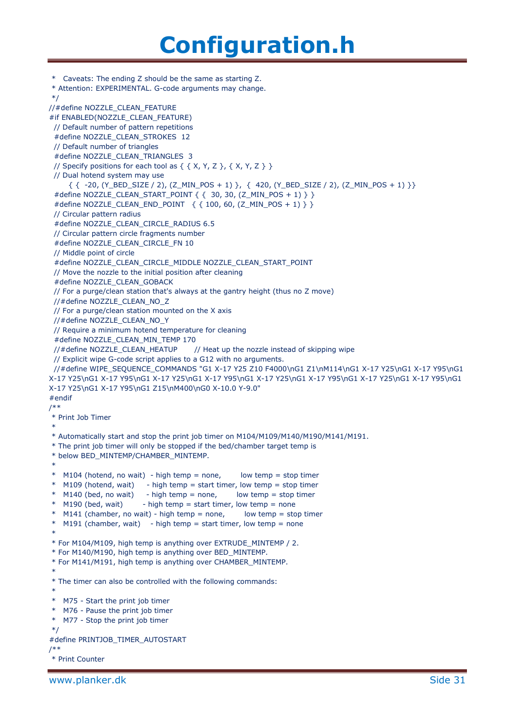# Configuration.h

```
 *   Caveats: The ending Z should be the same as starting Z.
 * Attention: EXPERIMENTAL. G-code arguments may change.
 */
//#define NOZZLE_CLEAN_FEATURE
#if ENABLED(NOZZLE_CLEAN_FEATURE)
  // Default number of pattern repetitions
  #define NOZZLE_CLEAN_STROKES  12
  // Default number of triangles
  #define NOZZLE_CLEAN_TRIANGLES  3
  // Specify positions for each tool as { { X, Y, Z }, { X, Y, Z } }
  // Dual hotend system may use
       { {  -20, (Y_BED_SIZE / 2), (Z_MIN_POS + 1) },  {  420, (Y_BED_SIZE / 2), (Z_MIN_POS + 1) }}
  #define NOZZLE_CLEAN_START_POINT { {  30, 30, (Z_MIN_POS + 1) } }
  #define NOZZLE_CLEAN_END_POINT   { { 100, 60, (Z_MIN_POS + 1) } }
  // Circular pattern radius
  #define NOZZLE_CLEAN_CIRCLE_RADIUS 6.5
  // Circular pattern circle fragments number
  #define NOZZLE_CLEAN_CIRCLE_FN 10
  // Middle point of circle
  #define NOZZLE_CLEAN_CIRCLE_MIDDLE NOZZLE_CLEAN_START_POINT
  // Move the nozzle to the initial position after cleaning
  #define NOZZLE_CLEAN_GOBACK
  // For a purge/clean station that's always at the gantry height (thus no Z move)
  //#define NOZZLE_CLEAN_NO_Z
  // For a purge/clean station mounted on the X axis
  //#define NOZZLE_CLEAN_NO_Y
  // Require a minimum hotend temperature for cleaning
  #define NOZZLE_CLEAN_MIN_TEMP 170
  //#define NOZZLE_CLEAN_HEATUP       // Heat up the nozzle instead of skipping wipe
  // Explicit wipe G-code script applies to a G12 with no arguments.
  //#define WIPE_SEQUENCE_COMMANDS "G1 X-17 Y25 Z10 F4000\nG1 Z1\nM114\nG1 X-17 Y25\nG1 X-17 Y95\nG1 X-17 Y25\nG1 X-17 Y95\nG1 X-17 Y25\nG1 X-17 Y95\nG1 X-17 Y25\nG1 X-17 Y95\nG1 X-17 Y25\nG1 X-17 Y95\nG1 X-17 Y25\nG1 X-17 Y95\nG1 Z15\nM400\nG0 X-10.0 Y-9.0"
#endif
/**
 * Print Job Timer
 *
 * Automatically start and stop the print job timer on M104/M109/M140/M190/M141/M191.
 * The print job timer will only be stopped if the bed/chamber target temp is
 * below BED_MINTEMP/CHAMBER_MINTEMP.
 *
 *   M104 (hotend, no wait)  - high temp = none,        low temp = stop timer
 *   M109 (hotend, wait)     - high temp = start timer, low temp = stop timer
 *   M140 (bed, no wait)     - high temp = none,        low temp = stop timer
 *   M190 (bed, wait)        - high temp = start timer, low temp = none
 *   M141 (chamber, no wait) - high temp = none,        low temp = stop timer
 *   M191 (chamber, wait)    - high temp = start timer, low temp = none
 *
 * For M104/M109, high temp is anything over EXTRUDE_MINTEMP / 2.
 * For M140/M190, high temp is anything over BED_MINTEMP.
 * For M141/M191, high temp is anything over CHAMBER_MINTEMP.
 *
 * The timer can also be controlled with the following commands:
 *
 *   M75 - Start the print job timer
 *   M76 - Pause the print job timer
 *   M77 - Stop the print job timer
 */
#define PRINTJOB_TIMER_AUTOSTART
/**
 * Print Counter
```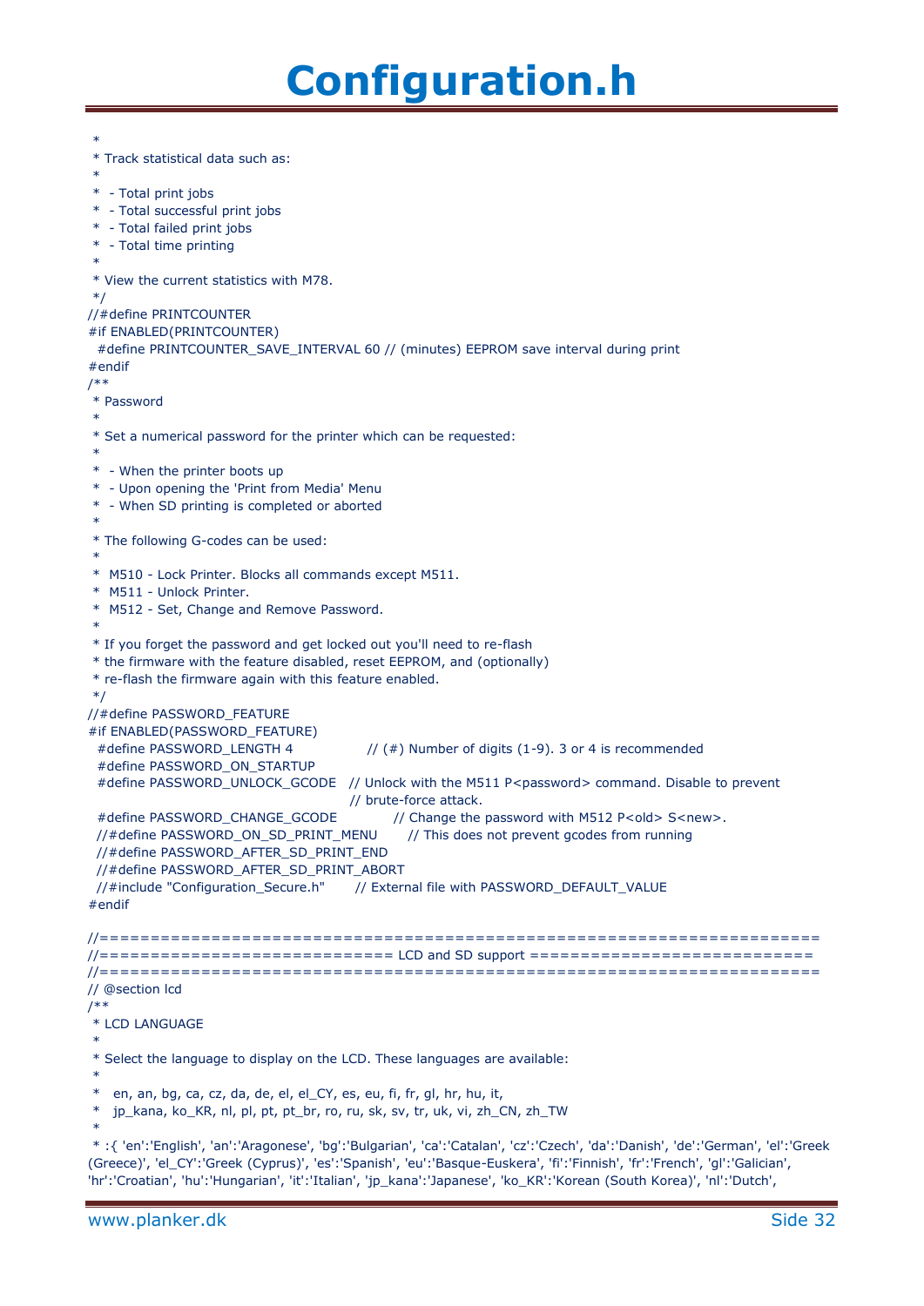```
 *
 * Track statistical data such as:
 *
 *  - Total print jobs
 *  - Total successful print jobs
 *  - Total failed print jobs
 *  - Total time printing
 *
 * View the current statistics with M78.
 */
//#define PRINTCOUNTER
#if ENABLED(PRINTCOUNTER)
  #define PRINTCOUNTER_SAVE_INTERVAL 60 // (minutes) EEPROM save interval during print
#endif
/**
 * Password
 *
 * Set a numerical password for the printer which can be requested:
 *
 *  - When the printer boots up
 *  - Upon opening the 'Print from Media' Menu
 *  - When SD printing is completed or aborted
 *
 * The following G-codes can be used:
 *
 *  M510 - Lock Printer. Blocks all commands except M511.
 *  M511 - Unlock Printer.
 *  M512 - Set, Change and Remove Password.
 *
 * If you forget the password and get locked out you'll need to re-flash
 * the firmware with the feature disabled, reset EEPROM, and (optionally)
 * re-flash the firmware again with this feature enabled.
 */
//#define PASSWORD_FEATURE
#if ENABLED(PASSWORD_FEATURE)
  #define PASSWORD_LENGTH 4                 // (#) Number of digits (1-9). 3 or 4 is recommended
  #define PASSWORD_ON_STARTUP
  #define PASSWORD_UNLOCK_GCODE   // Unlock with the M511 P<password> command. Disable to prevent
                                  // brute-force attack.
  #define PASSWORD_CHANGE_GCODE             // Change the password with M512 P<old> S<new>.
  //#define PASSWORD_ON_SD_PRINT_MENU       // This does not prevent gcodes from running
  //#define PASSWORD_AFTER_SD_PRINT_END
  //#define PASSWORD_AFTER_SD_PRINT_ABORT
  //#include "Configuration_Secure.h"       // External file with PASSWORD_DEFAULT_VALUE
#endif

//=============================================================================
//============================= LCD and SD support ============================
//=============================================================================
// @section lcd
/**
 * LCD LANGUAGE
 *
 * Select the language to display on the LCD. These languages are available:
 *
 *   en, an, bg, ca, cz, da, de, el, el_CY, es, eu, fi, fr, gl, hr, hu, it,
 *   jp_kana, ko_KR, nl, pl, pt, pt_br, ro, ru, sk, sv, tr, uk, vi, zh_CN, zh_TW
 *
 * :{ 'en':'English', 'an':'Aragonese', 'bg':'Bulgarian', 'ca':'Catalan', 'cz':'Czech', 'da':'Danish', 'de':'German', 'el':'Greek (Greece)', 'el_CY':'Greek (Cyprus)', 'es':'Spanish', 'eu':'Basque-Euskera', 'fi':'Finnish', 'fr':'French', 'gl':'Galician', 'hr':'Croatian', 'hu':'Hungarian', 'it':'Italian', 'jp_kana':'Japanese', 'ko_KR':'Korean (South Korea)', 'nl':'Dutch',
```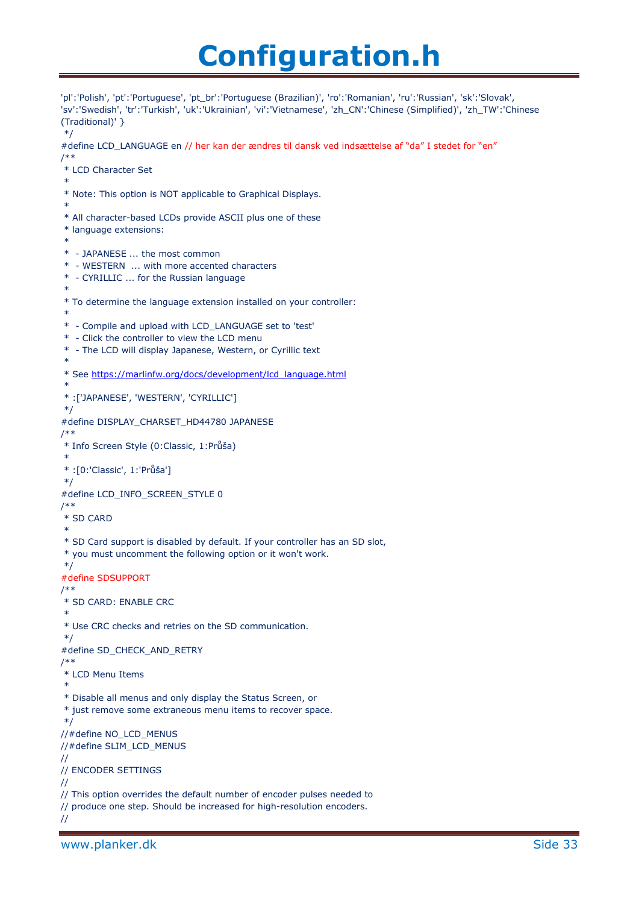# Configuration.h

```
'pl':'Polish', 'pt':'Portuguese', 'pt_br':'Portuguese (Brazilian)', 'ro':'Romanian', 'ru':'Russian', 'sk':'Slovak',
'sv':'Swedish', 'tr':'Turkish', 'uk':'Ukrainian', 'vi':'Vietnamese', 'zh_CN':'Chinese (Simplified)', 'zh_TW':'Chinese
(Traditional)' }
 */
#define LCD_LANGUAGE en // her kan der ændres til dansk ved indsættelse af "da" I stedet for "en"
/**
 * LCD Character Set
 *
 * Note: This option is NOT applicable to Graphical Displays.
 *
 * All character-based LCDs provide ASCII plus one of these
 * language extensions:
 *
 *  - JAPANESE ... the most common
 *  - WESTERN  ... with more accented characters
 *  - CYRILLIC ... for the Russian language
 *
 * To determine the language extension installed on your controller:
 *
 *  - Compile and upload with LCD_LANGUAGE set to 'test'
 *  - Click the controller to view the LCD menu
 *  - The LCD will display Japanese, Western, or Cyrillic text
 *
 * See https://marlinfw.org/docs/development/lcd_language.html
 *
 * :['JAPANESE', 'WESTERN', 'CYRILLIC']
 */
#define DISPLAY_CHARSET_HD44780 JAPANESE
/**
 * Info Screen Style (0:Classic, 1:Průša)
 *
 * :[0:'Classic', 1:'Průša']
 */
#define LCD_INFO_SCREEN_STYLE 0
/**
 * SD CARD
 *
 * SD Card support is disabled by default. If your controller has an SD slot,
 * you must uncomment the following option or it won't work.
 */
#define SDSUPPORT
/**
 * SD CARD: ENABLE CRC
 *
 * Use CRC checks and retries on the SD communication.
 */
#define SD_CHECK_AND_RETRY
/**
 * LCD Menu Items
 *
 * Disable all menus and only display the Status Screen, or
 * just remove some extraneous menu items to recover space.
 */
//#define NO_LCD_MENUS
//#define SLIM_LCD_MENUS
//
// ENCODER SETTINGS
//
// This option overrides the default number of encoder pulses needed to
// produce one step. Should be increased for high-resolution encoders.
//
```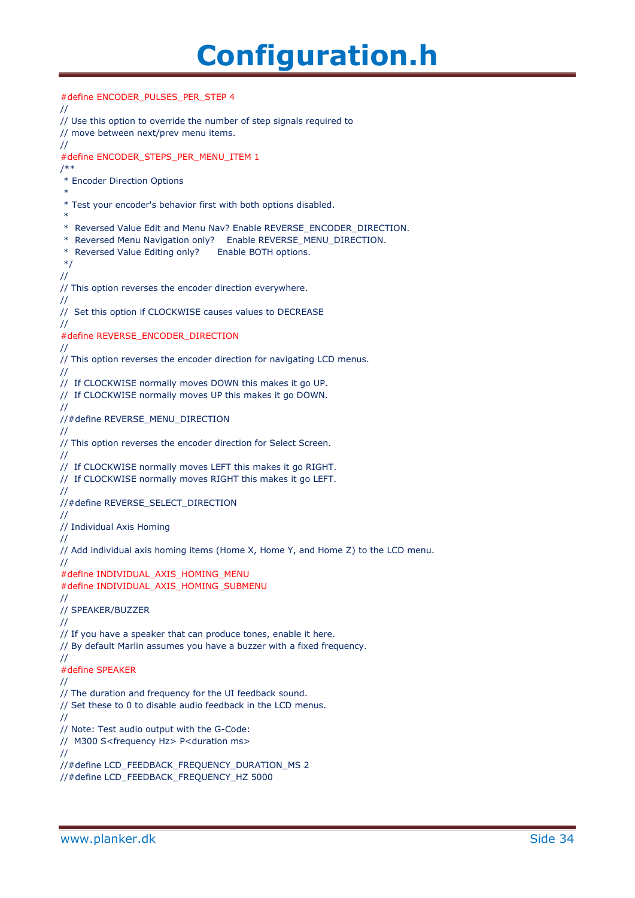# Configuration.h

```
#define ENCODER_PULSES_PER_STEP 4
//
// Use this option to override the number of step signals required to
// move between next/prev menu items.
//
#define ENCODER_STEPS_PER_MENU_ITEM 1
/**
 * Encoder Direction Options
 *
 * Test your encoder's behavior first with both options disabled.
 *
 *  Reversed Value Edit and Menu Nav? Enable REVERSE_ENCODER_DIRECTION.
 *  Reversed Menu Navigation only?    Enable REVERSE_MENU_DIRECTION.
 *  Reversed Value Editing only?      Enable BOTH options.
 */
//
// This option reverses the encoder direction everywhere.
//
//  Set this option if CLOCKWISE causes values to DECREASE
//
#define REVERSE_ENCODER_DIRECTION
//
// This option reverses the encoder direction for navigating LCD menus.
//
//  If CLOCKWISE normally moves DOWN this makes it go UP.
//  If CLOCKWISE normally moves UP this makes it go DOWN.
//
//#define REVERSE_MENU_DIRECTION
//
// This option reverses the encoder direction for Select Screen.
//
//  If CLOCKWISE normally moves LEFT this makes it go RIGHT.
//  If CLOCKWISE normally moves RIGHT this makes it go LEFT.
//
//#define REVERSE_SELECT_DIRECTION
//
// Individual Axis Homing
//
// Add individual axis homing items (Home X, Home Y, and Home Z) to the LCD menu.
//
#define INDIVIDUAL_AXIS_HOMING_MENU
#define INDIVIDUAL_AXIS_HOMING_SUBMENU
//
// SPEAKER/BUZZER
//
// If you have a speaker that can produce tones, enable it here.
// By default Marlin assumes you have a buzzer with a fixed frequency.
//
#define SPEAKER
//
// The duration and frequency for the UI feedback sound.
// Set these to 0 to disable audio feedback in the LCD menus.
//
// Note: Test audio output with the G-Code:
//  M300 S<frequency Hz> P<duration ms>
//
//#define LCD_FEEDBACK_FREQUENCY_DURATION_MS 2
//#define LCD_FEEDBACK_FREQUENCY_HZ 5000
```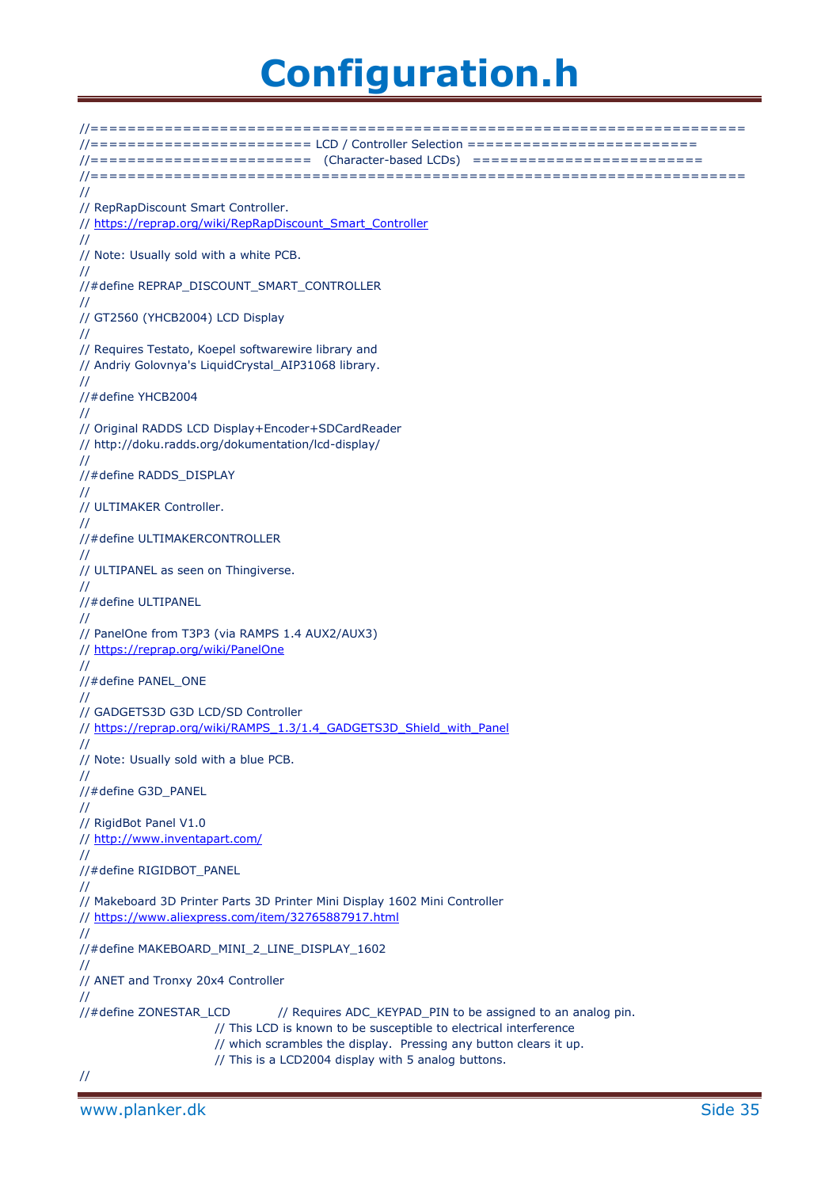# Configuration.h

```
//=============================================================================
//======================== LCD / Controller Selection =========================
//========================   (Character-based LCDs)   =========================
//=============================================================================
//
// RepRapDiscount Smart Controller.
// https://reprap.org/wiki/RepRapDiscount_Smart_Controller
//
// Note: Usually sold with a white PCB.
//
//#define REPRAP_DISCOUNT_SMART_CONTROLLER
//
// GT2560 (YHCB2004) LCD Display
//
// Requires Testato, Koepel softwarewire library and
// Andriy Golovnya's LiquidCrystal_AIP31068 library.
//
//#define YHCB2004
//
// Original RADDS LCD Display+Encoder+SDCardReader
// http://doku.radds.org/dokumentation/lcd-display/
//
//#define RADDS_DISPLAY
//
// ULTIMAKER Controller.
//
//#define ULTIMAKERCONTROLLER
//
// ULTIPANEL as seen on Thingiverse.
//
//#define ULTIPANEL
//
// PanelOne from T3P3 (via RAMPS 1.4 AUX2/AUX3)
// https://reprap.org/wiki/PanelOne
//
//#define PANEL_ONE
//
// GADGETS3D G3D LCD/SD Controller
// https://reprap.org/wiki/RAMPS_1.3/1.4_GADGETS3D_Shield_with_Panel
//
// Note: Usually sold with a blue PCB.
//
//#define G3D_PANEL
//
// RigidBot Panel V1.0
// http://www.inventapart.com/
//
//#define RIGIDBOT_PANEL
//
// Makeboard 3D Printer Parts 3D Printer Mini Display 1602 Mini Controller
// https://www.aliexpress.com/item/32765887917.html
//
//#define MAKEBOARD_MINI_2_LINE_DISPLAY_1602
//
// ANET and Tronxy 20x4 Controller
//
//#define ZONESTAR_LCD            // Requires ADC_KEYPAD_PIN to be assigned to an analog pin.
                                  // This LCD is known to be susceptible to electrical interference
                                  // which scrambles the display.  Pressing any button clears it up.
                                  // This is a LCD2004 display with 5 analog buttons.
//
```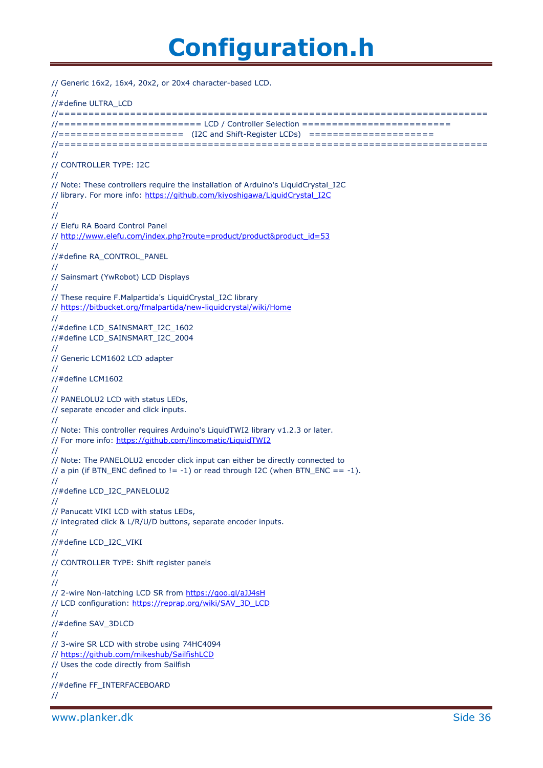# Configuration.h

```
// Generic 16x2, 16x4, 20x2, or 20x4 character-based LCD.
//
//#define ULTRA_LCD
//=============================================================================
//======================== LCD / Controller Selection =========================
//=====================   (I2C and Shift-Register LCDs)   =====================
//=============================================================================
//
// CONTROLLER TYPE: I2C
//
// Note: These controllers require the installation of Arduino's LiquidCrystal_I2C
// library. For more info: https://github.com/kiyoshigawa/LiquidCrystal_I2C
//
//
// Elefu RA Board Control Panel
// http://www.elefu.com/index.php?route=product/product&product_id=53
//
//#define RA_CONTROL_PANEL
//
// Sainsmart (YwRobot) LCD Displays
//
// These require F.Malpartida's LiquidCrystal_I2C library
// https://bitbucket.org/fmalpartida/new-liquidcrystal/wiki/Home
//
//#define LCD_SAINSMART_I2C_1602
//#define LCD_SAINSMART_I2C_2004
//
// Generic LCM1602 LCD adapter
//
//#define LCM1602
//
// PANELOLU2 LCD with status LEDs,
// separate encoder and click inputs.
//
// Note: This controller requires Arduino's LiquidTWI2 library v1.2.3 or later.
// For more info: https://github.com/lincomatic/LiquidTWI2
//
// Note: The PANELOLU2 encoder click input can either be directly connected to
// a pin (if BTN_ENC defined to != -1) or read through I2C (when BTN_ENC == -1).
//
//#define LCD_I2C_PANELOLU2
//
// Panucatt VIKI LCD with status LEDs,
// integrated click & L/R/U/D buttons, separate encoder inputs.
//
//#define LCD_I2C_VIKI
//
// CONTROLLER TYPE: Shift register panels
//
//
// 2-wire Non-latching LCD SR from https://goo.gl/aJJ4sH
// LCD configuration: https://reprap.org/wiki/SAV_3D_LCD
//
//#define SAV_3DLCD
//
// 3-wire SR LCD with strobe using 74HC4094
// https://github.com/mikeshub/SailfishLCD
// Uses the code directly from Sailfish
//
//#define FF_INTERFACEBOARD
//
```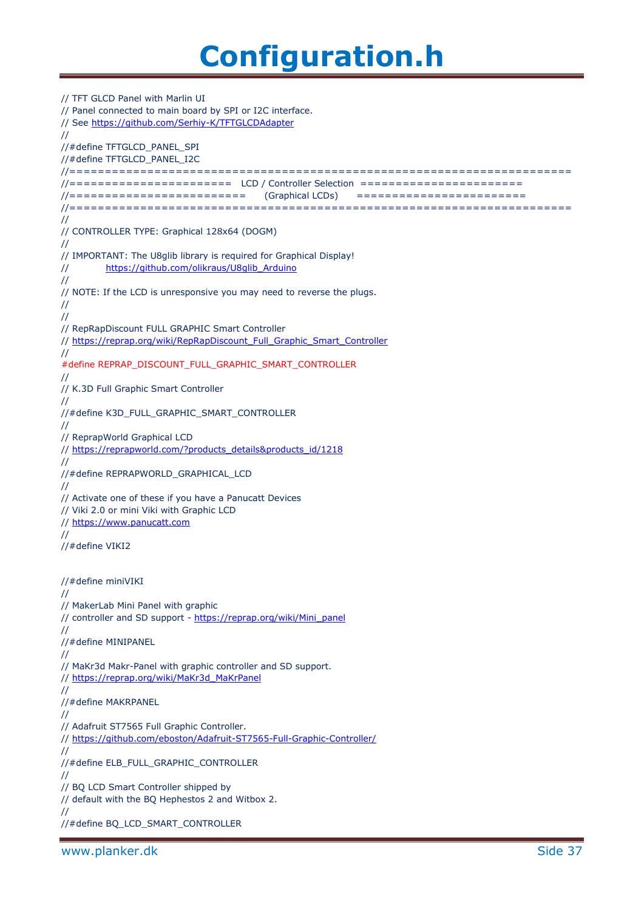# Configuration.h

```
// TFT GLCD Panel with Marlin UI
// Panel connected to main board by SPI or I2C interface.
// See https://github.com/Serhiy-K/TFTGLCDAdapter
//
//#define TFTGLCD_PANEL_SPI
//#define TFTGLCD_PANEL_I2C
//=============================================================================
//======================= LCD / Controller Selection =======================
//========================= (Graphical LCDs) ========================
//=============================================================================
//
// CONTROLLER TYPE: Graphical 128x64 (DOGM)
//
// IMPORTANT: The U8glib library is required for Graphical Display!
//            https://github.com/olikraus/U8glib_Arduino
//
// NOTE: If the LCD is unresponsive you may need to reverse the plugs.
//
//
// RepRapDiscount FULL GRAPHIC Smart Controller
// https://reprap.org/wiki/RepRapDiscount_Full_Graphic_Smart_Controller
//
#define REPRAP_DISCOUNT_FULL_GRAPHIC_SMART_CONTROLLER
//
// K.3D Full Graphic Smart Controller
//
//#define K3D_FULL_GRAPHIC_SMART_CONTROLLER
//
// ReprapWorld Graphical LCD
// https://reprapworld.com/?products_details&products_id/1218
//
//#define REPRAPWORLD_GRAPHICAL_LCD
//
// Activate one of these if you have a Panucatt Devices
// Viki 2.0 or mini Viki with Graphic LCD
// https://www.panucatt.com
//
//#define VIKI2


//#define miniVIKI
//
// MakerLab Mini Panel with graphic
// controller and SD support - https://reprap.org/wiki/Mini_panel
//
//#define MINIPANEL
//
// MaKr3d Makr-Panel with graphic controller and SD support.
// https://reprap.org/wiki/MaKr3d_MaKrPanel
//
//#define MAKRPANEL
//
// Adafruit ST7565 Full Graphic Controller.
// https://github.com/eboston/Adafruit-ST7565-Full-Graphic-Controller/
//
//#define ELB_FULL_GRAPHIC_CONTROLLER
//
// BQ LCD Smart Controller shipped by
// default with the BQ Hephestos 2 and Witbox 2.
//
//#define BQ_LCD_SMART_CONTROLLER
```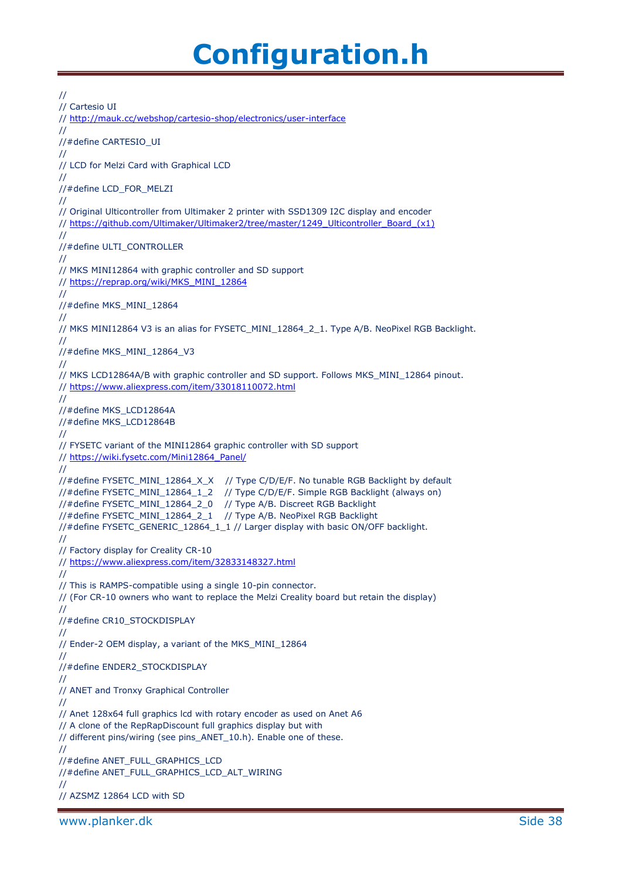# Configuration.h

```
//
// Cartesio UI
// http://mauk.cc/webshop/cartesio-shop/electronics/user-interface
//
//#define CARTESIO_UI
//
// LCD for Melzi Card with Graphical LCD
//
//#define LCD_FOR_MELZI
//
// Original Ulticontroller from Ultimaker 2 printer with SSD1309 I2C display and encoder
// https://github.com/Ultimaker/Ultimaker2/tree/master/1249_Ulticontroller_Board_(x1)
//
//#define ULTI_CONTROLLER
//
// MKS MINI12864 with graphic controller and SD support
// https://reprap.org/wiki/MKS_MINI_12864
//
//#define MKS_MINI_12864
//
// MKS MINI12864 V3 is an alias for FYSETC_MINI_12864_2_1. Type A/B. NeoPixel RGB Backlight.
//
//#define MKS_MINI_12864_V3
//
// MKS LCD12864A/B with graphic controller and SD support. Follows MKS_MINI_12864 pinout.
// https://www.aliexpress.com/item/33018110072.html
//
//#define MKS_LCD12864A
//#define MKS_LCD12864B
//
// FYSETC variant of the MINI12864 graphic controller with SD support
// https://wiki.fysetc.com/Mini12864_Panel/
//
//#define FYSETC_MINI_12864_X_X    // Type C/D/E/F. No tunable RGB Backlight by default
//#define FYSETC_MINI_12864_1_2    // Type C/D/E/F. Simple RGB Backlight (always on)
//#define FYSETC_MINI_12864_2_0    // Type A/B. Discreet RGB Backlight
//#define FYSETC_MINI_12864_2_1    // Type A/B. NeoPixel RGB Backlight
//#define FYSETC_GENERIC_12864_1_1 // Larger display with basic ON/OFF backlight.
//
// Factory display for Creality CR-10
// https://www.aliexpress.com/item/32833148327.html
//
// This is RAMPS-compatible using a single 10-pin connector.
// (For CR-10 owners who want to replace the Melzi Creality board but retain the display)
//
//#define CR10_STOCKDISPLAY
//
// Ender-2 OEM display, a variant of the MKS_MINI_12864
//
//#define ENDER2_STOCKDISPLAY
//
// ANET and Tronxy Graphical Controller
//
// Anet 128x64 full graphics lcd with rotary encoder as used on Anet A6
// A clone of the RepRapDiscount full graphics display but with
// different pins/wiring (see pins_ANET_10.h). Enable one of these.
//
//#define ANET_FULL_GRAPHICS_LCD
//#define ANET_FULL_GRAPHICS_LCD_ALT_WIRING
//
// AZSMZ 12864 LCD with SD
```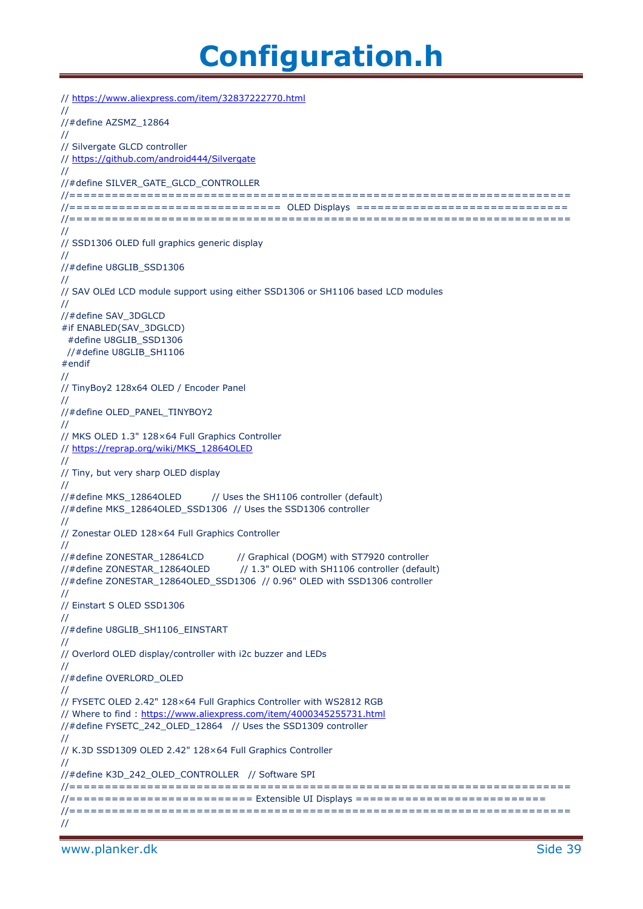# Configuration.h

```
// https://www.aliexpress.com/item/32837222770.html
//
//#define AZSMZ_12864
//
// Silvergate GLCD controller
// https://github.com/android444/Silvergate
//
//#define SILVER_GATE_GLCD_CONTROLLER
//=============================================================================
//===============================  OLED Displays  ==============================
//=============================================================================
//
// SSD1306 OLED full graphics generic display
//
//#define U8GLIB_SSD1306
//
// SAV OLEd LCD module support using either SSD1306 or SH1106 based LCD modules
//
//#define SAV_3DGLCD
#if ENABLED(SAV_3DGLCD)
  #define U8GLIB_SSD1306
  //#define U8GLIB_SH1106
#endif
//
// TinyBoy2 128x64 OLED / Encoder Panel
//
//#define OLED_PANEL_TINYBOY2
//
// MKS OLED 1.3" 128×64 Full Graphics Controller
// https://reprap.org/wiki/MKS_12864OLED
//
// Tiny, but very sharp OLED display
//
//#define MKS_12864OLED          // Uses the SH1106 controller (default)
//#define MKS_12864OLED_SSD1306  // Uses the SSD1306 controller
//
// Zonestar OLED 128×64 Full Graphics Controller
//
//#define ZONESTAR_12864LCD           // Graphical (DOGM) with ST7920 controller
//#define ZONESTAR_12864OLED          // 1.3" OLED with SH1106 controller (default)
//#define ZONESTAR_12864OLED_SSD1306  // 0.96" OLED with SSD1306 controller
//
// Einstart S OLED SSD1306
//
//#define U8GLIB_SH1106_EINSTART
//
// Overlord OLED display/controller with i2c buzzer and LEDs
//
//#define OVERLORD_OLED
//
// FYSETC OLED 2.42" 128×64 Full Graphics Controller with WS2812 RGB
// Where to find : https://www.aliexpress.com/item/4000345255731.html
//#define FYSETC_242_OLED_12864   // Uses the SSD1309 controller
//
// K.3D SSD1309 OLED 2.42" 128×64 Full Graphics Controller
//
//#define K3D_242_OLED_CONTROLLER   // Software SPI
//=============================================================================
//========================== Extensible UI Displays ===========================
//=============================================================================
//
```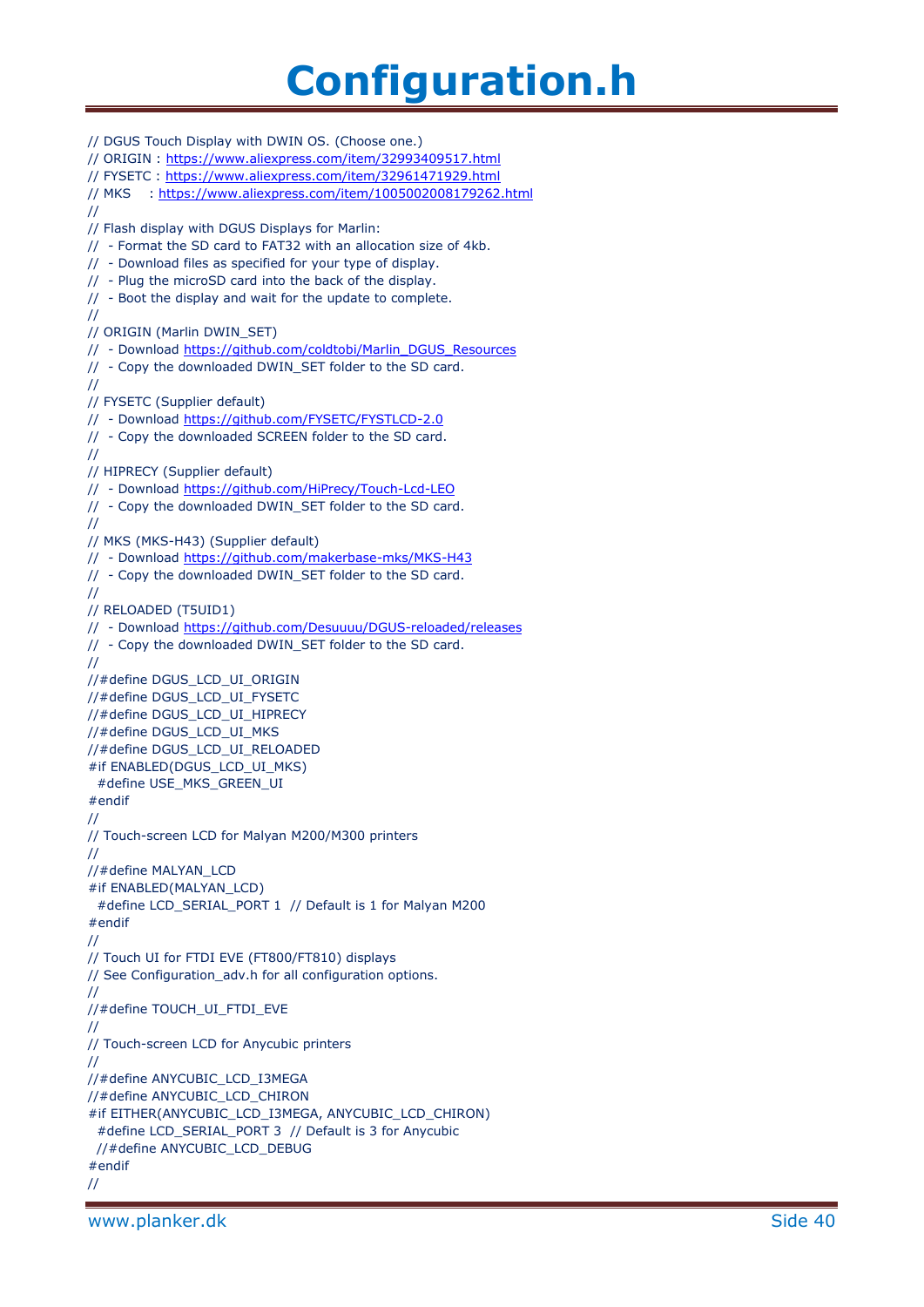# Configuration.h

```
// DGUS Touch Display with DWIN OS. (Choose one.)
// ORIGIN : https://www.aliexpress.com/item/32993409517.html
// FYSETC : https://www.aliexpress.com/item/32961471929.html
// MKS    : https://www.aliexpress.com/item/1005002008179262.html
//
// Flash display with DGUS Displays for Marlin:
//  - Format the SD card to FAT32 with an allocation size of 4kb.
//  - Download files as specified for your type of display.
//  - Plug the microSD card into the back of the display.
//  - Boot the display and wait for the update to complete.
//
// ORIGIN (Marlin DWIN_SET)
//  - Download https://github.com/coldtobi/Marlin_DGUS_Resources
//  - Copy the downloaded DWIN_SET folder to the SD card.
//
// FYSETC (Supplier default)
//  - Download https://github.com/FYSETC/FYSTLCD-2.0
//  - Copy the downloaded SCREEN folder to the SD card.
//
// HIPRECY (Supplier default)
//  - Download https://github.com/HiPrecy/Touch-Lcd-LEO
//  - Copy the downloaded DWIN_SET folder to the SD card.
//
// MKS (MKS-H43) (Supplier default)
//  - Download https://github.com/makerbase-mks/MKS-H43
//  - Copy the downloaded DWIN_SET folder to the SD card.
//
// RELOADED (T5UID1)
//  - Download https://github.com/Desuuuu/DGUS-reloaded/releases
//  - Copy the downloaded DWIN_SET folder to the SD card.
//
//#define DGUS_LCD_UI_ORIGIN
//#define DGUS_LCD_UI_FYSETC
//#define DGUS_LCD_UI_HIPRECY
//#define DGUS_LCD_UI_MKS
//#define DGUS_LCD_UI_RELOADED
#if ENABLED(DGUS_LCD_UI_MKS)
  #define USE_MKS_GREEN_UI
#endif
//
// Touch-screen LCD for Malyan M200/M300 printers
//
//#define MALYAN_LCD
#if ENABLED(MALYAN_LCD)
  #define LCD_SERIAL_PORT 1  // Default is 1 for Malyan M200
#endif
//
// Touch UI for FTDI EVE (FT800/FT810) displays
// See Configuration_adv.h for all configuration options.
//
//#define TOUCH_UI_FTDI_EVE
//
// Touch-screen LCD for Anycubic printers
//
//#define ANYCUBIC_LCD_I3MEGA
//#define ANYCUBIC_LCD_CHIRON
#if EITHER(ANYCUBIC_LCD_I3MEGA, ANYCUBIC_LCD_CHIRON)
  #define LCD_SERIAL_PORT 3  // Default is 3 for Anycubic
  //#define ANYCUBIC_LCD_DEBUG
#endif
//
```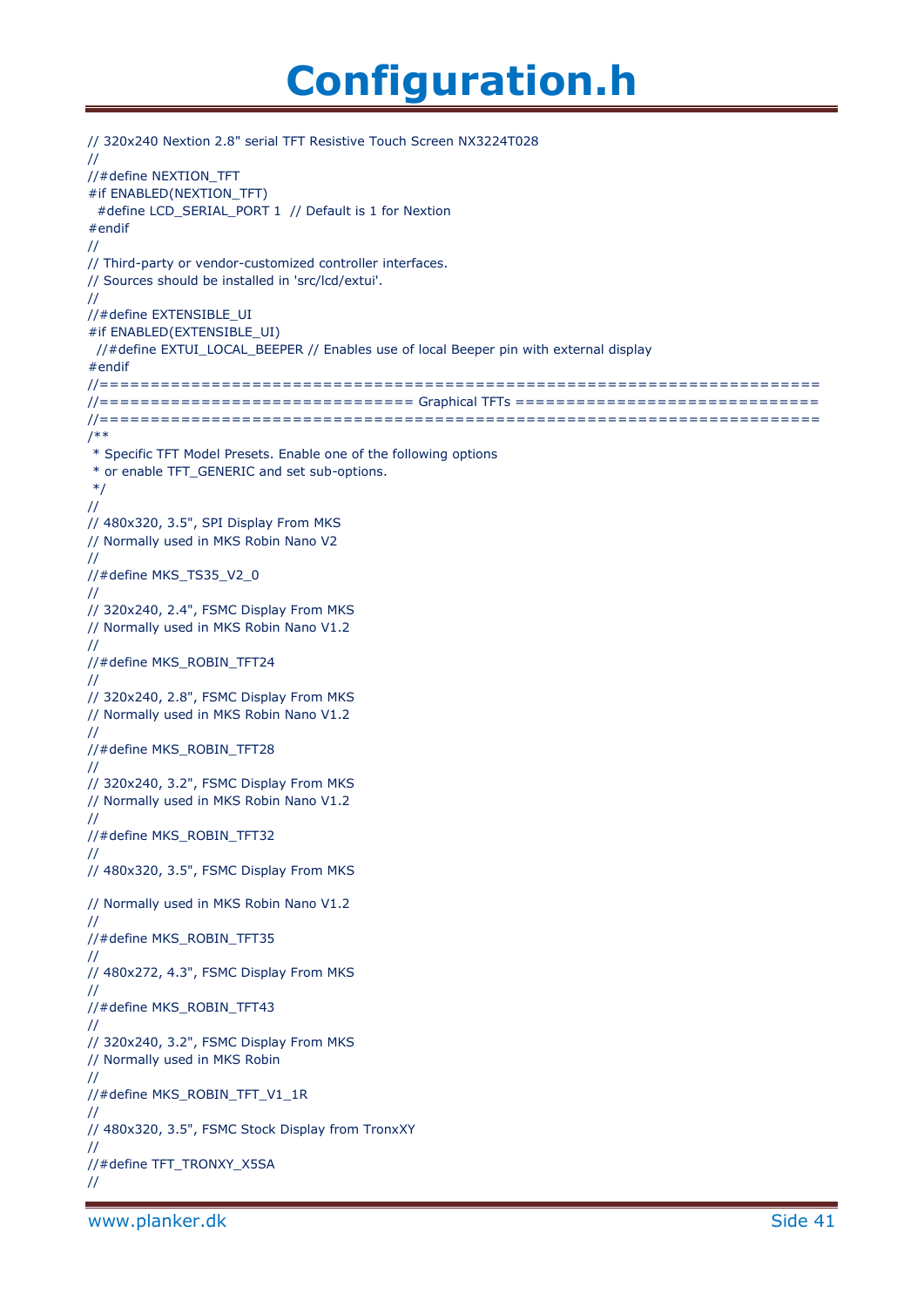# Configuration.h

```
// 320x240 Nextion 2.8" serial TFT Resistive Touch Screen NX3224T028
//
//#define NEXTION_TFT
#if ENABLED(NEXTION_TFT)
  #define LCD_SERIAL_PORT 1  // Default is 1 for Nextion
#endif
//
// Third-party or vendor-customized controller interfaces.
// Sources should be installed in 'src/lcd/extui'.
//
//#define EXTENSIBLE_UI
#if ENABLED(EXTENSIBLE_UI)
  //#define EXTUI_LOCAL_BEEPER // Enables use of local Beeper pin with external display
#endif
//=============================================================================
//============================== Graphical TFTs ===============================
//=============================================================================
/**
 * Specific TFT Model Presets. Enable one of the following options
 * or enable TFT_GENERIC and set sub-options.
 */
//
// 480x320, 3.5", SPI Display From MKS
// Normally used in MKS Robin Nano V2
//
//#define MKS_TS35_V2_0
//
// 320x240, 2.4", FSMC Display From MKS
// Normally used in MKS Robin Nano V1.2
//
//#define MKS_ROBIN_TFT24
//
// 320x240, 2.8", FSMC Display From MKS
// Normally used in MKS Robin Nano V1.2
//
//#define MKS_ROBIN_TFT28
//
// 320x240, 3.2", FSMC Display From MKS
// Normally used in MKS Robin Nano V1.2
//
//#define MKS_ROBIN_TFT32
//
// 480x320, 3.5", FSMC Display From MKS

// Normally used in MKS Robin Nano V1.2
//
//#define MKS_ROBIN_TFT35
//
// 480x272, 4.3", FSMC Display From MKS
//
//#define MKS_ROBIN_TFT43
//
// 320x240, 3.2", FSMC Display From MKS
// Normally used in MKS Robin
//
//#define MKS_ROBIN_TFT_V1_1R
//
// 480x320, 3.5", FSMC Stock Display from TronxXY
//
//#define TFT_TRONXY_X5SA
//
```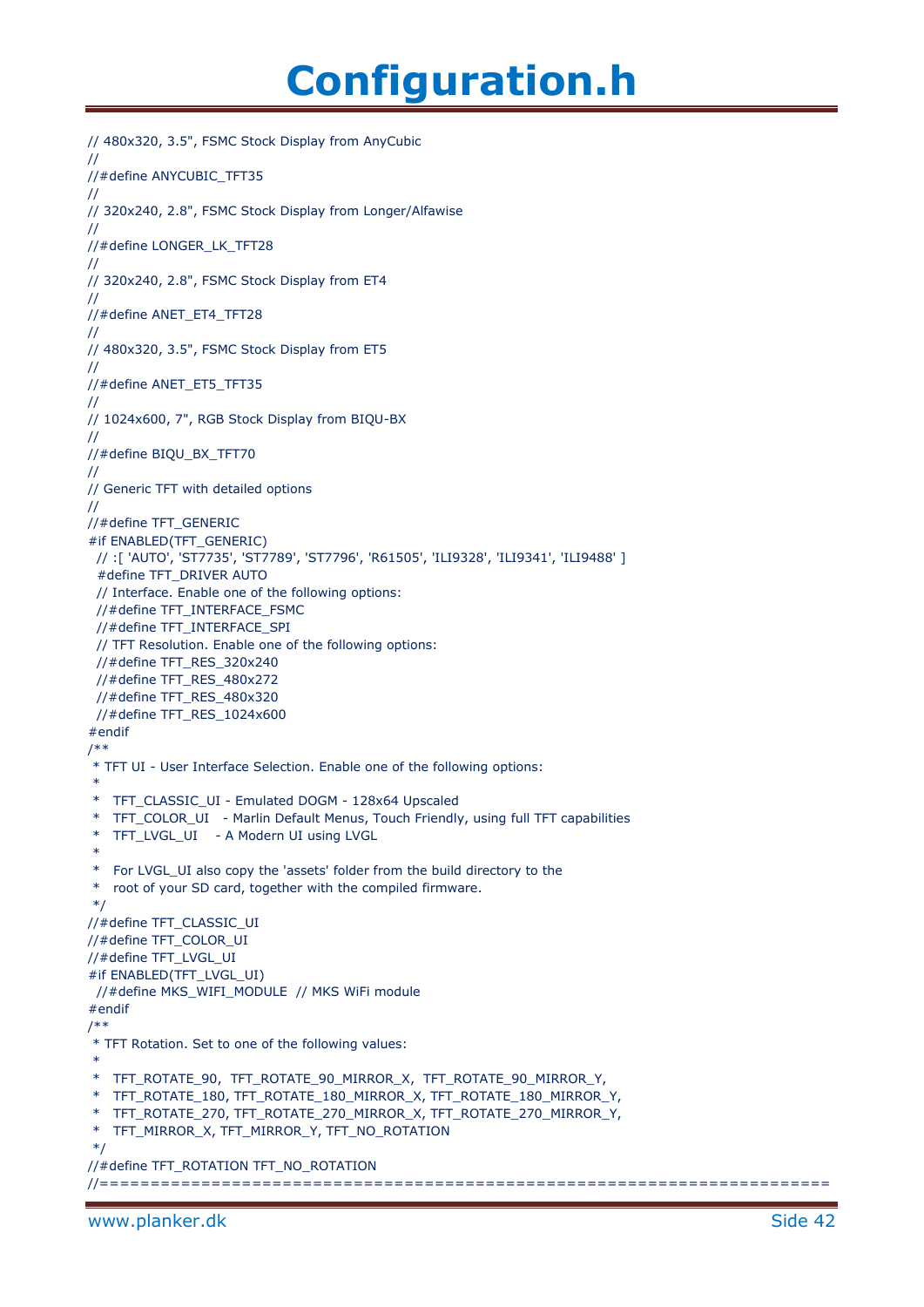# Configuration.h

```
// 480x320, 3.5", FSMC Stock Display from AnyCubic
//
//#define ANYCUBIC_TFT35
//
// 320x240, 2.8", FSMC Stock Display from Longer/Alfawise
//
//#define LONGER_LK_TFT28
//
// 320x240, 2.8", FSMC Stock Display from ET4
//
//#define ANET_ET4_TFT28
//
// 480x320, 3.5", FSMC Stock Display from ET5
//
//#define ANET_ET5_TFT35
//
// 1024x600, 7", RGB Stock Display from BIQU-BX
//
//#define BIQU_BX_TFT70
//
// Generic TFT with detailed options
//
//#define TFT_GENERIC
#if ENABLED(TFT_GENERIC)
  // :[ 'AUTO', 'ST7735', 'ST7789', 'ST7796', 'R61505', 'ILI9328', 'ILI9341', 'ILI9488' ]
  #define TFT_DRIVER AUTO
  // Interface. Enable one of the following options:
  //#define TFT_INTERFACE_FSMC
  //#define TFT_INTERFACE_SPI
  // TFT Resolution. Enable one of the following options:
  //#define TFT_RES_320x240
  //#define TFT_RES_480x272
  //#define TFT_RES_480x320
  //#define TFT_RES_1024x600
#endif
/**
 * TFT UI - User Interface Selection. Enable one of the following options:
 *
 *   TFT_CLASSIC_UI - Emulated DOGM - 128x64 Upscaled
 *   TFT_COLOR_UI   - Marlin Default Menus, Touch Friendly, using full TFT capabilities
 *   TFT_LVGL_UI    - A Modern UI using LVGL
 *
 *   For LVGL_UI also copy the 'assets' folder from the build directory to the
 *   root of your SD card, together with the compiled firmware.
 */
//#define TFT_CLASSIC_UI
//#define TFT_COLOR_UI
//#define TFT_LVGL_UI
#if ENABLED(TFT_LVGL_UI)
  //#define MKS_WIFI_MODULE  // MKS WiFi module
#endif
/**
 * TFT Rotation. Set to one of the following values:
 *
 *   TFT_ROTATE_90,  TFT_ROTATE_90_MIRROR_X,  TFT_ROTATE_90_MIRROR_Y,
 *   TFT_ROTATE_180, TFT_ROTATE_180_MIRROR_X, TFT_ROTATE_180_MIRROR_Y,
 *   TFT_ROTATE_270, TFT_ROTATE_270_MIRROR_X, TFT_ROTATE_270_MIRROR_Y,
 *   TFT_MIRROR_X, TFT_MIRROR_Y, TFT_NO_ROTATION
 */
//#define TFT_ROTATION TFT_NO_ROTATION
//=============================================================================
```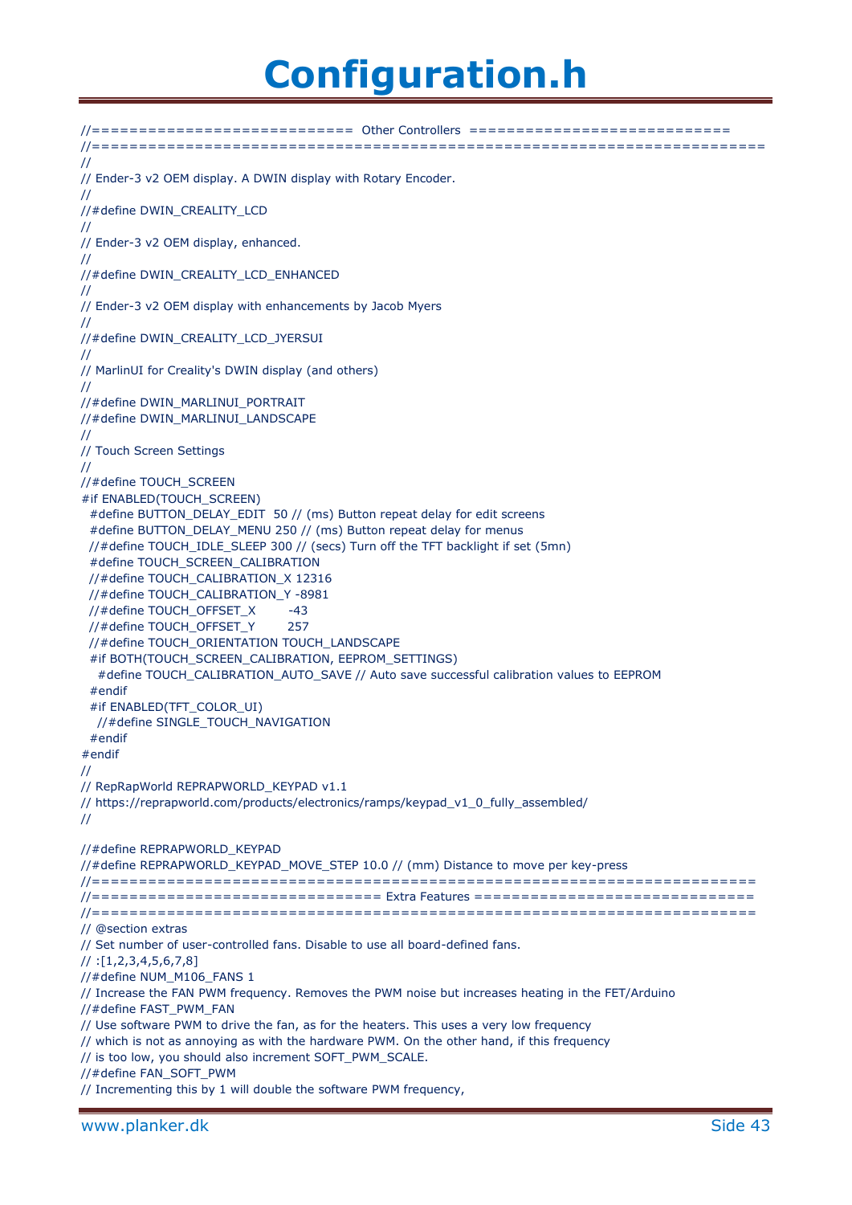# Configuration.h

```
//=========================== Other Controllers ============================
//=========================================================================
//
// Ender-3 v2 OEM display. A DWIN display with Rotary Encoder.
//
//#define DWIN_CREALITY_LCD
//
// Ender-3 v2 OEM display, enhanced.
//
//#define DWIN_CREALITY_LCD_ENHANCED
//
// Ender-3 v2 OEM display with enhancements by Jacob Myers
//
//#define DWIN_CREALITY_LCD_JYERSUI
//
// MarlinUI for Creality's DWIN display (and others)
//
//#define DWIN_MARLINUI_PORTRAIT
//#define DWIN_MARLINUI_LANDSCAPE
//
// Touch Screen Settings
//
//#define TOUCH_SCREEN
#if ENABLED(TOUCH_SCREEN)
  #define BUTTON_DELAY_EDIT  50 // (ms) Button repeat delay for edit screens
  #define BUTTON_DELAY_MENU 250 // (ms) Button repeat delay for menus
  //#define TOUCH_IDLE_SLEEP 300 // (secs) Turn off the TFT backlight if set (5mn)
  #define TOUCH_SCREEN_CALIBRATION
  //#define TOUCH_CALIBRATION_X 12316
  //#define TOUCH_CALIBRATION_Y -8981
  //#define TOUCH_OFFSET_X        -43
  //#define TOUCH_OFFSET_Y        257
  //#define TOUCH_ORIENTATION TOUCH_LANDSCAPE
  #if BOTH(TOUCH_SCREEN_CALIBRATION, EEPROM_SETTINGS)
    #define TOUCH_CALIBRATION_AUTO_SAVE // Auto save successful calibration values to EEPROM
  #endif
  #if ENABLED(TFT_COLOR_UI)
    //#define SINGLE_TOUCH_NAVIGATION
  #endif
#endif
//
// RepRapWorld REPRAPWORLD_KEYPAD v1.1
// https://reprapworld.com/products/electronics/ramps/keypad_v1_0_fully_assembled/
//

//#define REPRAPWORLD_KEYPAD
//#define REPRAPWORLD_KEYPAD_MOVE_STEP 10.0 // (mm) Distance to move per key-press
//=========================================================================
//============================= Extra Features ============================
//=========================================================================
// @section extras
// Set number of user-controlled fans. Disable to use all board-defined fans.
// :[1,2,3,4,5,6,7,8]
//#define NUM_M106_FANS 1
// Increase the FAN PWM frequency. Removes the PWM noise but increases heating in the FET/Arduino
//#define FAST_PWM_FAN
// Use software PWM to drive the fan, as for the heaters. This uses a very low frequency
// which is not as annoying as with the hardware PWM. On the other hand, if this frequency
// is too low, you should also increment SOFT_PWM_SCALE.
//#define FAN_SOFT_PWM
// Incrementing this by 1 will double the software PWM frequency,
```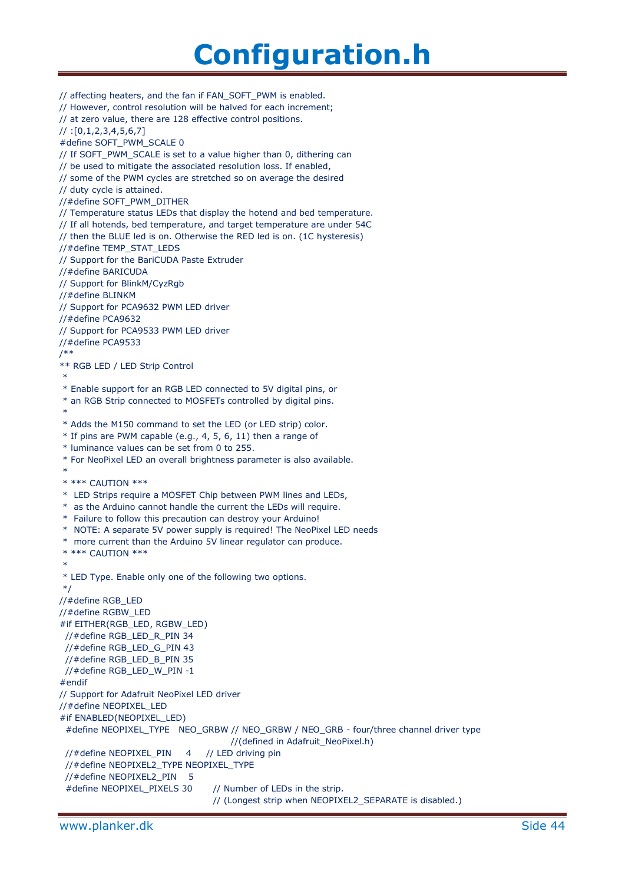# Configuration.h

```
// affecting heaters, and the fan if FAN_SOFT_PWM is enabled.
// However, control resolution will be halved for each increment;
// at zero value, there are 128 effective control positions.
// :[0,1,2,3,4,5,6,7]
#define SOFT_PWM_SCALE 0
// If SOFT_PWM_SCALE is set to a value higher than 0, dithering can
// be used to mitigate the associated resolution loss. If enabled,
// some of the PWM cycles are stretched so on average the desired
// duty cycle is attained.
//#define SOFT_PWM_DITHER
// Temperature status LEDs that display the hotend and bed temperature.
// If all hotends, bed temperature, and target temperature are under 54C
// then the BLUE led is on. Otherwise the RED led is on. (1C hysteresis)
//#define TEMP_STAT_LEDS
// Support for the BariCUDA Paste Extruder
//#define BARICUDA
// Support for BlinkM/CyzRgb
//#define BLINKM
// Support for PCA9632 PWM LED driver
//#define PCA9632
// Support for PCA9533 PWM LED driver
//#define PCA9533
/**
** RGB LED / LED Strip Control
 *
 * Enable support for an RGB LED connected to 5V digital pins, or
 * an RGB Strip connected to MOSFETs controlled by digital pins.
 *
 * Adds the M150 command to set the LED (or LED strip) color.
 * If pins are PWM capable (e.g., 4, 5, 6, 11) then a range of
 * luminance values can be set from 0 to 255.
 * For NeoPixel LED an overall brightness parameter is also available.
 *
 * *** CAUTION ***
 *  LED Strips require a MOSFET Chip between PWM lines and LEDs,
 *  as the Arduino cannot handle the current the LEDs will require.
 *  Failure to follow this precaution can destroy your Arduino!
 *  NOTE: A separate 5V power supply is required! The NeoPixel LED needs
 *  more current than the Arduino 5V linear regulator can produce.
 * *** CAUTION ***
 *
 * LED Type. Enable only one of the following two options.
 */
//#define RGB_LED
//#define RGBW_LED
#if EITHER(RGB_LED, RGBW_LED)
  //#define RGB_LED_R_PIN 34
  //#define RGB_LED_G_PIN 43
  //#define RGB_LED_B_PIN 35
  //#define RGB_LED_W_PIN -1
#endif
// Support for Adafruit NeoPixel LED driver
//#define NEOPIXEL_LED
#if ENABLED(NEOPIXEL_LED)
  #define NEOPIXEL_TYPE   NEO_GRBW // NEO_GRBW / NEO_GRB - four/three channel driver type
                                   //(defined in Adafruit_NeoPixel.h)
  //#define NEOPIXEL_PIN     4     // LED driving pin
  //#define NEOPIXEL2_TYPE NEOPIXEL_TYPE
  //#define NEOPIXEL2_PIN    5
  #define NEOPIXEL_PIXELS 30       // Number of LEDs in the strip.
                                   // (Longest strip when NEOPIXEL2_SEPARATE is disabled.)
```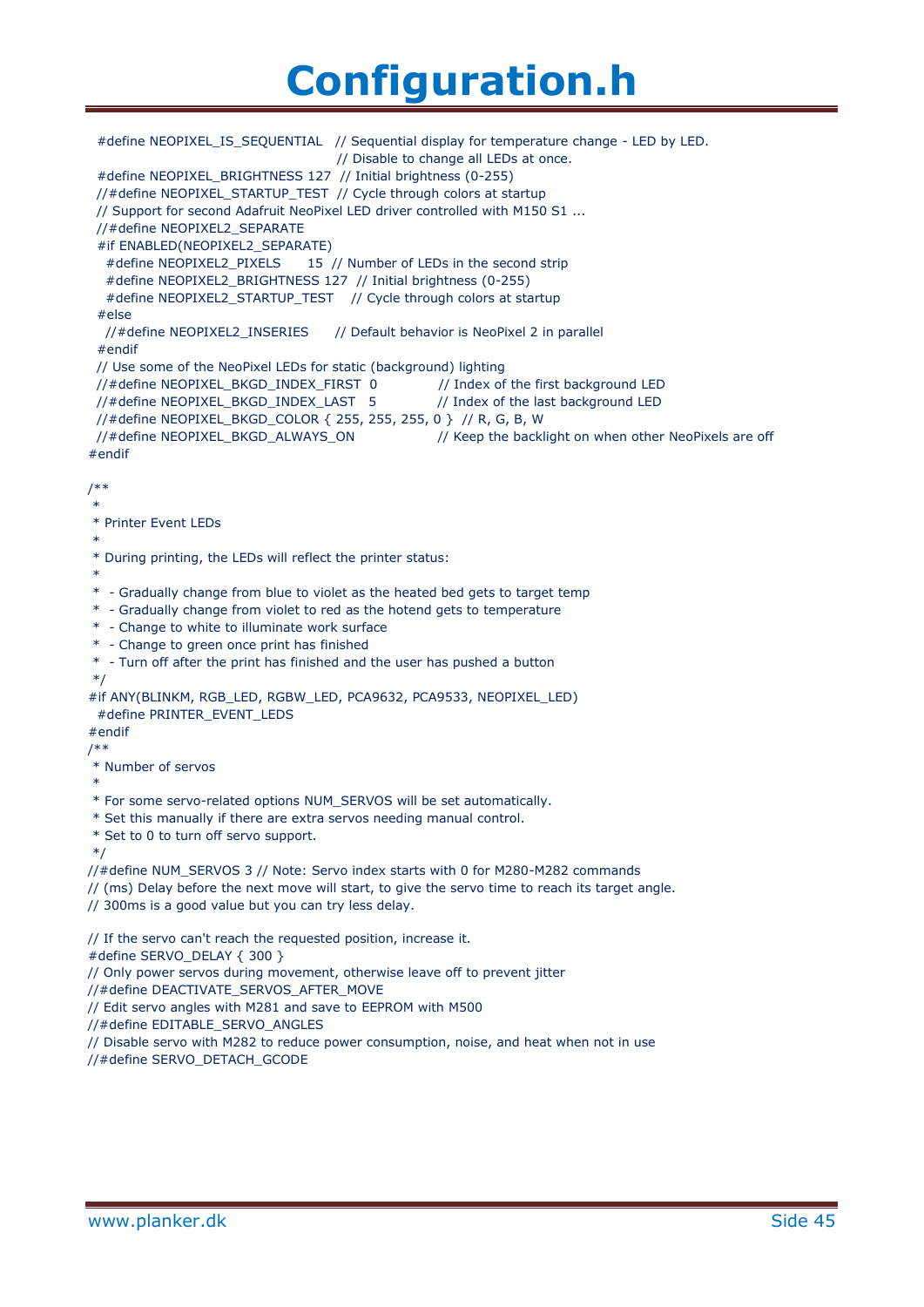# Configuration.h

```
  #define NEOPIXEL_IS_SEQUENTIAL   // Sequential display for temperature change - LED by LED.
                                   // Disable to change all LEDs at once.
  #define NEOPIXEL_BRIGHTNESS 127  // Initial brightness (0-255)
  //#define NEOPIXEL_STARTUP_TEST  // Cycle through colors at startup
  // Support for second Adafruit NeoPixel LED driver controlled with M150 S1 ...
  //#define NEOPIXEL2_SEPARATE
  #if ENABLED(NEOPIXEL2_SEPARATE)
    #define NEOPIXEL2_PIXELS      15  // Number of LEDs in the second strip
    #define NEOPIXEL2_BRIGHTNESS 127  // Initial brightness (0-255)
    #define NEOPIXEL2_STARTUP_TEST    // Cycle through colors at startup
  #else
    //#define NEOPIXEL2_INSERIES      // Default behavior is NeoPixel 2 in parallel
  #endif
  // Use some of the NeoPixel LEDs for static (background) lighting
  //#define NEOPIXEL_BKGD_INDEX_FIRST  0           // Index of the first background LED
  //#define NEOPIXEL_BKGD_INDEX_LAST   5           // Index of the last background LED
  //#define NEOPIXEL_BKGD_COLOR { 255, 255, 255, 0 }  // R, G, B, W
  //#define NEOPIXEL_BKGD_ALWAYS_ON                // Keep the backlight on when other NeoPixels are off
#endif

/**
 *
 * Printer Event LEDs
 *
 * During printing, the LEDs will reflect the printer status:
 *
 *  - Gradually change from blue to violet as the heated bed gets to target temp
 *  - Gradually change from violet to red as the hotend gets to temperature
 *  - Change to white to illuminate work surface
 *  - Change to green once print has finished
 *  - Turn off after the print has finished and the user has pushed a button
 */
#if ANY(BLINKM, RGB_LED, RGBW_LED, PCA9632, PCA9533, NEOPIXEL_LED)
  #define PRINTER_EVENT_LEDS
#endif
/**
 * Number of servos
 *
 * For some servo-related options NUM_SERVOS will be set automatically.
 * Set this manually if there are extra servos needing manual control.
 * Set to 0 to turn off servo support.
 */
//#define NUM_SERVOS 3 // Note: Servo index starts with 0 for M280-M282 commands
// (ms) Delay before the next move will start, to give the servo time to reach its target angle.
// 300ms is a good value but you can try less delay.

// If the servo can't reach the requested position, increase it.
#define SERVO_DELAY { 300 }
// Only power servos during movement, otherwise leave off to prevent jitter
//#define DEACTIVATE_SERVOS_AFTER_MOVE
// Edit servo angles with M281 and save to EEPROM with M500
//#define EDITABLE_SERVO_ANGLES
// Disable servo with M282 to reduce power consumption, noise, and heat when not in use
//#define SERVO_DETACH_GCODE
```